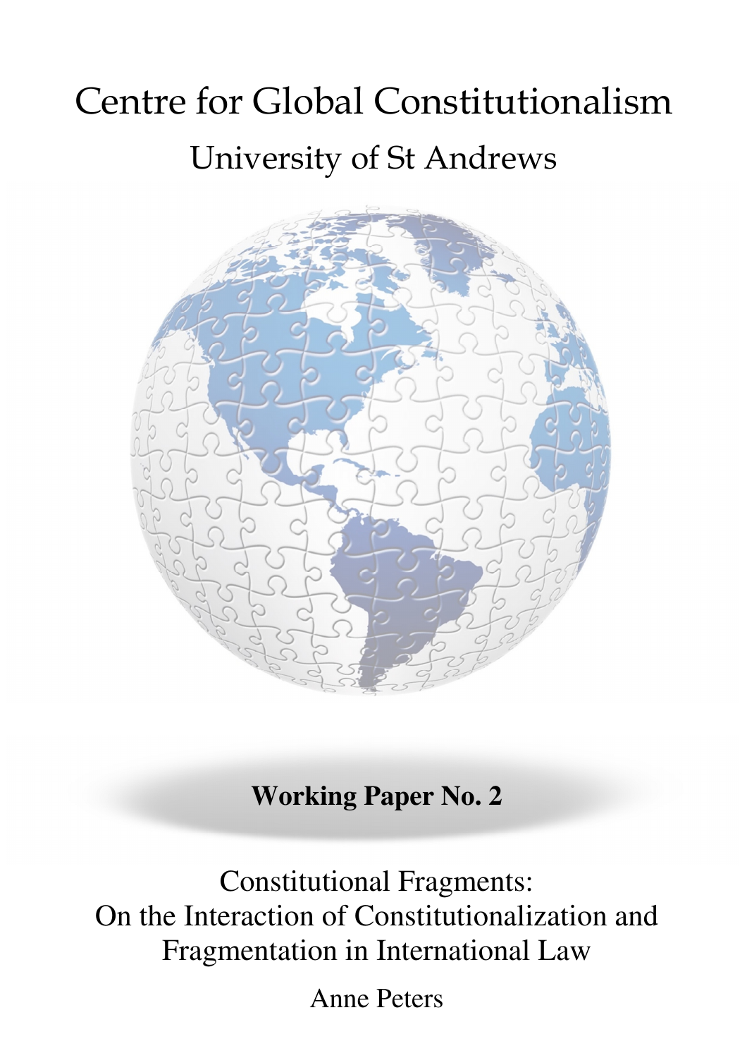# Centre for Global Constitutionalism

## University of St Andrews

**Working Paper No. 2**

Constitutional Fragments:
On the Interaction of Constitutionalization and Fragmentation in International Law

Anne Peters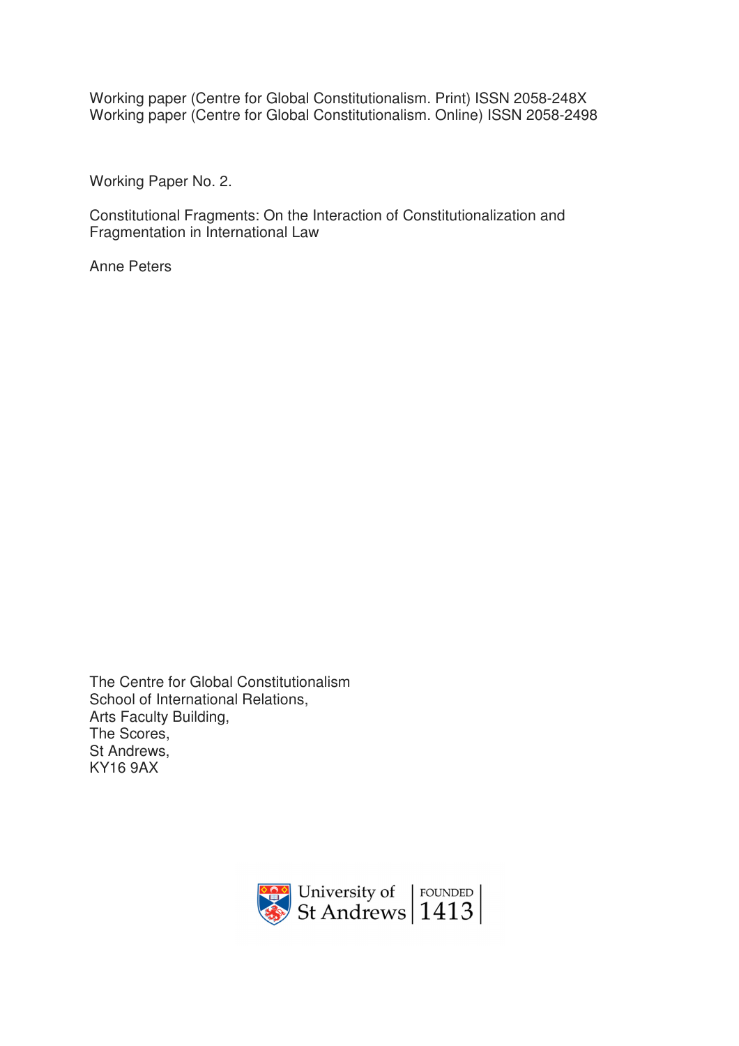Working paper (Centre for Global Constitutionalism. Print) ISSN 2058-248X
Working paper (Centre for Global Constitutionalism. Online) ISSN 2058-2498

Working Paper No. 2.

Constitutional Fragments: On the Interaction of Constitutionalization and Fragmentation in International Law

Anne Peters

The Centre for Global Constitutionalism
School of International Relations,
Arts Faculty Building,
The Scores,
St Andrews,
KY16 9AX

University of St Andrews | FOUNDED 1413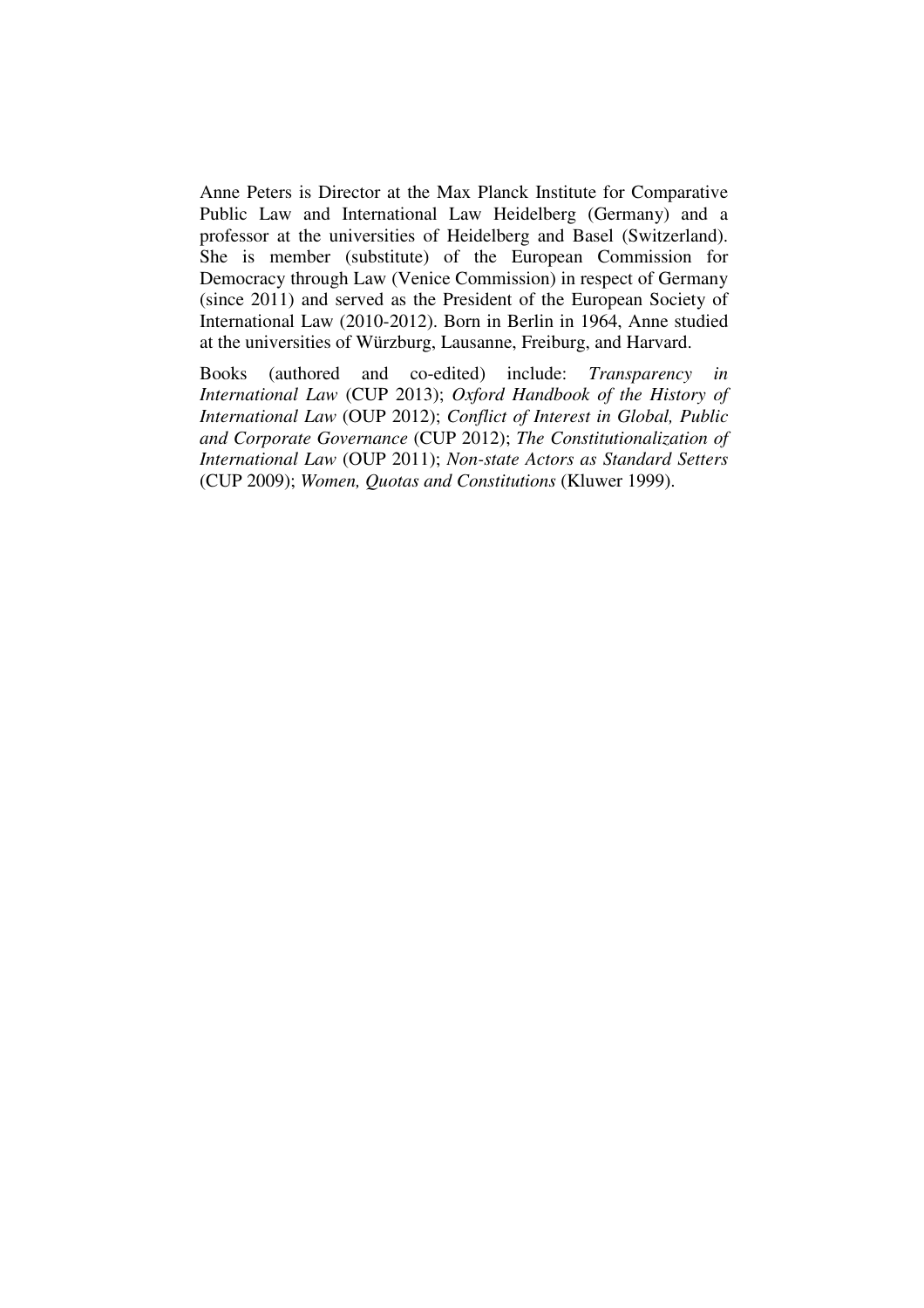Anne Peters is Director at the Max Planck Institute for Comparative Public Law and International Law Heidelberg (Germany) and a professor at the universities of Heidelberg and Basel (Switzerland). She is member (substitute) of the European Commission for Democracy through Law (Venice Commission) in respect of Germany (since 2011) and served as the President of the European Society of International Law (2010-2012). Born in Berlin in 1964, Anne studied at the universities of Würzburg, Lausanne, Freiburg, and Harvard.

Books (authored and co-edited) include: *Transparency in International Law* (CUP 2013); *Oxford Handbook of the History of International Law* (OUP 2012); *Conflict of Interest in Global, Public and Corporate Governance* (CUP 2012); *The Constitutionalization of International Law* (OUP 2011); *Non-state Actors as Standard Setters* (CUP 2009); *Women, Quotas and Constitutions* (Kluwer 1999).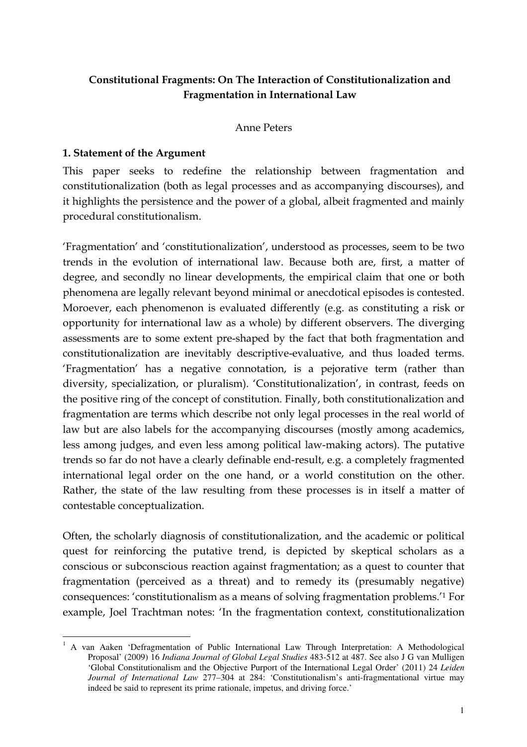**Constitutional Fragments: On The Interaction of Constitutionalization and Fragmentation in International Law**

Anne Peters

## 1. Statement of the Argument

This paper seeks to redefine the relationship between fragmentation and constitutionalization (both as legal processes and as accompanying discourses), and it highlights the persistence and the power of a global, albeit fragmented and mainly procedural constitutionalism.

'Fragmentation' and 'constitutionalization', understood as processes, seem to be two trends in the evolution of international law. Because both are, first, a matter of degree, and secondly no linear developments, the empirical claim that one or both phenomena are legally relevant beyond minimal or anecdotical episodes is contested. Moroever, each phenomenon is evaluated differently (e.g. as constituting a risk or opportunity for international law as a whole) by different observers. The diverging assessments are to some extent pre-shaped by the fact that both fragmentation and constitutionalization are inevitably descriptive-evaluative, and thus loaded terms. 'Fragmentation' has a negative connotation, is a pejorative term (rather than diversity, specialization, or pluralism). 'Constitutionalization', in contrast, feeds on the positive ring of the concept of constitution. Finally, both constitutionalization and fragmentation are terms which describe not only legal processes in the real world of law but are also labels for the accompanying discourses (mostly among academics, less among judges, and even less among political law-making actors). The putative trends so far do not have a clearly definable end-result, e.g. a completely fragmented international legal order on the one hand, or a world constitution on the other. Rather, the state of the law resulting from these processes is in itself a matter of contestable conceptualization.

Often, the scholarly diagnosis of constitutionalization, and the academic or political quest for reinforcing the putative trend, is depicted by skeptical scholars as a conscious or subconscious reaction against fragmentation; as a quest to counter that fragmentation (perceived as a threat) and to remedy its (presumably negative) consequences: 'constitutionalism as a means of solving fragmentation problems.'[1] For example, Joel Trachtman notes: 'In the fragmentation context, constitutionalization

---

[1] A van Aaken 'Defragmentation of Public International Law Through Interpretation: A Methodological Proposal' (2009) 16 *Indiana Journal of Global Legal Studies* 483-512 at 487. See also J G van Mulligen 'Global Constitutionalism and the Objective Purport of the International Legal Order' (2011) 24 *Leiden Journal of International Law* 277–304 at 284: 'Constitutionalism's anti-fragmentational virtue may indeed be said to represent its prime rationale, impetus, and driving force.'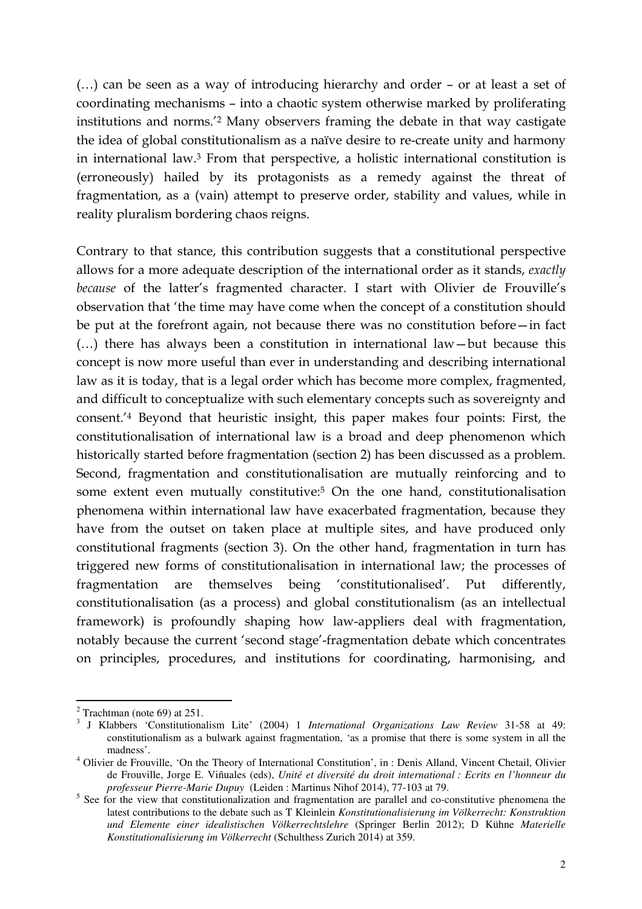(…) can be seen as a way of introducing hierarchy and order – or at least a set of coordinating mechanisms – into a chaotic system otherwise marked by proliferating institutions and norms.'[2] Many observers framing the debate in that way castigate the idea of global constitutionalism as a naïve desire to re-create unity and harmony in international law.[3] From that perspective, a holistic international constitution is (erroneously) hailed by its protagonists as a remedy against the threat of fragmentation, as a (vain) attempt to preserve order, stability and values, while in reality pluralism bordering chaos reigns.

Contrary to that stance, this contribution suggests that a constitutional perspective allows for a more adequate description of the international order as it stands, *exactly because* of the latter's fragmented character. I start with Olivier de Frouville's observation that 'the time may have come when the concept of a constitution should be put at the forefront again, not because there was no constitution before—in fact (…) there has always been a constitution in international law—but because this concept is now more useful than ever in understanding and describing international law as it is today, that is a legal order which has become more complex, fragmented, and difficult to conceptualize with such elementary concepts such as sovereignty and consent.'[4] Beyond that heuristic insight, this paper makes four points: First, the constitutionalisation of international law is a broad and deep phenomenon which historically started before fragmentation (section 2) has been discussed as a problem. Second, fragmentation and constitutionalisation are mutually reinforcing and to some extent even mutually constitutive:[5] On the one hand, constitutionalisation phenomena within international law have exacerbated fragmentation, because they have from the outset on taken place at multiple sites, and have produced only constitutional fragments (section 3). On the other hand, fragmentation in turn has triggered new forms of constitutionalisation in international law; the processes of fragmentation are themselves being 'constitutionalised'. Put differently, constitutionalisation (as a process) and global constitutionalism (as an intellectual framework) is profoundly shaping how law-appliers deal with fragmentation, notably because the current 'second stage'-fragmentation debate which concentrates on principles, procedures, and institutions for coordinating, harmonising, and

---

[2] Trachtman (note 69) at 251.

[3] J Klabbers 'Constitutionalism Lite' (2004) 1 *International Organizations Law Review* 31-58 at 49: constitutionalism as a bulwark against fragmentation, 'as a promise that there is some system in all the madness'.

[4] Olivier de Frouville, 'On the Theory of International Constitution', in : Denis Alland, Vincent Chetail, Olivier de Frouville, Jorge E. Viñuales (eds), *Unité et diversité du droit international : Ecrits en l'honneur du professeur Pierre-Marie Dupuy* (Leiden : Martinus Nihof 2014), 77-103 at 79.

[5] See for the view that constitutionalization and fragmentation are parallel and co-constitutive phenomena the latest contributions to the debate such as T Kleinlein *Konstitutionalisierung im Völkerrecht: Konstruktion und Elemente einer idealistischen Völkerrechtslehre* (Springer Berlin 2012); D Kühne *Materielle Konstitutionalisierung im Völkerrecht* (Schulthess Zurich 2014) at 359.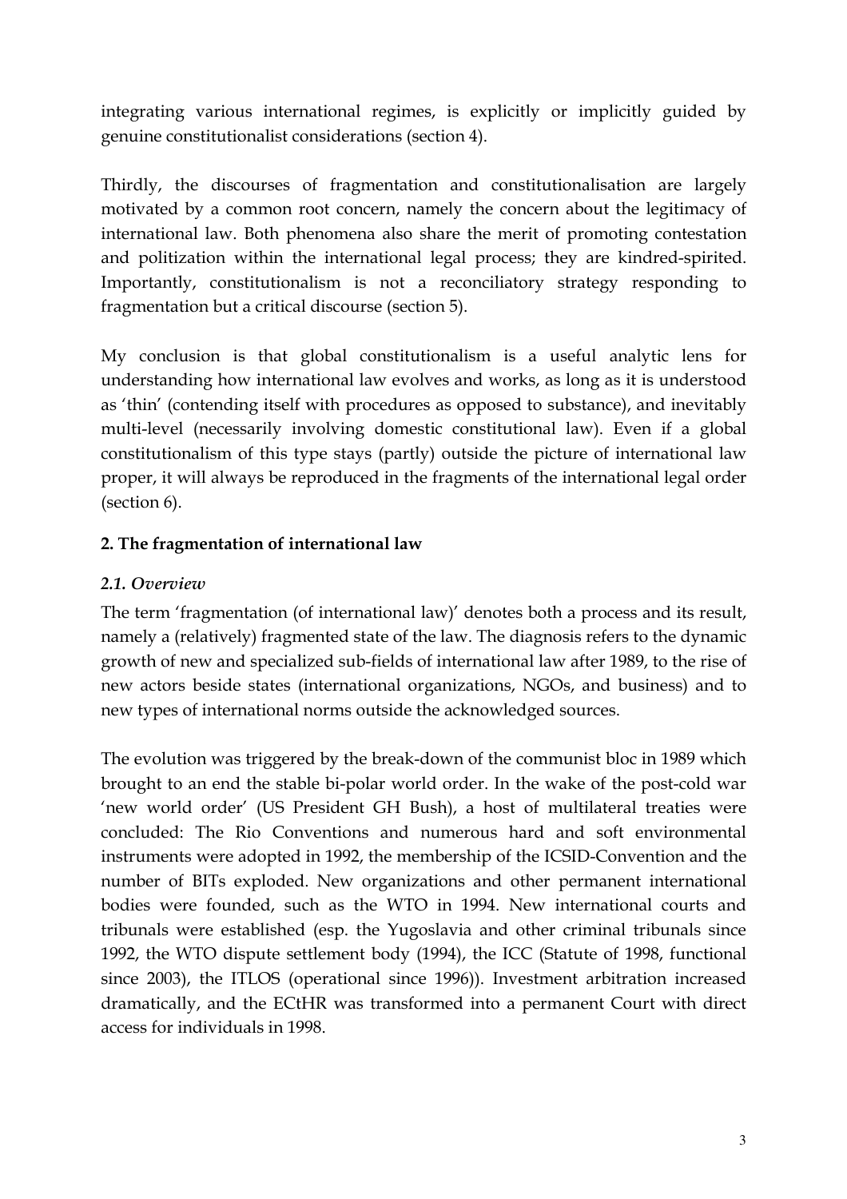integrating various international regimes, is explicitly or implicitly guided by genuine constitutionalist considerations (section 4).

Thirdly, the discourses of fragmentation and constitutionalisation are largely motivated by a common root concern, namely the concern about the legitimacy of international law. Both phenomena also share the merit of promoting contestation and politization within the international legal process; they are kindred-spirited. Importantly, constitutionalism is not a reconciliatory strategy responding to fragmentation but a critical discourse (section 5).

My conclusion is that global constitutionalism is a useful analytic lens for understanding how international law evolves and works, as long as it is understood as 'thin' (contending itself with procedures as opposed to substance), and inevitably multi-level (necessarily involving domestic constitutional law). Even if a global constitutionalism of this type stays (partly) outside the picture of international law proper, it will always be reproduced in the fragments of the international legal order (section 6).

## 2. The fragmentation of international law

### *2.1. Overview*

The term 'fragmentation (of international law)' denotes both a process and its result, namely a (relatively) fragmented state of the law. The diagnosis refers to the dynamic growth of new and specialized sub-fields of international law after 1989, to the rise of new actors beside states (international organizations, NGOs, and business) and to new types of international norms outside the acknowledged sources.

The evolution was triggered by the break-down of the communist bloc in 1989 which brought to an end the stable bi-polar world order. In the wake of the post-cold war 'new world order' (US President GH Bush), a host of multilateral treaties were concluded: The Rio Conventions and numerous hard and soft environmental instruments were adopted in 1992, the membership of the ICSID-Convention and the number of BITs exploded. New organizations and other permanent international bodies were founded, such as the WTO in 1994. New international courts and tribunals were established (esp. the Yugoslavia and other criminal tribunals since 1992, the WTO dispute settlement body (1994), the ICC (Statute of 1998, functional since 2003), the ITLOS (operational since 1996)). Investment arbitration increased dramatically, and the ECtHR was transformed into a permanent Court with direct access for individuals in 1998.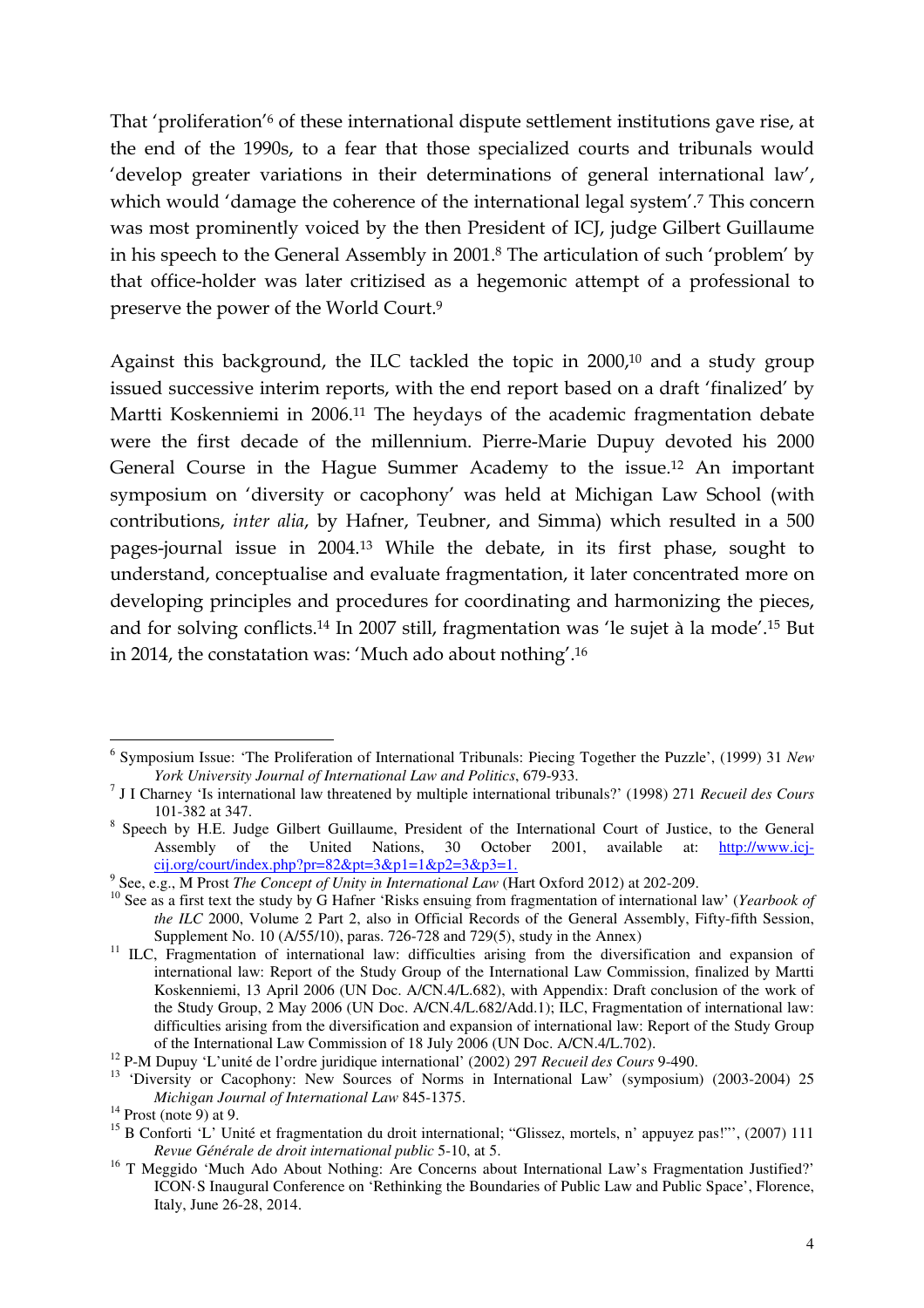That 'proliferation'[6] of these international dispute settlement institutions gave rise, at the end of the 1990s, to a fear that those specialized courts and tribunals would 'develop greater variations in their determinations of general international law', which would 'damage the coherence of the international legal system'.[7] This concern was most prominently voiced by the then President of ICJ, judge Gilbert Guillaume in his speech to the General Assembly in 2001.[8] The articulation of such 'problem' by that office-holder was later critizised as a hegemonic attempt of a professional to preserve the power of the World Court.[9]

Against this background, the ILC tackled the topic in 2000,[10] and a study group issued successive interim reports, with the end report based on a draft 'finalized' by Martti Koskenniemi in 2006.[11] The heydays of the academic fragmentation debate were the first decade of the millennium. Pierre-Marie Dupuy devoted his 2000 General Course in the Hague Summer Academy to the issue.[12] An important symposium on 'diversity or cacophony' was held at Michigan Law School (with contributions, *inter alia*, by Hafner, Teubner, and Simma) which resulted in a 500 pages-journal issue in 2004.[13] While the debate, in its first phase, sought to understand, conceptualise and evaluate fragmentation, it later concentrated more on developing principles and procedures for coordinating and harmonizing the pieces, and for solving conflicts.[14] In 2007 still, fragmentation was 'le sujet à la mode'.[15] But in 2014, the constatation was: 'Much ado about nothing'.[16]

---

[6] Symposium Issue: 'The Proliferation of International Tribunals: Piecing Together the Puzzle', (1999) 31 *New York University Journal of International Law and Politics*, 679-933.

[7] J I Charney 'Is international law threatened by multiple international tribunals?' (1998) 271 *Recueil des Cours* 101-382 at 347.

[8] Speech by H.E. Judge Gilbert Guillaume, President of the International Court of Justice, to the General Assembly of the United Nations, 30 October 2001, available at: http://www.icj-cij.org/court/index.php?pr=82&pt=3&p1=1&p2=3&p3=1.

[9] See, e.g., M Prost *The Concept of Unity in International Law* (Hart Oxford 2012) at 202-209.

[10] See as a first text the study by G Hafner 'Risks ensuing from fragmentation of international law' (*Yearbook of the ILC* 2000, Volume 2 Part 2, also in Official Records of the General Assembly, Fifty-fifth Session, Supplement No. 10 (A/55/10), paras. 726-728 and 729(5), study in the Annex)

[11] ILC, Fragmentation of international law: difficulties arising from the diversification and expansion of international law: Report of the Study Group of the International Law Commission, finalized by Martti Koskenniemi, 13 April 2006 (UN Doc. A/CN.4/L.682), with Appendix: Draft conclusion of the work of the Study Group, 2 May 2006 (UN Doc. A/CN.4/L.682/Add.1); ILC, Fragmentation of international law: difficulties arising from the diversification and expansion of international law: Report of the Study Group of the International Law Commission of 18 July 2006 (UN Doc. A/CN.4/L.702).

[12] P-M Dupuy 'L'unité de l'ordre juridique international' (2002) 297 *Recueil des Cours* 9-490.

[13] 'Diversity or Cacophony: New Sources of Norms in International Law' (symposium) (2003-2004) 25 *Michigan Journal of International Law* 845-1375.

[14] Prost (note 9) at 9.

[15] B Conforti 'L' Unité et fragmentation du droit international; "Glissez, mortels, n' appuyez pas!"', (2007) 111 *Revue Générale de droit international public* 5-10, at 5.

[16] T Meggido 'Much Ado About Nothing: Are Concerns about International Law's Fragmentation Justified?' ICON·S Inaugural Conference on 'Rethinking the Boundaries of Public Law and Public Space', Florence, Italy, June 26-28, 2014.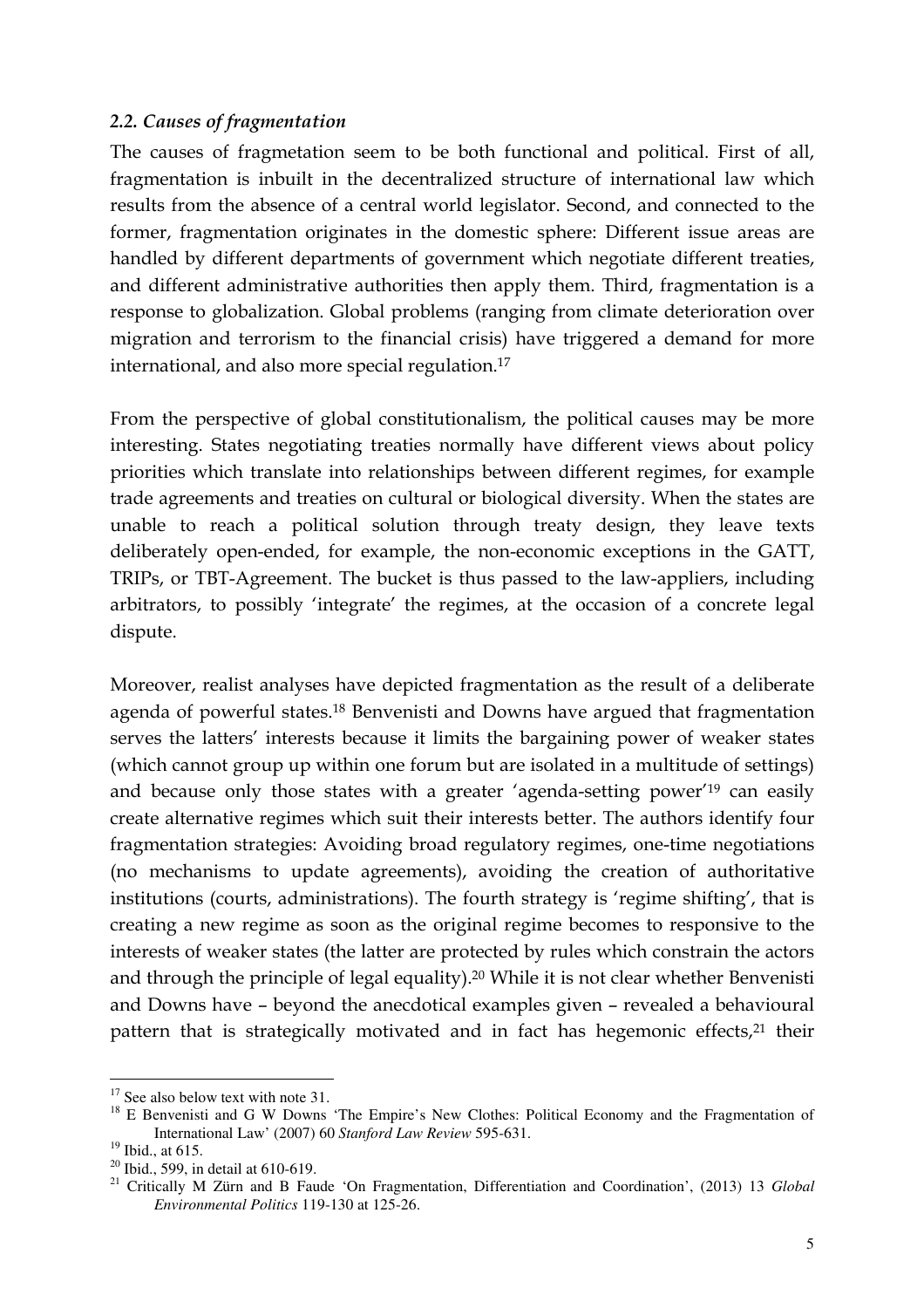### *2.2. Causes of fragmentation*

The causes of fragmetation seem to be both functional and political. First of all, fragmentation is inbuilt in the decentralized structure of international law which results from the absence of a central world legislator. Second, and connected to the former, fragmentation originates in the domestic sphere: Different issue areas are handled by different departments of government which negotiate different treaties, and different administrative authorities then apply them. Third, fragmentation is a response to globalization. Global problems (ranging from climate deterioration over migration and terrorism to the financial crisis) have triggered a demand for more international, and also more special regulation.[17]

From the perspective of global constitutionalism, the political causes may be more interesting. States negotiating treaties normally have different views about policy priorities which translate into relationships between different regimes, for example trade agreements and treaties on cultural or biological diversity. When the states are unable to reach a political solution through treaty design, they leave texts deliberately open-ended, for example, the non-economic exceptions in the GATT, TRIPs, or TBT-Agreement. The bucket is thus passed to the law-appliers, including arbitrators, to possibly 'integrate' the regimes, at the occasion of a concrete legal dispute.

Moreover, realist analyses have depicted fragmentation as the result of a deliberate agenda of powerful states.[18] Benvenisti and Downs have argued that fragmentation serves the latters' interests because it limits the bargaining power of weaker states (which cannot group up within one forum but are isolated in a multitude of settings) and because only those states with a greater 'agenda-setting power'[19] can easily create alternative regimes which suit their interests better. The authors identify four fragmentation strategies: Avoiding broad regulatory regimes, one-time negotiations (no mechanisms to update agreements), avoiding the creation of authoritative institutions (courts, administrations). The fourth strategy is 'regime shifting', that is creating a new regime as soon as the original regime becomes to responsive to the interests of weaker states (the latter are protected by rules which constrain the actors and through the principle of legal equality).[20] While it is not clear whether Benvenisti and Downs have – beyond the anecdotical examples given – revealed a behavioural pattern that is strategically motivated and in fact has hegemonic effects,[21] their

---

[17] See also below text with note 31.

[18] E Benvenisti and G W Downs 'The Empire's New Clothes: Political Economy and the Fragmentation of International Law' (2007) 60 *Stanford Law Review* 595-631.

[19] Ibid., at 615.

[20] Ibid., 599, in detail at 610-619.

[21] Critically M Zürn and B Faude 'On Fragmentation, Differentiation and Coordination', (2013) 13 *Global Environmental Politics* 119-130 at 125-26.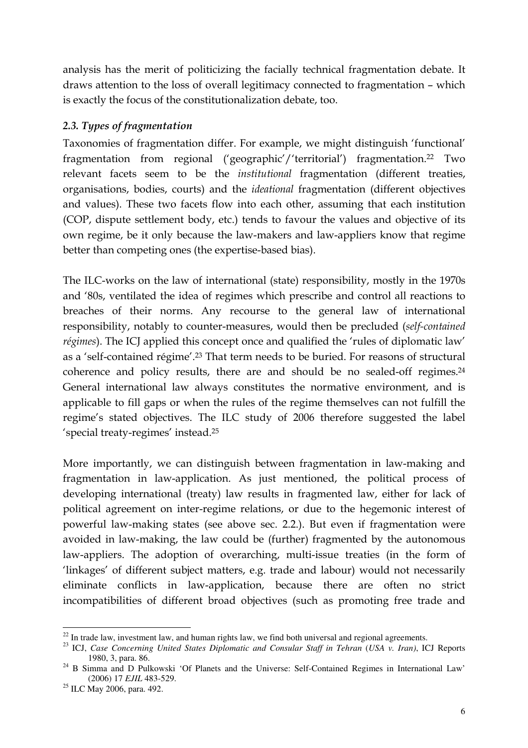analysis has the merit of politicizing the facially technical fragmentation debate. It draws attention to the loss of overall legitimacy connected to fragmentation – which is exactly the focus of the constitutionalization debate, too.

### *2.3. Types of fragmentation*

Taxonomies of fragmentation differ. For example, we might distinguish 'functional' fragmentation from regional ('geographic'/'territorial') fragmentation.[22] Two relevant facets seem to be the *institutional* fragmentation (different treaties, organisations, bodies, courts) and the *ideational* fragmentation (different objectives and values). These two facets flow into each other, assuming that each institution (COP, dispute settlement body, etc.) tends to favour the values and objective of its own regime, be it only because the law-makers and law-appliers know that regime better than competing ones (the expertise-based bias).

The ILC-works on the law of international (state) responsibility, mostly in the 1970s and '80s, ventilated the idea of regimes which prescribe and control all reactions to breaches of their norms. Any recourse to the general law of international responsibility, notably to counter-measures, would then be precluded (*self-contained régimes*). The ICJ applied this concept once and qualified the 'rules of diplomatic law' as a 'self-contained régime'.[23] That term needs to be buried. For reasons of structural coherence and policy results, there are and should be no sealed-off regimes.[24] General international law always constitutes the normative environment, and is applicable to fill gaps or when the rules of the regime themselves can not fulfill the regime's stated objectives. The ILC study of 2006 therefore suggested the label 'special treaty-regimes' instead.[25]

More importantly, we can distinguish between fragmentation in law-making and fragmentation in law-application. As just mentioned, the political process of developing international (treaty) law results in fragmented law, either for lack of political agreement on inter-regime relations, or due to the hegemonic interest of powerful law-making states (see above sec. 2.2.). But even if fragmentation were avoided in law-making, the law could be (further) fragmented by the autonomous law-appliers. The adoption of overarching, multi-issue treaties (in the form of 'linkages' of different subject matters, e.g. trade and labour) would not necessarily eliminate conflicts in law-application, because there are often no strict incompatibilities of different broad objectives (such as promoting free trade and

---

[22] In trade law, investment law, and human rights law, we find both universal and regional agreements.

[23] ICJ, *Case Concerning United States Diplomatic and Consular Staff in Tehran* (*USA v. Iran)*, ICJ Reports 1980, 3, para. 86.

[24] B Simma and D Pulkowski 'Of Planets and the Universe: Self-Contained Regimes in International Law' (2006) 17 *EJIL* 483-529.

[25] ILC May 2006, para. 492.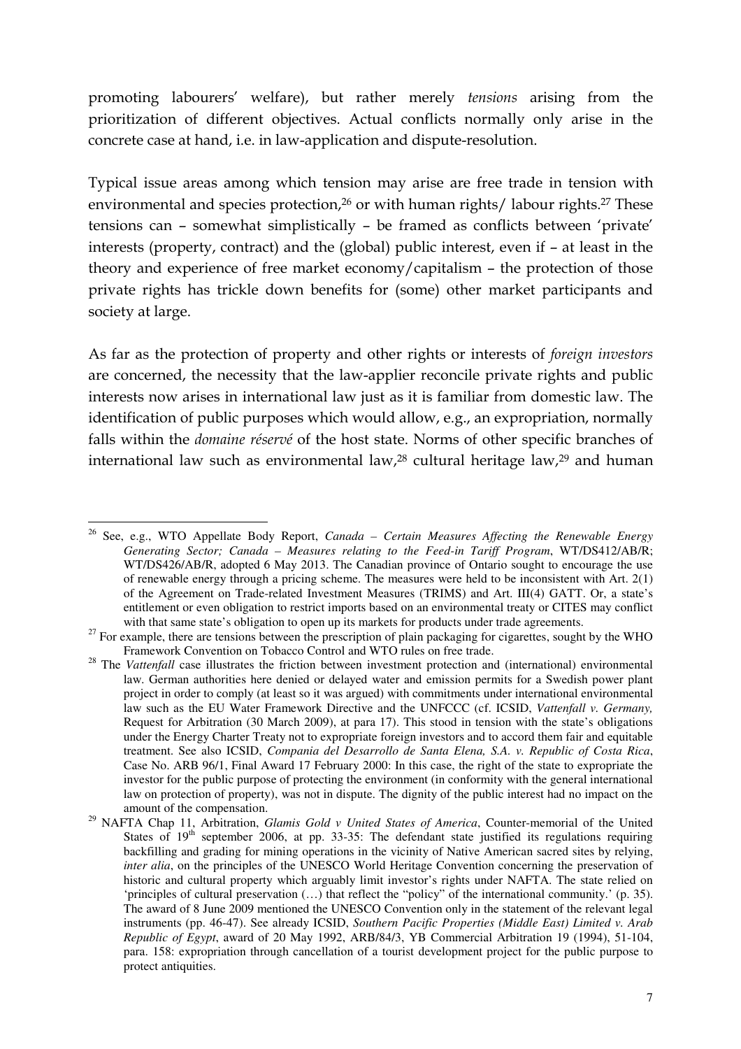promoting labourers' welfare), but rather merely *tensions* arising from the prioritization of different objectives. Actual conflicts normally only arise in the concrete case at hand, i.e. in law-application and dispute-resolution.

Typical issue areas among which tension may arise are free trade in tension with environmental and species protection,[26] or with human rights/ labour rights.[27] These tensions can – somewhat simplistically – be framed as conflicts between 'private' interests (property, contract) and the (global) public interest, even if – at least in the theory and experience of free market economy/capitalism – the protection of those private rights has trickle down benefits for (some) other market participants and society at large.

As far as the protection of property and other rights or interests of *foreign investors* are concerned, the necessity that the law-applier reconcile private rights and public interests now arises in international law just as it is familiar from domestic law. The identification of public purposes which would allow, e.g., an expropriation, normally falls within the *domaine réservé* of the host state. Norms of other specific branches of international law such as environmental law,[28] cultural heritage law,[29] and human

---

[26] See, e.g., WTO Appellate Body Report, *Canada – Certain Measures Affecting the Renewable Energy Generating Sector; Canada – Measures relating to the Feed-in Tariff Program*, WT/DS412/AB/R; WT/DS426/AB/R, adopted 6 May 2013. The Canadian province of Ontario sought to encourage the use of renewable energy through a pricing scheme. The measures were held to be inconsistent with Art. 2(1) of the Agreement on Trade-related Investment Measures (TRIMS) and Art. III(4) GATT. Or, a state's entitlement or even obligation to restrict imports based on an environmental treaty or CITES may conflict with that same state's obligation to open up its markets for products under trade agreements.

[27] For example, there are tensions between the prescription of plain packaging for cigarettes, sought by the WHO Framework Convention on Tobacco Control and WTO rules on free trade.

[28] The *Vattenfall* case illustrates the friction between investment protection and (international) environmental law. German authorities here denied or delayed water and emission permits for a Swedish power plant project in order to comply (at least so it was argued) with commitments under international environmental law such as the EU Water Framework Directive and the UNFCCC (cf. ICSID, *Vattenfall v. Germany,* Request for Arbitration (30 March 2009), at para 17). This stood in tension with the state's obligations under the Energy Charter Treaty not to expropriate foreign investors and to accord them fair and equitable treatment. See also ICSID, *Compania del Desarrollo de Santa Elena, S.A. v. Republic of Costa Rica*, Case No. ARB 96/1, Final Award 17 February 2000: In this case, the right of the state to expropriate the investor for the public purpose of protecting the environment (in conformity with the general international law on protection of property), was not in dispute. The dignity of the public interest had no impact on the amount of the compensation.

[29] NAFTA Chap 11, Arbitration, *Glamis Gold v United States of America*, Counter-memorial of the United States of 19th september 2006, at pp. 33-35: The defendant state justified its regulations requiring backfilling and grading for mining operations in the vicinity of Native American sacred sites by relying, *inter alia*, on the principles of the UNESCO World Heritage Convention concerning the preservation of historic and cultural property which arguably limit investor's rights under NAFTA. The state relied on 'principles of cultural preservation (…) that reflect the "policy" of the international community.' (p. 35). The award of 8 June 2009 mentioned the UNESCO Convention only in the statement of the relevant legal instruments (pp. 46-47). See already ICSID, *Southern Pacific Properties (Middle East) Limited v. Arab Republic of Egypt*, award of 20 May 1992, ARB/84/3, YB Commercial Arbitration 19 (1994), 51-104, para. 158: expropriation through cancellation of a tourist development project for the public purpose to protect antiquities.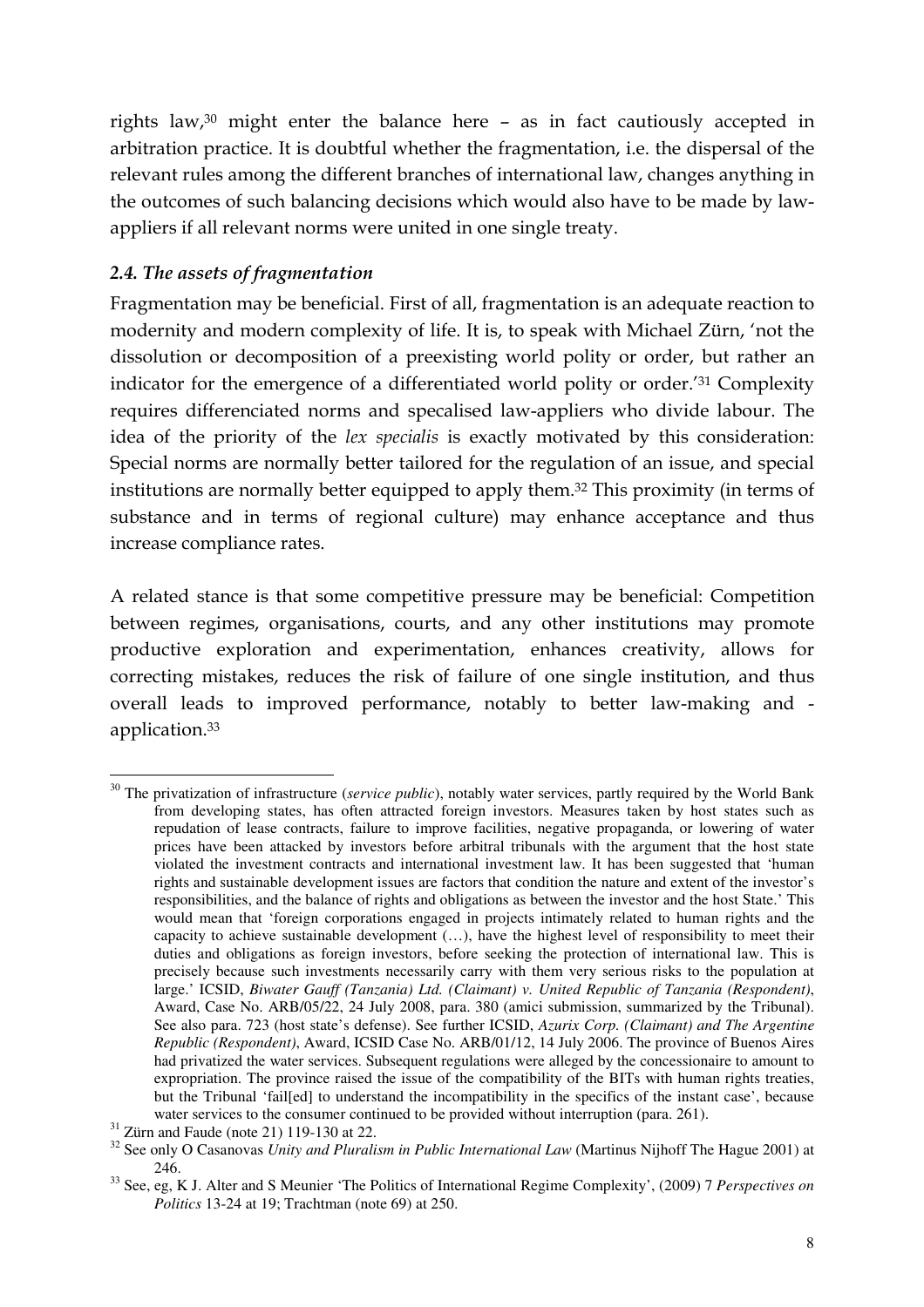rights law,[30] might enter the balance here – as in fact cautiously accepted in arbitration practice. It is doubtful whether the fragmentation, i.e. the dispersal of the relevant rules among the different branches of international law, changes anything in the outcomes of such balancing decisions which would also have to be made by law-appliers if all relevant norms were united in one single treaty.

### *2.4. The assets of fragmentation*

Fragmentation may be beneficial. First of all, fragmentation is an adequate reaction to modernity and modern complexity of life. It is, to speak with Michael Zürn, 'not the dissolution or decomposition of a preexisting world polity or order, but rather an indicator for the emergence of a differentiated world polity or order.'[31] Complexity requires differenciated norms and specalised law-appliers who divide labour. The idea of the priority of the *lex specialis* is exactly motivated by this consideration: Special norms are normally better tailored for the regulation of an issue, and special institutions are normally better equipped to apply them.[32] This proximity (in terms of substance and in terms of regional culture) may enhance acceptance and thus increase compliance rates.

A related stance is that some competitive pressure may be beneficial: Competition between regimes, organisations, courts, and any other institutions may promote productive exploration and experimentation, enhances creativity, allows for correcting mistakes, reduces the risk of failure of one single institution, and thus overall leads to improved performance, notably to better law-making and -application.[33]

---

[30] The privatization of infrastructure (*service public*), notably water services, partly required by the World Bank from developing states, has often attracted foreign investors. Measures taken by host states such as repudation of lease contracts, failure to improve facilities, negative propaganda, or lowering of water prices have been attacked by investors before arbitral tribunals with the argument that the host state violated the investment contracts and international investment law. It has been suggested that 'human rights and sustainable development issues are factors that condition the nature and extent of the investor's responsibilities, and the balance of rights and obligations as between the investor and the host State.' This would mean that 'foreign corporations engaged in projects intimately related to human rights and the capacity to achieve sustainable development (…), have the highest level of responsibility to meet their duties and obligations as foreign investors, before seeking the protection of international law. This is precisely because such investments necessarily carry with them very serious risks to the population at large.' ICSID, *Biwater Gauff (Tanzania) Ltd. (Claimant) v. United Republic of Tanzania (Respondent)*, Award, Case No. ARB/05/22, 24 July 2008, para. 380 (amici submission, summarized by the Tribunal). See also para. 723 (host state's defense). See further ICSID, *Azurix Corp. (Claimant) and The Argentine Republic (Respondent)*, Award, ICSID Case No. ARB/01/12, 14 July 2006. The province of Buenos Aires had privatized the water services. Subsequent regulations were alleged by the concessionaire to amount to expropriation. The province raised the issue of the compatibility of the BITs with human rights treaties, but the Tribunal 'fail[ed] to understand the incompatibility in the specifics of the instant case', because water services to the consumer continued to be provided without interruption (para. 261).

[31] Zürn and Faude (note 21) 119-130 at 22.

[32] See only O Casanovas *Unity and Pluralism in Public International Law* (Martinus Nijhoff The Hague 2001) at 246.

[33] See, eg, K J. Alter and S Meunier 'The Politics of International Regime Complexity', (2009) 7 *Perspectives on Politics* 13-24 at 19; Trachtman (note 69) at 250.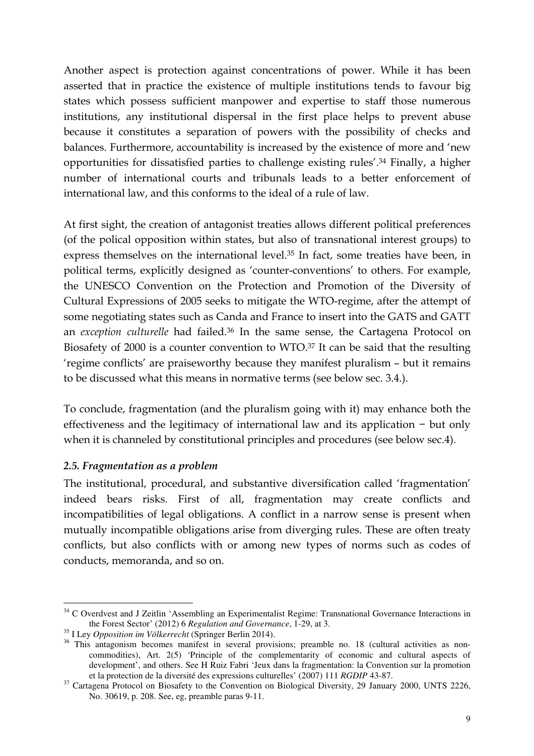Another aspect is protection against concentrations of power. While it has been asserted that in practice the existence of multiple institutions tends to favour big states which possess sufficient manpower and expertise to staff those numerous institutions, any institutional dispersal in the first place helps to prevent abuse because it constitutes a separation of powers with the possibility of checks and balances. Furthermore, accountability is increased by the existence of more and 'new opportunities for dissatisfied parties to challenge existing rules'.[34] Finally, a higher number of international courts and tribunals leads to a better enforcement of international law, and this conforms to the ideal of a rule of law.

At first sight, the creation of antagonist treaties allows different political preferences (of the polical opposition within states, but also of transnational interest groups) to express themselves on the international level.[35] In fact, some treaties have been, in political terms, explicitly designed as 'counter-conventions' to others. For example, the UNESCO Convention on the Protection and Promotion of the Diversity of Cultural Expressions of 2005 seeks to mitigate the WTO-regime, after the attempt of some negotiating states such as Canda and France to insert into the GATS and GATT an *exception culturelle* had failed.[36] In the same sense, the Cartagena Protocol on Biosafety of 2000 is a counter convention to WTO.[37] It can be said that the resulting 'regime conflicts' are praiseworthy because they manifest pluralism – but it remains to be discussed what this means in normative terms (see below sec. 3.4.).

To conclude, fragmentation (and the pluralism going with it) may enhance both the effectiveness and the legitimacy of international law and its application − but only when it is channeled by constitutional principles and procedures (see below sec.4).

### *2.5. Fragmentation as a problem*

The institutional, procedural, and substantive diversification called 'fragmentation' indeed bears risks. First of all, fragmentation may create conflicts and incompatibilities of legal obligations. A conflict in a narrow sense is present when mutually incompatible obligations arise from diverging rules. These are often treaty conflicts, but also conflicts with or among new types of norms such as codes of conducts, memoranda, and so on.

---

[34] C Overdvest and J Zeitlin 'Assembling an Experimentalist Regime: Transnational Governance Interactions in the Forest Sector' (2012) 6 *Regulation and Governance*, 1-29, at 3.

[35] I Ley *Opposition im Völkerrecht* (Springer Berlin 2014).

[36] This antagonism becomes manifest in several provisions; preamble no. 18 (cultural activities as non-commodities), Art. 2(5) 'Principle of the complementarity of economic and cultural aspects of development', and others. See H Ruiz Fabri 'Jeux dans la fragmentation: la Convention sur la promotion et la protection de la diversité des expressions culturelles' (2007) 111 *RGDIP* 43-87.

[37] Cartagena Protocol on Biosafety to the Convention on Biological Diversity, 29 January 2000, UNTS 2226, No. 30619, p. 208. See, eg, preamble paras 9-11.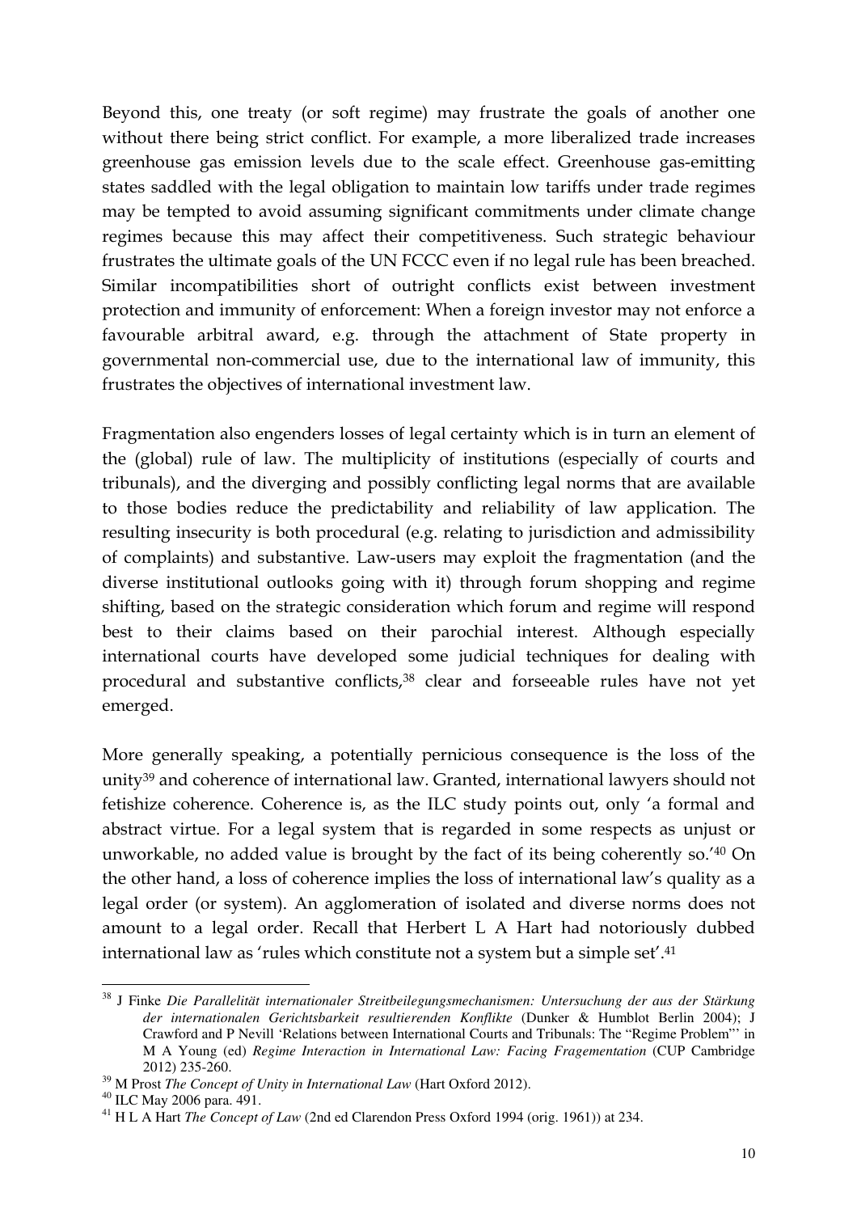Beyond this, one treaty (or soft regime) may frustrate the goals of another one without there being strict conflict. For example, a more liberalized trade increases greenhouse gas emission levels due to the scale effect. Greenhouse gas-emitting states saddled with the legal obligation to maintain low tariffs under trade regimes may be tempted to avoid assuming significant commitments under climate change regimes because this may affect their competitiveness. Such strategic behaviour frustrates the ultimate goals of the UN FCCC even if no legal rule has been breached. Similar incompatibilities short of outright conflicts exist between investment protection and immunity of enforcement: When a foreign investor may not enforce a favourable arbitral award, e.g. through the attachment of State property in governmental non-commercial use, due to the international law of immunity, this frustrates the objectives of international investment law.

Fragmentation also engenders losses of legal certainty which is in turn an element of the (global) rule of law. The multiplicity of institutions (especially of courts and tribunals), and the diverging and possibly conflicting legal norms that are available to those bodies reduce the predictability and reliability of law application. The resulting insecurity is both procedural (e.g. relating to jurisdiction and admissibility of complaints) and substantive. Law-users may exploit the fragmentation (and the diverse institutional outlooks going with it) through forum shopping and regime shifting, based on the strategic consideration which forum and regime will respond best to their claims based on their parochial interest. Although especially international courts have developed some judicial techniques for dealing with procedural and substantive conflicts,[38] clear and forseeable rules have not yet emerged.

More generally speaking, a potentially pernicious consequence is the loss of the unity[39] and coherence of international law. Granted, international lawyers should not fetishize coherence. Coherence is, as the ILC study points out, only 'a formal and abstract virtue. For a legal system that is regarded in some respects as unjust or unworkable, no added value is brought by the fact of its being coherently so.'[40] On the other hand, a loss of coherence implies the loss of international law's quality as a legal order (or system). An agglomeration of isolated and diverse norms does not amount to a legal order. Recall that Herbert L A Hart had notoriously dubbed international law as 'rules which constitute not a system but a simple set'.[41]

---

[38] J Finke *Die Parallelität internationaler Streitbeilegungsmechanismen: Untersuchung der aus der Stärkung der internationalen Gerichtsbarkeit resultierenden Konflikte* (Dunker & Humblot Berlin 2004); J Crawford and P Nevill 'Relations between International Courts and Tribunals: The "Regime Problem"' in M A Young (ed) *Regime Interaction in International Law: Facing Fragementation* (CUP Cambridge 2012) 235-260.

[39] M Prost *The Concept of Unity in International Law* (Hart Oxford 2012).

[40] ILC May 2006 para. 491.

[41] H L A Hart *The Concept of Law* (2nd ed Clarendon Press Oxford 1994 (orig. 1961)) at 234.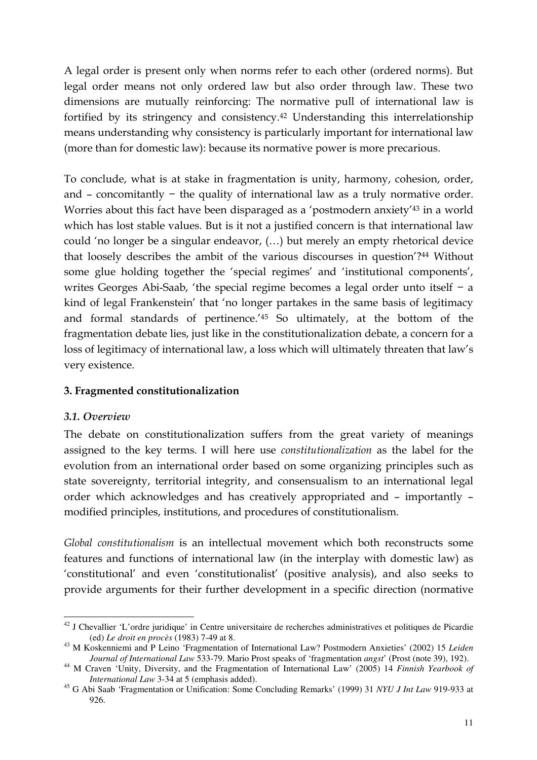A legal order is present only when norms refer to each other (ordered norms). But legal order means not only ordered law but also order through law. These two dimensions are mutually reinforcing: The normative pull of international law is fortified by its stringency and consistency.[42] Understanding this interrelationship means understanding why consistency is particularly important for international law (more than for domestic law): because its normative power is more precarious.

To conclude, what is at stake in fragmentation is unity, harmony, cohesion, order, and – concomitantly − the quality of international law as a truly normative order. Worries about this fact have been disparaged as a 'postmodern anxiety'[43] in a world which has lost stable values. But is it not a justified concern is that international law could 'no longer be a singular endeavor, (…) but merely an empty rhetorical device that loosely describes the ambit of the various discourses in question'?[44] Without some glue holding together the 'special regimes' and 'institutional components', writes Georges Abi-Saab, 'the special regime becomes a legal order unto itself − a kind of legal Frankenstein' that 'no longer partakes in the same basis of legitimacy and formal standards of pertinence.'[45] So ultimately, at the bottom of the fragmentation debate lies, just like in the constitutionalization debate, a concern for a loss of legitimacy of international law, a loss which will ultimately threaten that law's very existence.

### 3. Fragmented constitutionalization

#### *3.1. Overview*

The debate on constitutionalization suffers from the great variety of meanings assigned to the key terms. I will here use *constitutionalization* as the label for the evolution from an international order based on some organizing principles such as state sovereignty, territorial integrity, and consensualism to an international legal order which acknowledges and has creatively appropriated and – importantly – modified principles, institutions, and procedures of constitutionalism.

*Global constitutionalism* is an intellectual movement which both reconstructs some features and functions of international law (in the interplay with domestic law) as 'constitutional' and even 'constitutionalist' (positive analysis), and also seeks to provide arguments for their further development in a specific direction (normative

---

[42] J Chevallier 'L'ordre juridique' in Centre universitaire de recherches administratives et politiques de Picardie (ed) *Le droit en procès* (1983) 7-49 at 8.

[43] M Koskenniemi and P Leino 'Fragmentation of International Law? Postmodern Anxieties' (2002) 15 *Leiden Journal of International Law* 533-79. Mario Prost speaks of 'fragmentation *angst*' (Prost (note 39), 192).

[44] M Craven 'Unity, Diversity, and the Fragmentation of International Law' (2005) 14 *Finnish Yearbook of International Law* 3-34 at 5 (emphasis added).

[45] G Abi Saab 'Fragmentation or Unification: Some Concluding Remarks' (1999) 31 *NYU J Int Law* 919-933 at 926.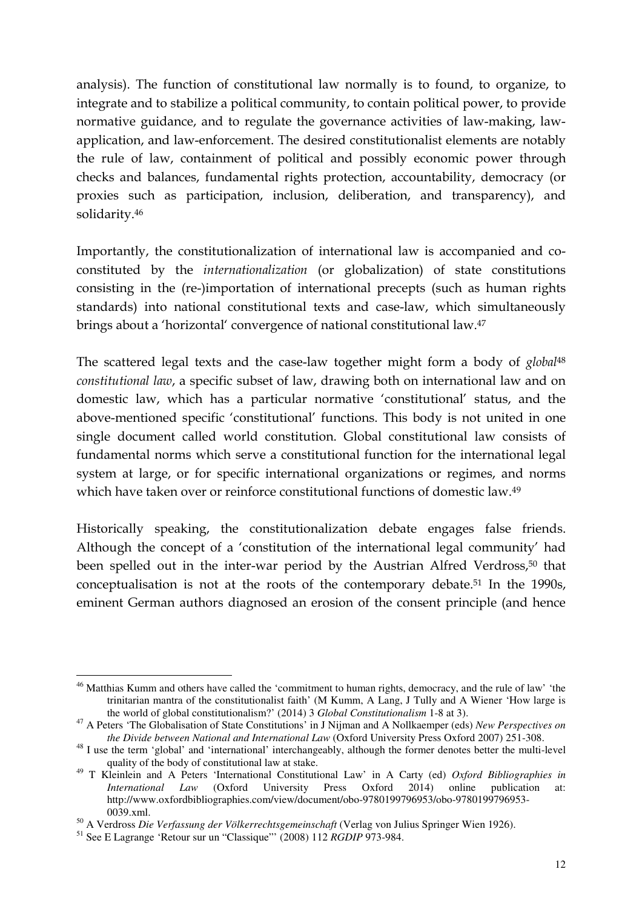analysis). The function of constitutional law normally is to found, to organize, to integrate and to stabilize a political community, to contain political power, to provide normative guidance, and to regulate the governance activities of law-making, law-application, and law-enforcement. The desired constitutionalist elements are notably the rule of law, containment of political and possibly economic power through checks and balances, fundamental rights protection, accountability, democracy (or proxies such as participation, inclusion, deliberation, and transparency), and solidarity.[46]

Importantly, the constitutionalization of international law is accompanied and co-constituted by the *internationalization* (or globalization) of state constitutions consisting in the (re-)importation of international precepts (such as human rights standards) into national constitutional texts and case-law, which simultaneously brings about a 'horizontal' convergence of national constitutional law.[47]

The scattered legal texts and the case-law together might form a body of *global*[48] *constitutional law*, a specific subset of law, drawing both on international law and on domestic law, which has a particular normative 'constitutional' status, and the above-mentioned specific 'constitutional' functions. This body is not united in one single document called world constitution. Global constitutional law consists of fundamental norms which serve a constitutional function for the international legal system at large, or for specific international organizations or regimes, and norms which have taken over or reinforce constitutional functions of domestic law.[49]

Historically speaking, the constitutionalization debate engages false friends. Although the concept of a 'constitution of the international legal community' had been spelled out in the inter-war period by the Austrian Alfred Verdross,[50] that conceptualisation is not at the roots of the contemporary debate.[51] In the 1990s, eminent German authors diagnosed an erosion of the consent principle (and hence

---

[46] Matthias Kumm and others have called the 'commitment to human rights, democracy, and the rule of law' 'the trinitarian mantra of the constitutionalist faith' (M Kumm, A Lang, J Tully and A Wiener 'How large is the world of global constitutionalism?' (2014) 3 *Global Constitutionalism* 1-8 at 3).

[47] A Peters 'The Globalisation of State Constitutions' in J Nijman and A Nollkaemper (eds) *New Perspectives on the Divide between National and International Law* (Oxford University Press Oxford 2007) 251-308.

[48] I use the term 'global' and 'international' interchangeably, although the former denotes better the multi-level quality of the body of constitutional law at stake.

[49] T Kleinlein and A Peters 'International Constitutional Law' in A Carty (ed) *Oxford Bibliographies in International Law* (Oxford University Press Oxford 2014) online publication at: http://www.oxfordbibliographies.com/view/document/obo-9780199796953/obo-9780199796953-0039.xml.

[50] A Verdross *Die Verfassung der Völkerrechtsgemeinschaft* (Verlag von Julius Springer Wien 1926).

[51] See E Lagrange 'Retour sur un "Classique"' (2008) 112 *RGDIP* 973-984.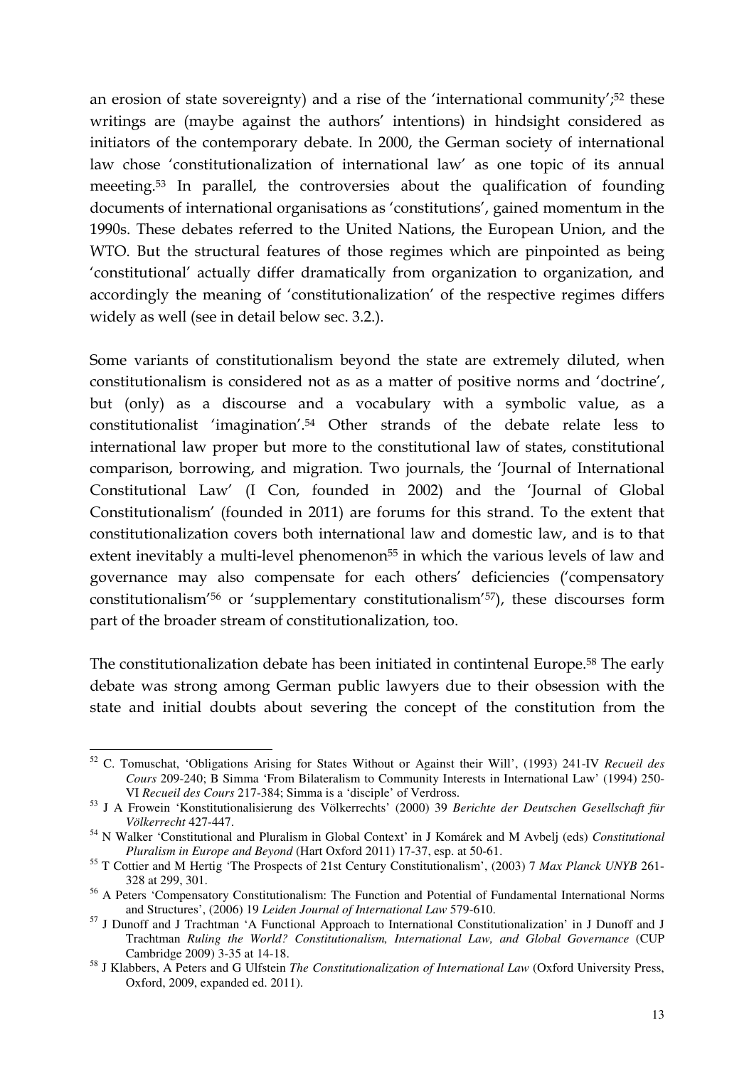an erosion of state sovereignty) and a rise of the 'international community';[52] these writings are (maybe against the authors' intentions) in hindsight considered as initiators of the contemporary debate. In 2000, the German society of international law chose 'constitutionalization of international law' as one topic of its annual meeeting.[53] In parallel, the controversies about the qualification of founding documents of international organisations as 'constitutions', gained momentum in the 1990s. These debates referred to the United Nations, the European Union, and the WTO. But the structural features of those regimes which are pinpointed as being 'constitutional' actually differ dramatically from organization to organization, and accordingly the meaning of 'constitutionalization' of the respective regimes differs widely as well (see in detail below sec. 3.2.).

Some variants of constitutionalism beyond the state are extremely diluted, when constitutionalism is considered not as as a matter of positive norms and 'doctrine', but (only) as a discourse and a vocabulary with a symbolic value, as a constitutionalist 'imagination'.[54] Other strands of the debate relate less to international law proper but more to the constitutional law of states, constitutional comparison, borrowing, and migration. Two journals, the 'Journal of International Constitutional Law' (I Con, founded in 2002) and the 'Journal of Global Constitutionalism' (founded in 2011) are forums for this strand. To the extent that constitutionalization covers both international law and domestic law, and is to that extent inevitably a multi-level phenomenon[55] in which the various levels of law and governance may also compensate for each others' deficiencies ('compensatory constitutionalism'[56] or 'supplementary constitutionalism'[57]), these discourses form part of the broader stream of constitutionalization, too.

The constitutionalization debate has been initiated in continental Europe.[58] The early debate was strong among German public lawyers due to their obsession with the state and initial doubts about severing the concept of the constitution from the

---

[52] C. Tomuschat, 'Obligations Arising for States Without or Against their Will', (1993) 241-IV *Recueil des Cours* 209-240; B Simma 'From Bilateralism to Community Interests in International Law' (1994) 250-VI *Recueil des Cours* 217-384; Simma is a 'disciple' of Verdross.

[53] J A Frowein 'Konstitutionalisierung des Völkerrechts' (2000) 39 *Berichte der Deutschen Gesellschaft für Völkerrecht* 427-447.

[54] N Walker 'Constitutional and Pluralism in Global Context' in J Komárek and M Avbelj (eds) *Constitutional Pluralism in Europe and Beyond* (Hart Oxford 2011) 17-37, esp. at 50-61.

[55] T Cottier and M Hertig 'The Prospects of 21st Century Constitutionalism', (2003) 7 *Max Planck UNYB* 261-328 at 299, 301.

[56] A Peters 'Compensatory Constitutionalism: The Function and Potential of Fundamental International Norms and Structures', (2006) 19 *Leiden Journal of International Law* 579-610.

[57] J Dunoff and J Trachtman 'A Functional Approach to International Constitutionalization' in J Dunoff and J Trachtman *Ruling the World? Constitutionalism, International Law, and Global Governance* (CUP Cambridge 2009) 3-35 at 14-18.

[58] J Klabbers, A Peters and G Ulfstein *The Constitutionalization of International Law* (Oxford University Press, Oxford, 2009, expanded ed. 2011).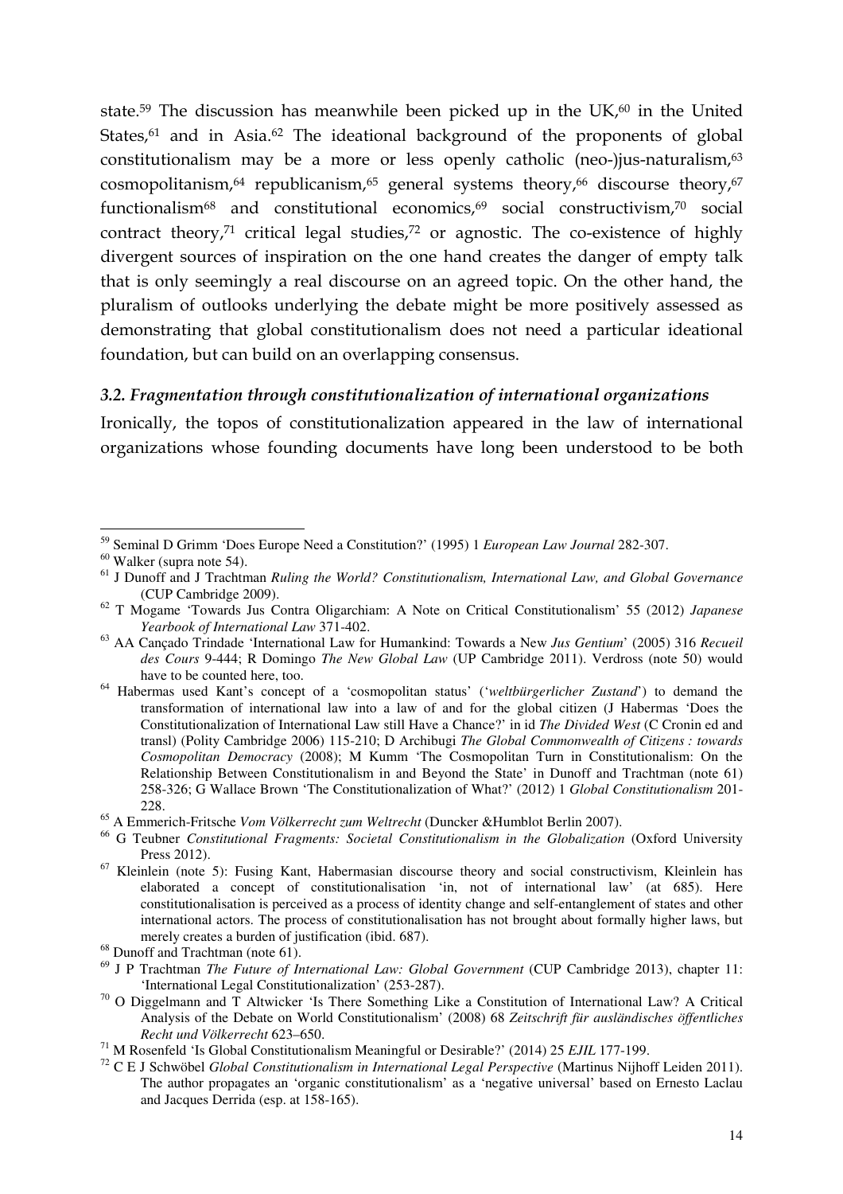state.[59] The discussion has meanwhile been picked up in the UK,[60] in the United States,[61] and in Asia.[62] The ideational background of the proponents of global constitutionalism may be a more or less openly catholic (neo-)jus-naturalism,[63] cosmopolitanism,[64] republicanism,[65] general systems theory,[66] discourse theory,[67] functionalism[68] and constitutional economics,[69] social constructivism,[70] social contract theory,[71] critical legal studies,[72] or agnostic. The co-existence of highly divergent sources of inspiration on the one hand creates the danger of empty talk that is only seemingly a real discourse on an agreed topic. On the other hand, the pluralism of outlooks underlying the debate might be more positively assessed as demonstrating that global constitutionalism does not need a particular ideational foundation, but can build on an overlapping consensus.

### *3.2. Fragmentation through constitutionalization of international organizations*

Ironically, the topos of constitutionalization appeared in the law of international organizations whose founding documents have long been understood to be both

---

[59] Seminal D Grimm 'Does Europe Need a Constitution?' (1995) 1 *European Law Journal* 282-307.

[60] Walker (supra note 54).

[61] J Dunoff and J Trachtman *Ruling the World? Constitutionalism, International Law, and Global Governance* (CUP Cambridge 2009).

[62] T Mogame 'Towards Jus Contra Oligarchiam: A Note on Critical Constitutionalism' 55 (2012) *Japanese Yearbook of International Law* 371-402.

[63] AA Cançado Trindade 'International Law for Humankind: Towards a New *Jus Gentium*' (2005) 316 *Recueil des Cours* 9-444; R Domingo *The New Global Law* (UP Cambridge 2011). Verdross (note 50) would have to be counted here, too.

[64] Habermas used Kant's concept of a 'cosmopolitan status' ('*weltbürgerlicher Zustand*') to demand the transformation of international law into a law of and for the global citizen (J Habermas 'Does the Constitutionalization of International Law still Have a Chance?' in id *The Divided West* (C Cronin ed and transl) (Polity Cambridge 2006) 115-210; D Archibugi *The Global Commonwealth of Citizens : towards Cosmopolitan Democracy* (2008); M Kumm 'The Cosmopolitan Turn in Constitutionalism: On the Relationship Between Constitutionalism in and Beyond the State' in Dunoff and Trachtman (note 61) 258-326; G Wallace Brown 'The Constitutionalization of What?' (2012) 1 *Global Constitutionalism* 201-228.

[65] A Emmerich-Fritsche *Vom Völkerrecht zum Weltrecht* (Duncker &Humblot Berlin 2007).

[66] G Teubner *Constitutional Fragments: Societal Constitutionalism in the Globalization* (Oxford University Press 2012).

[67] Kleinlein (note 5): Fusing Kant, Habermasian discourse theory and social constructivism, Kleinlein has elaborated a concept of constitutionalisation 'in, not of international law' (at 685). Here constitutionalisation is perceived as a process of identity change and self-entanglement of states and other international actors. The process of constitutionalisation has not brought about formally higher laws, but merely creates a burden of justification (ibid. 687).

[68] Dunoff and Trachtman (note 61).

[69] J P Trachtman *The Future of International Law: Global Government* (CUP Cambridge 2013), chapter 11: 'International Legal Constitutionalization' (253-287).

[70] O Diggelmann and T Altwicker 'Is There Something Like a Constitution of International Law? A Critical Analysis of the Debate on World Constitutionalism' (2008) 68 *Zeitschrift für ausländisches öffentliches Recht und Völkerrecht* 623–650.

[71] M Rosenfeld 'Is Global Constitutionalism Meaningful or Desirable?' (2014) 25 *EJIL* 177-199.

[72] C E J Schwöbel *Global Constitutionalism in International Legal Perspective* (Martinus Nijhoff Leiden 2011). The author propagates an 'organic constitutionalism' as a 'negative universal' based on Ernesto Laclau and Jacques Derrida (esp. at 158-165).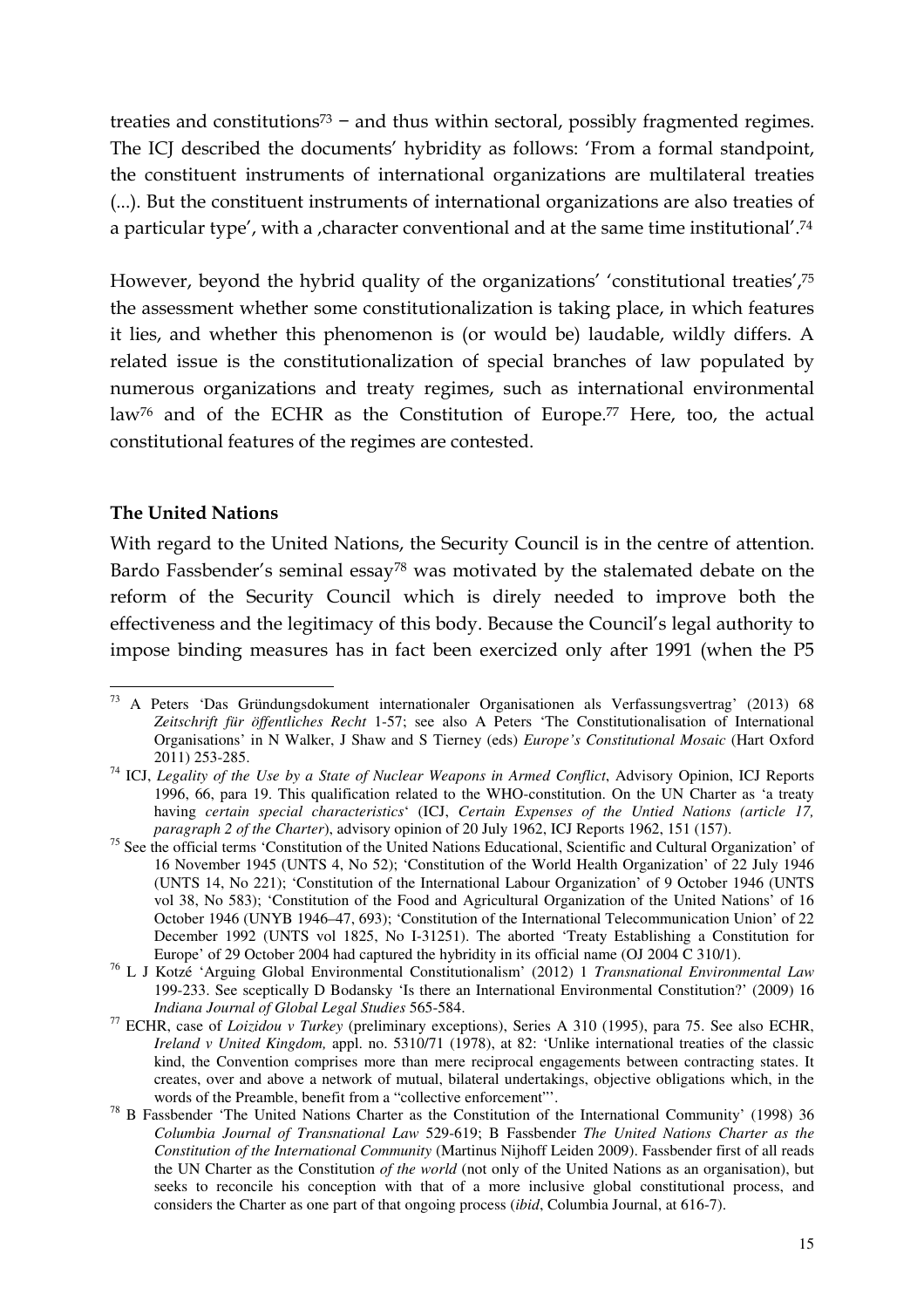treaties and constitutions[73] – and thus within sectoral, possibly fragmented regimes. The ICJ described the documents' hybridity as follows: 'From a formal standpoint, the constituent instruments of international organizations are multilateral treaties (...). But the constituent instruments of international organizations are also treaties of a particular type', with a ‚character conventional and at the same time institutional'.[74]

However, beyond the hybrid quality of the organizations' 'constitutional treaties',[75] the assessment whether some constitutionalization is taking place, in which features it lies, and whether this phenomenon is (or would be) laudable, wildly differs. A related issue is the constitutionalization of special branches of law populated by numerous organizations and treaty regimes, such as international environmental law[76] and of the ECHR as the Constitution of Europe.[77] Here, too, the actual constitutional features of the regimes are contested.

**The United Nations**

With regard to the United Nations, the Security Council is in the centre of attention. Bardo Fassbender's seminal essay[78] was motivated by the stalemated debate on the reform of the Security Council which is direly needed to improve both the effectiveness and the legitimacy of this body. Because the Council's legal authority to impose binding measures has in fact been exercized only after 1991 (when the P5

---

[73] A Peters 'Das Gründungsdokument internationaler Organisationen als Verfassungsvertrag' (2013) 68 *Zeitschrift für öffentliches Recht* 1-57; see also A Peters 'The Constitutionalisation of International Organisations' in N Walker, J Shaw and S Tierney (eds) *Europe's Constitutional Mosaic* (Hart Oxford 2011) 253-285.

[74] ICJ, *Legality of the Use by a State of Nuclear Weapons in Armed Conflict*, Advisory Opinion, ICJ Reports 1996, 66, para 19. This qualification related to the WHO-constitution. On the UN Charter as 'a treaty having *certain special characteristics*' (ICJ, *Certain Expenses of the Untied Nations (article 17, paragraph 2 of the Charter*), advisory opinion of 20 July 1962, ICJ Reports 1962, 151 (157).

[75] See the official terms 'Constitution of the United Nations Educational, Scientific and Cultural Organization' of 16 November 1945 (UNTS 4, No 52); 'Constitution of the World Health Organization' of 22 July 1946 (UNTS 14, No 221); 'Constitution of the International Labour Organization' of 9 October 1946 (UNTS vol 38, No 583); 'Constitution of the Food and Agricultural Organization of the United Nations' of 16 October 1946 (UNYB 1946–47, 693); 'Constitution of the International Telecommunication Union' of 22 December 1992 (UNTS vol 1825, No I-31251). The aborted 'Treaty Establishing a Constitution for Europe' of 29 October 2004 had captured the hybridity in its official name (OJ 2004 C 310/1).

[76] L J Kotzé 'Arguing Global Environmental Constitutionalism' (2012) 1 *Transnational Environmental Law* 199-233. See sceptically D Bodansky 'Is there an International Environmental Constitution?' (2009) 16 *Indiana Journal of Global Legal Studies* 565-584.

[77] ECHR, case of *Loizidou v Turkey* (preliminary exceptions), Series A 310 (1995), para 75. See also ECHR, *Ireland v United Kingdom,* appl. no. 5310/71 (1978), at 82: 'Unlike international treaties of the classic kind, the Convention comprises more than mere reciprocal engagements between contracting states. It creates, over and above a network of mutual, bilateral undertakings, objective obligations which, in the words of the Preamble, benefit from a "collective enforcement"'.

[78] B Fassbender 'The United Nations Charter as the Constitution of the International Community' (1998) 36 *Columbia Journal of Transnational Law* 529-619; B Fassbender *The United Nations Charter as the Constitution of the International Community* (Martinus Nijhoff Leiden 2009). Fassbender first of all reads the UN Charter as the Constitution *of the world* (not only of the United Nations as an organisation), but seeks to reconcile his conception with that of a more inclusive global constitutional process, and considers the Charter as one part of that ongoing process (*ibid*, Columbia Journal, at 616-7).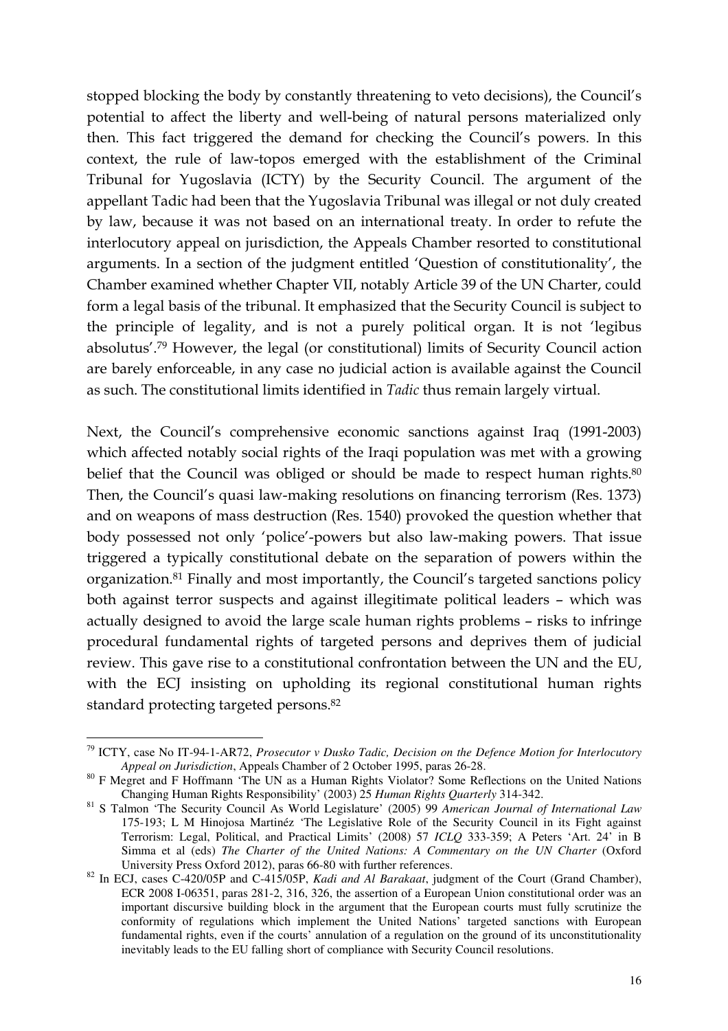stopped blocking the body by constantly threatening to veto decisions), the Council's potential to affect the liberty and well-being of natural persons materialized only then. This fact triggered the demand for checking the Council's powers. In this context, the rule of law-topos emerged with the establishment of the Criminal Tribunal for Yugoslavia (ICTY) by the Security Council. The argument of the appellant Tadic had been that the Yugoslavia Tribunal was illegal or not duly created by law, because it was not based on an international treaty. In order to refute the interlocutory appeal on jurisdiction, the Appeals Chamber resorted to constitutional arguments. In a section of the judgment entitled 'Question of constitutionality', the Chamber examined whether Chapter VII, notably Article 39 of the UN Charter, could form a legal basis of the tribunal. It emphasized that the Security Council is subject to the principle of legality, and is not a purely political organ. It is not 'legibus absolutus'.[79] However, the legal (or constitutional) limits of Security Council action are barely enforceable, in any case no judicial action is available against the Council as such. The constitutional limits identified in *Tadic* thus remain largely virtual.

Next, the Council's comprehensive economic sanctions against Iraq (1991-2003) which affected notably social rights of the Iraqi population was met with a growing belief that the Council was obliged or should be made to respect human rights.[80] Then, the Council's quasi law-making resolutions on financing terrorism (Res. 1373) and on weapons of mass destruction (Res. 1540) provoked the question whether that body possessed not only 'police'-powers but also law-making powers. That issue triggered a typically constitutional debate on the separation of powers within the organization.[81] Finally and most importantly, the Council's targeted sanctions policy both against terror suspects and against illegitimate political leaders – which was actually designed to avoid the large scale human rights problems – risks to infringe procedural fundamental rights of targeted persons and deprives them of judicial review. This gave rise to a constitutional confrontation between the UN and the EU, with the ECJ insisting on upholding its regional constitutional human rights standard protecting targeted persons.[82]

---

[79] ICTY, case No IT-94-1-AR72, *Prosecutor v Dusko Tadic, Decision on the Defence Motion for Interlocutory Appeal on Jurisdiction*, Appeals Chamber of 2 October 1995, paras 26-28.

[80] F Megret and F Hoffmann 'The UN as a Human Rights Violator? Some Reflections on the United Nations Changing Human Rights Responsibility' (2003) 25 *Human Rights Quarterly* 314-342.

[81] S Talmon 'The Security Council As World Legislature' (2005) 99 *American Journal of International Law* 175-193; L M Hinojosa Martinéz 'The Legislative Role of the Security Council in its Fight against Terrorism: Legal, Political, and Practical Limits' (2008) 57 *ICLQ* 333-359; A Peters 'Art. 24' in B Simma et al (eds) *The Charter of the United Nations: A Commentary on the UN Charter* (Oxford University Press Oxford 2012), paras 66-80 with further references.

[82] In ECJ, cases C-420/05P and C-415/05P, *Kadi and Al Barakaat*, judgment of the Court (Grand Chamber), ECR 2008 I-06351, paras 281-2, 316, 326, the assertion of a European Union constitutional order was an important discursive building block in the argument that the European courts must fully scrutinize the conformity of regulations which implement the United Nations' targeted sanctions with European fundamental rights, even if the courts' annulation of a regulation on the ground of its unconstitutionality inevitably leads to the EU falling short of compliance with Security Council resolutions.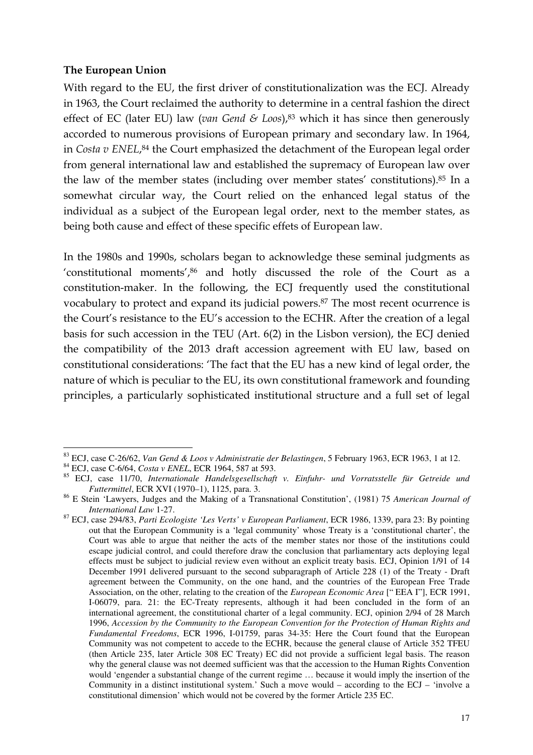**The European Union**

With regard to the EU, the first driver of constitutionalization was the ECJ. Already in 1963, the Court reclaimed the authority to determine in a central fashion the direct effect of EC (later EU) law (*van Gend & Loos*),[83] which it has since then generously accorded to numerous provisions of European primary and secondary law. In 1964, in *Costa v ENEL*,[84] the Court emphasized the detachment of the European legal order from general international law and established the supremacy of European law over the law of the member states (including over member states' constitutions).[85] In a somewhat circular way, the Court relied on the enhanced legal status of the individual as a subject of the European legal order, next to the member states, as being both cause and effect of these specific effets of European law.

In the 1980s and 1990s, scholars began to acknowledge these seminal judgments as 'constitutional moments',[86] and hotly discussed the role of the Court as a constitution-maker. In the following, the ECJ frequently used the constitutional vocabulary to protect and expand its judicial powers.[87] The most recent ocurrence is the Court's resistance to the EU's accession to the ECHR. After the creation of a legal basis for such accession in the TEU (Art. 6(2) in the Lisbon version), the ECJ denied the compatibility of the 2013 draft accession agreement with EU law, based on constitutional considerations: 'The fact that the EU has a new kind of legal order, the nature of which is peculiar to the EU, its own constitutional framework and founding principles, a particularly sophisticated institutional structure and a full set of legal

---

[83] ECJ, case C-26/62, *Van Gend & Loos v Administratie der Belastingen*, 5 February 1963, ECR 1963, 1 at 12.

[84] ECJ, case C-6/64, *Costa v ENEL*, ECR 1964, 587 at 593.

[85] ECJ, case 11/70, *Internationale Handelsgesellschaft v. Einfuhr- und Vorratsstelle für Getreide und Futtermittel*, ECR XVI (1970–1), 1125, para. 3.

[86] E Stein 'Lawyers, Judges and the Making of a Transnational Constitution', (1981) 75 *American Journal of International Law* 1-27.

[87] ECJ, case 294/83, *Parti Ecologiste 'Les Verts' v European Parliament*, ECR 1986, 1339, para 23: By pointing out that the European Community is a 'legal community' whose Treaty is a 'constitutional charter', the Court was able to argue that neither the acts of the member states nor those of the institutions could escape judicial control, and could therefore draw the conclusion that parliamentary acts deploying legal effects must be subject to judicial review even without an explicit treaty basis. ECJ, Opinion 1/91 of 14 December 1991 delivered pursuant to the second subparagraph of Article 228 (1) of the Treaty - Draft agreement between the Community, on the one hand, and the countries of the European Free Trade Association, on the other, relating to the creation of the *European Economic Area* [" EEA I"], ECR 1991, I-06079, para. 21: the EC-Treaty represents, although it had been concluded in the form of an international agreement, the constitutional charter of a legal community. ECJ, opinion 2/94 of 28 March 1996, *Accession by the Community to the European Convention for the Protection of Human Rights and Fundamental Freedoms*, ECR 1996, I-01759, paras 34-35: Here the Court found that the European Community was not competent to accede to the ECHR, because the general clause of Article 352 TFEU (then Article 235, later Article 308 EC Treaty) EC did not provide a sufficient legal basis. The reason why the general clause was not deemed sufficient was that the accession to the Human Rights Convention would 'engender a substantial change of the current regime … because it would imply the insertion of the Community in a distinct institutional system.' Such a move would – according to the ECJ – 'involve a constitutional dimension' which would not be covered by the former Article 235 EC.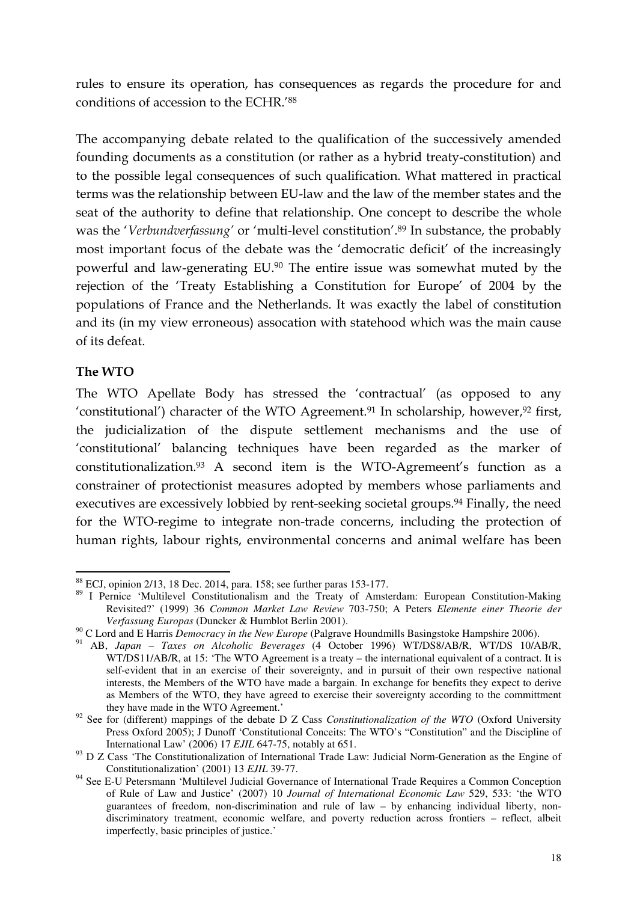rules to ensure its operation, has consequences as regards the procedure for and conditions of accession to the ECHR.'[88]

The accompanying debate related to the qualification of the successively amended founding documents as a constitution (or rather as a hybrid treaty-constitution) and to the possible legal consequences of such qualification. What mattered in practical terms was the relationship between EU-law and the law of the member states and the seat of the authority to define that relationship. One concept to describe the whole was the '*Verbundverfassung*' or 'multi-level constitution'.[89] In substance, the probably most important focus of the debate was the 'democratic deficit' of the increasingly powerful and law-generating EU.[90] The entire issue was somewhat muted by the rejection of the 'Treaty Establishing a Constitution for Europe' of 2004 by the populations of France and the Netherlands. It was exactly the label of constitution and its (in my view erroneous) assocation with statehood which was the main cause of its defeat.

**The WTO**

The WTO Apellate Body has stressed the 'contractual' (as opposed to any 'constitutional') character of the WTO Agreement.[91] In scholarship, however,[92] first, the judicialization of the dispute settlement mechanisms and the use of 'constitutional' balancing techniques have been regarded as the marker of constitutionalization.[93] A second item is the WTO-Agremeent's function as a constrainer of protectionist measures adopted by members whose parliaments and executives are excessively lobbied by rent-seeking societal groups.[94] Finally, the need for the WTO-regime to integrate non-trade concerns, including the protection of human rights, labour rights, environmental concerns and animal welfare has been

---

[88] ECJ, opinion 2/13, 18 Dec. 2014, para. 158; see further paras 153-177.

[89] I Pernice 'Multilevel Constitutionalism and the Treaty of Amsterdam: European Constitution-Making Revisited?' (1999) 36 *Common Market Law Review* 703-750; A Peters *Elemente einer Theorie der Verfassung Europas* (Duncker & Humblot Berlin 2001).

[90] C Lord and E Harris *Democracy in the New Europe* (Palgrave Houndmills Basingstoke Hampshire 2006).

[91] AB, *Japan – Taxes on Alcoholic Beverages* (4 October 1996) WT/DS8/AB/R, WT/DS 10/AB/R, WT/DS11/AB/R, at 15: 'The WTO Agreement is a treaty – the international equivalent of a contract. It is self-evident that in an exercise of their sovereignty, and in pursuit of their own respective national interests, the Members of the WTO have made a bargain. In exchange for benefits they expect to derive as Members of the WTO, they have agreed to exercise their sovereignty according to the committment they have made in the WTO Agreement.'

[92] See for (different) mappings of the debate D Z Cass *Constitutionalization of the WTO* (Oxford University Press Oxford 2005); J Dunoff 'Constitutional Conceits: The WTO's "Constitution" and the Discipline of International Law' (2006) 17 *EJIL* 647-75, notably at 651.

[93] D Z Cass 'The Constitutionalization of International Trade Law: Judicial Norm-Generation as the Engine of Constitutionalization' (2001) 13 *EJIL* 39-77.

[94] See E-U Petersmann 'Multilevel Judicial Governance of International Trade Requires a Common Conception of Rule of Law and Justice' (2007) 10 *Journal of International Economic Law* 529, 533: 'the WTO guarantees of freedom, non-discrimination and rule of law – by enhancing individual liberty, non-discriminatory treatment, economic welfare, and poverty reduction across frontiers – reflect, albeit imperfectly, basic principles of justice.'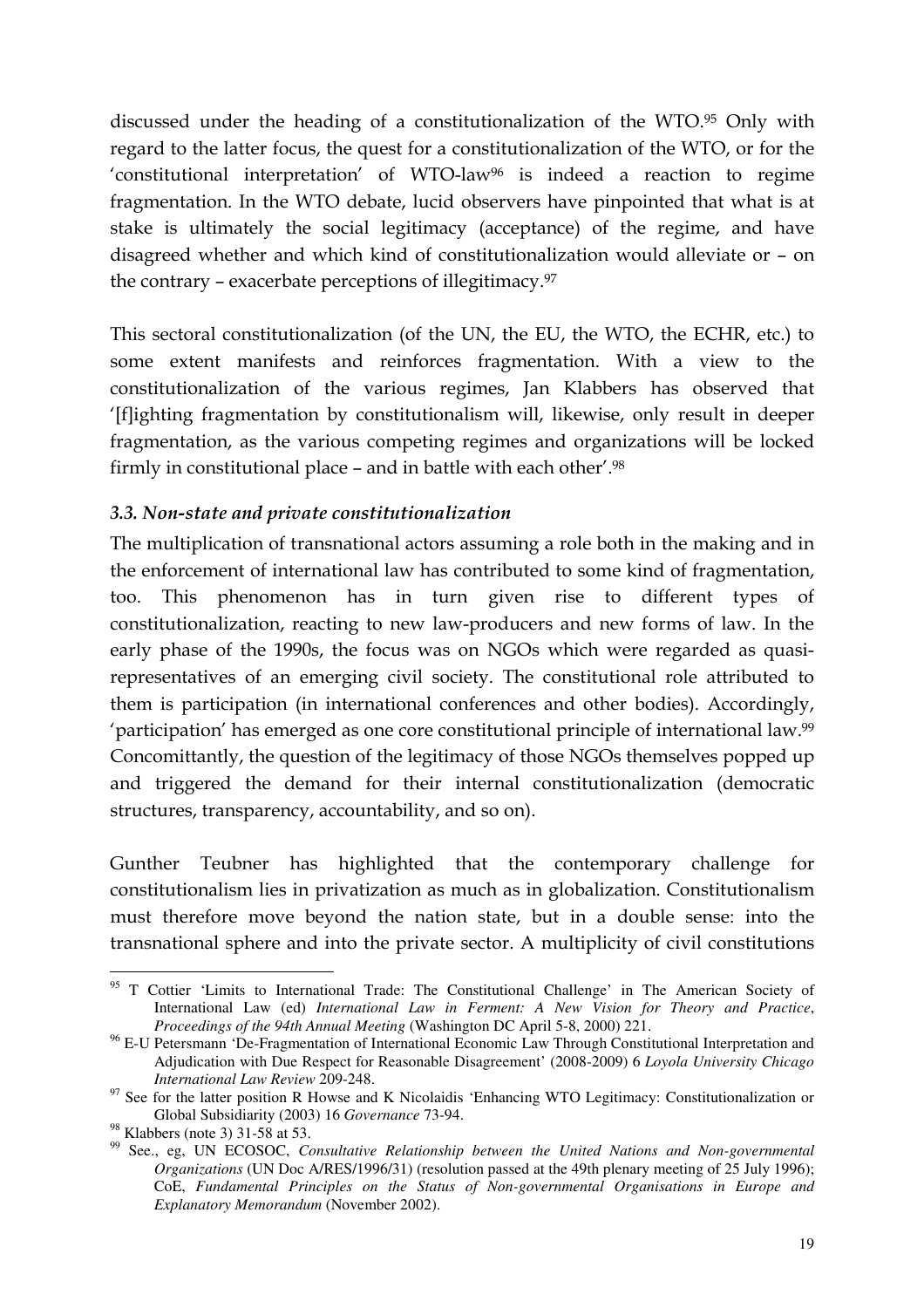discussed under the heading of a constitutionalization of the WTO.[95] Only with regard to the latter focus, the quest for a constitutionalization of the WTO, or for the 'constitutional interpretation' of WTO-law[96] is indeed a reaction to regime fragmentation. In the WTO debate, lucid observers have pinpointed that what is at stake is ultimately the social legitimacy (acceptance) of the regime, and have disagreed whether and which kind of constitutionalization would alleviate or – on the contrary – exacerbate perceptions of illegitimacy.[97]

This sectoral constitutionalization (of the UN, the EU, the WTO, the ECHR, etc.) to some extent manifests and reinforces fragmentation. With a view to the constitutionalization of the various regimes, Jan Klabbers has observed that '[f]ighting fragmentation by constitutionalism will, likewise, only result in deeper fragmentation, as the various competing regimes and organizations will be locked firmly in constitutional place – and in battle with each other'.[98]

### *3.3. Non-state and private constitutionalization*

The multiplication of transnational actors assuming a role both in the making and in the enforcement of international law has contributed to some kind of fragmentation, too. This phenomenon has in turn given rise to different types of constitutionalization, reacting to new law-producers and new forms of law. In the early phase of the 1990s, the focus was on NGOs which were regarded as quasi-representatives of an emerging civil society. The constitutional role attributed to them is participation (in international conferences and other bodies). Accordingly, 'participation' has emerged as one core constitutional principle of international law.[99] Concomittantly, the question of the legitimacy of those NGOs themselves popped up and triggered the demand for their internal constitutionalization (democratic structures, transparency, accountability, and so on).

Gunther Teubner has highlighted that the contemporary challenge for constitutionalism lies in privatization as much as in globalization. Constitutionalism must therefore move beyond the nation state, but in a double sense: into the transnational sphere and into the private sector. A multiplicity of civil constitutions

---

[95] T Cottier 'Limits to International Trade: The Constitutional Challenge' in The American Society of International Law (ed) *International Law in Ferment: A New Vision for Theory and Practice*, *Proceedings of the 94th Annual Meeting* (Washington DC April 5-8, 2000) 221.

[96] E-U Petersmann 'De-Fragmentation of International Economic Law Through Constitutional Interpretation and Adjudication with Due Respect for Reasonable Disagreement' (2008-2009) 6 *Loyola University Chicago International Law Review* 209-248.

[97] See for the latter position R Howse and K Nicolaidis 'Enhancing WTO Legitimacy: Constitutionalization or Global Subsidiarity (2003) 16 *Governance* 73-94.

[98] Klabbers (note 3) 31-58 at 53.

[99] See., eg, UN ECOSOC, *Consultative Relationship between the United Nations and Non-governmental Organizations* (UN Doc A/RES/1996/31) (resolution passed at the 49th plenary meeting of 25 July 1996); CoE, *Fundamental Principles on the Status of Non-governmental Organisations in Europe and Explanatory Memorandum* (November 2002).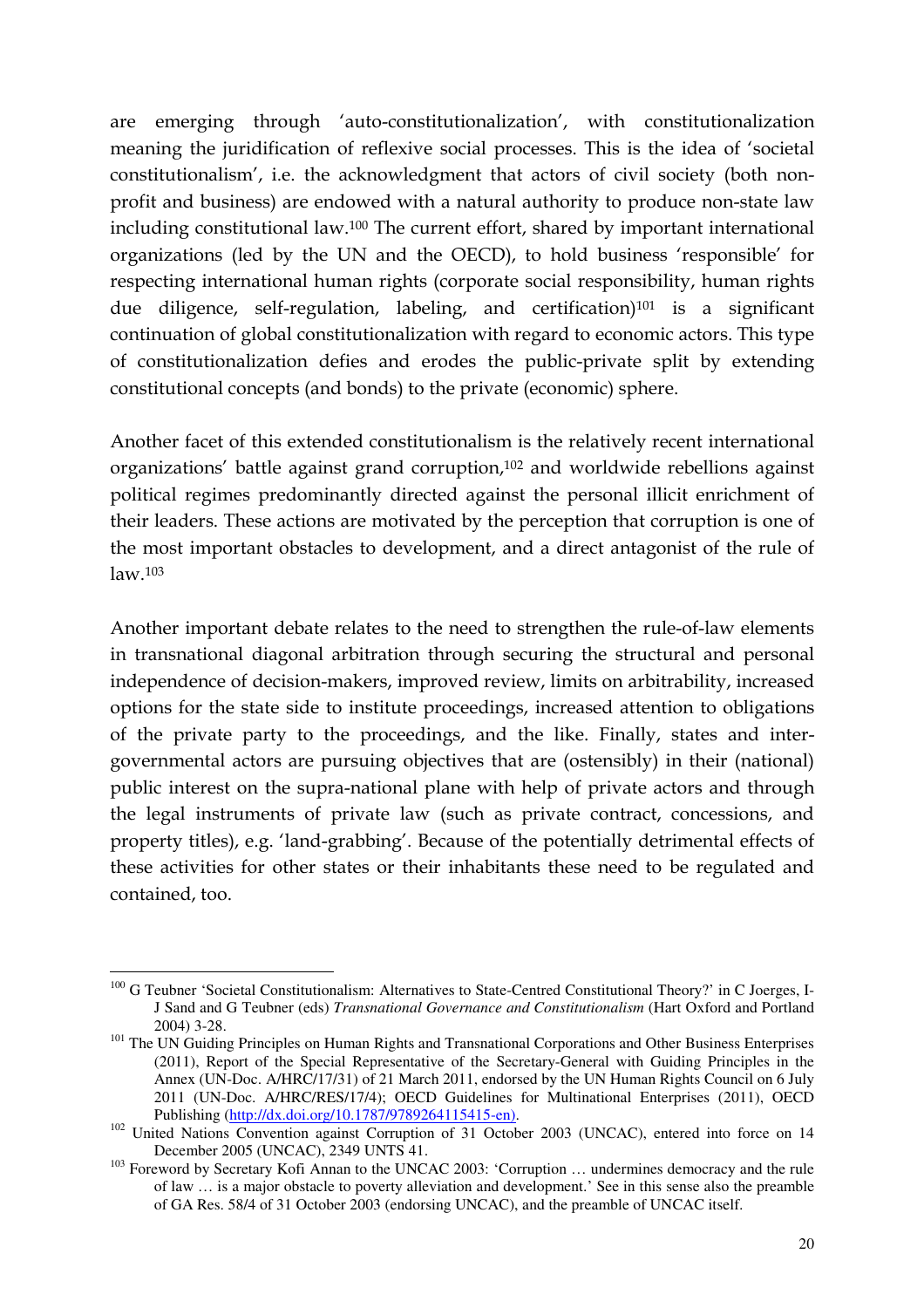are emerging through 'auto-constitutionalization', with constitutionalization meaning the juridification of reflexive social processes. This is the idea of 'societal constitutionalism', i.e. the acknowledgment that actors of civil society (both non-profit and business) are endowed with a natural authority to produce non-state law including constitutional law.[100] The current effort, shared by important international organizations (led by the UN and the OECD), to hold business 'responsible' for respecting international human rights (corporate social responsibility, human rights due diligence, self-regulation, labeling, and certification)[101] is a significant continuation of global constitutionalization with regard to economic actors. This type of constitutionalization defies and erodes the public-private split by extending constitutional concepts (and bonds) to the private (economic) sphere.

Another facet of this extended constitutionalism is the relatively recent international organizations' battle against grand corruption,[102] and worldwide rebellions against political regimes predominantly directed against the personal illicit enrichment of their leaders. These actions are motivated by the perception that corruption is one of the most important obstacles to development, and a direct antagonist of the rule of law.[103]

Another important debate relates to the need to strengthen the rule-of-law elements in transnational diagonal arbitration through securing the structural and personal independence of decision-makers, improved review, limits on arbitrability, increased options for the state side to institute proceedings, increased attention to obligations of the private party to the proceedings, and the like. Finally, states and inter-governmental actors are pursuing objectives that are (ostensibly) in their (national) public interest on the supra-national plane with help of private actors and through the legal instruments of private law (such as private contract, concessions, and property titles), e.g. 'land-grabbing'. Because of the potentially detrimental effects of these activities for other states or their inhabitants these need to be regulated and contained, too.

---

[100] G Teubner 'Societal Constitutionalism: Alternatives to State-Centred Constitutional Theory?' in C Joerges, I-J Sand and G Teubner (eds) *Transnational Governance and Constitutionalism* (Hart Oxford and Portland 2004) 3-28.

[101] The UN Guiding Principles on Human Rights and Transnational Corporations and Other Business Enterprises (2011), Report of the Special Representative of the Secretary-General with Guiding Principles in the Annex (UN-Doc. A/HRC/17/31) of 21 March 2011, endorsed by the UN Human Rights Council on 6 July 2011 (UN-Doc. A/HRC/RES/17/4); OECD Guidelines for Multinational Enterprises (2011), OECD Publishing (http://dx.doi.org/10.1787/9789264115415-en).

[102] United Nations Convention against Corruption of 31 October 2003 (UNCAC), entered into force on 14 December 2005 (UNCAC), 2349 UNTS 41.

[103] Foreword by Secretary Kofi Annan to the UNCAC 2003: 'Corruption … undermines democracy and the rule of law … is a major obstacle to poverty alleviation and development.' See in this sense also the preamble of GA Res. 58/4 of 31 October 2003 (endorsing UNCAC), and the preamble of UNCAC itself.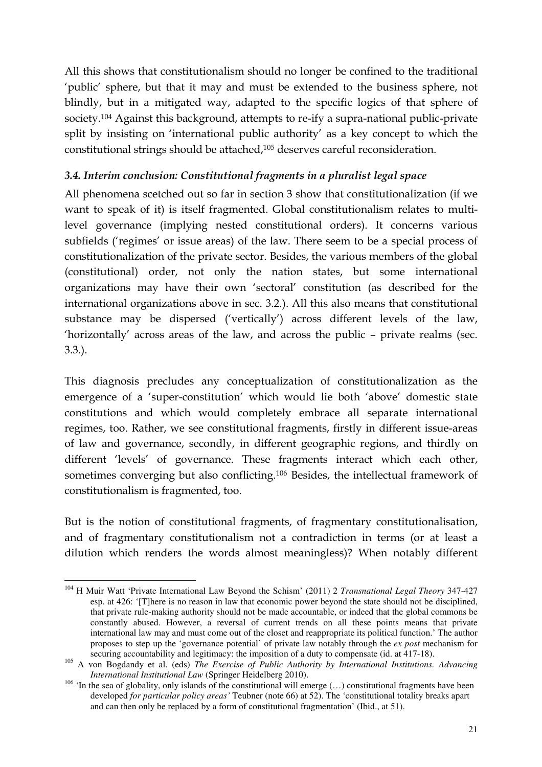All this shows that constitutionalism should no longer be confined to the traditional 'public' sphere, but that it may and must be extended to the business sphere, not blindly, but in a mitigated way, adapted to the specific logics of that sphere of society.[104] Against this background, attempts to re-ify a supra-national public-private split by insisting on 'international public authority' as a key concept to which the constitutional strings should be attached,[105] deserves careful reconsideration.

### *3.4. Interim conclusion: Constitutional fragments in a pluralist legal space*

All phenomena scetched out so far in section 3 show that constitutionalization (if we want to speak of it) is itself fragmented. Global constitutionalism relates to multi-level governance (implying nested constitutional orders). It concerns various subfields ('regimes' or issue areas) of the law. There seem to be a special process of constitutionalization of the private sector. Besides, the various members of the global (constitutional) order, not only the nation states, but some international organizations may have their own 'sectoral' constitution (as described for the international organizations above in sec. 3.2.). All this also means that constitutional substance may be dispersed ('vertically') across different levels of the law, 'horizontally' across areas of the law, and across the public – private realms (sec. 3.3.).

This diagnosis precludes any conceptualization of constitutionalization as the emergence of a 'super-constitution' which would lie both 'above' domestic state constitutions and which would completely embrace all separate international regimes, too. Rather, we see constitutional fragments, firstly in different issue-areas of law and governance, secondly, in different geographic regions, and thirdly on different 'levels' of governance. These fragments interact which each other, sometimes converging but also conflicting.[106] Besides, the intellectual framework of constitutionalism is fragmented, too.

But is the notion of constitutional fragments, of fragmentary constitutionalisation, and of fragmentary constitutionalism not a contradiction in terms (or at least a dilution which renders the words almost meaningless)? When notably different

---

[104] H Muir Watt 'Private International Law Beyond the Schism' (2011) 2 *Transnational Legal Theory* 347-427 esp. at 426: '[T]here is no reason in law that economic power beyond the state should not be disciplined, that private rule-making authority should not be made accountable, or indeed that the global commons be constantly abused. However, a reversal of current trends on all these points means that private international law may and must come out of the closet and reappropriate its political function.' The author proposes to step up the 'governance potential' of private law notably through the *ex post* mechanism for securing accountability and legitimacy: the imposition of a duty to compensate (id. at 417-18).

[105] A von Bogdandy et al. (eds) *The Exercise of Public Authority by International Institutions. Advancing International Institutional Law* (Springer Heidelberg 2010).

[106] 'In the sea of globality, only islands of the constitutional will emerge (…) constitutional fragments have been developed *for particular policy areas'* Teubner (note 66) at 52). The 'constitutional totality breaks apart and can then only be replaced by a form of constitutional fragmentation' (Ibid., at 51).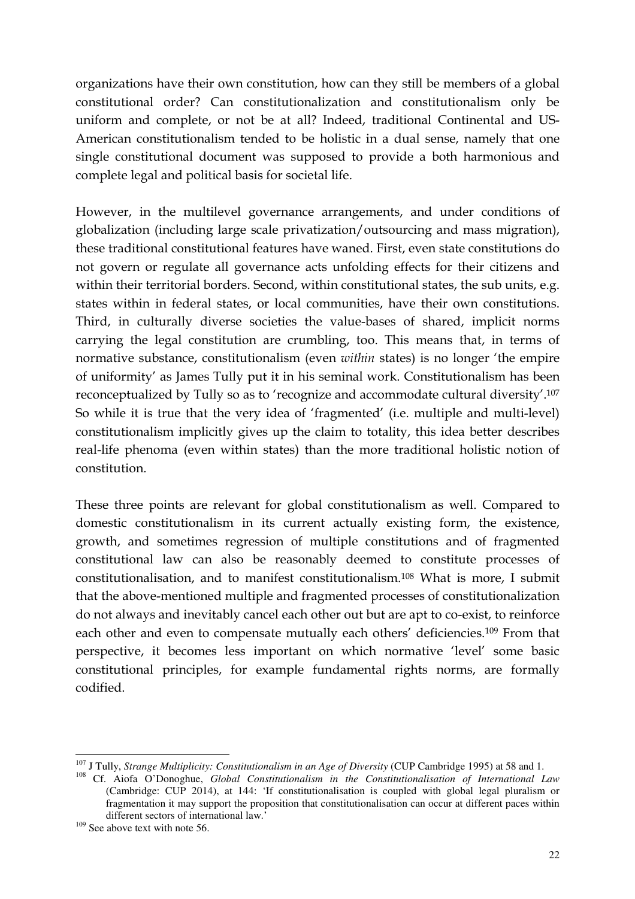organizations have their own constitution, how can they still be members of a global constitutional order? Can constitutionalization and constitutionalism only be uniform and complete, or not be at all? Indeed, traditional Continental and US-American constitutionalism tended to be holistic in a dual sense, namely that one single constitutional document was supposed to provide a both harmonious and complete legal and political basis for societal life.

However, in the multilevel governance arrangements, and under conditions of globalization (including large scale privatization/outsourcing and mass migration), these traditional constitutional features have waned. First, even state constitutions do not govern or regulate all governance acts unfolding effects for their citizens and within their territorial borders. Second, within constitutional states, the sub units, e.g. states within in federal states, or local communities, have their own constitutions. Third, in culturally diverse societies the value-bases of shared, implicit norms carrying the legal constitution are crumbling, too. This means that, in terms of normative substance, constitutionalism (even *within* states) is no longer 'the empire of uniformity' as James Tully put it in his seminal work. Constitutionalism has been reconceptualized by Tully so as to 'recognize and accommodate cultural diversity'.[107] So while it is true that the very idea of 'fragmented' (i.e. multiple and multi-level) constitutionalism implicitly gives up the claim to totality, this idea better describes real-life phenoma (even within states) than the more traditional holistic notion of constitution.

These three points are relevant for global constitutionalism as well. Compared to domestic constitutionalism in its current actually existing form, the existence, growth, and sometimes regression of multiple constitutions and of fragmented constitutional law can also be reasonably deemed to constitute processes of constitutionalisation, and to manifest constitutionalism.[108] What is more, I submit that the above-mentioned multiple and fragmented processes of constitutionalization do not always and inevitably cancel each other out but are apt to co-exist, to reinforce each other and even to compensate mutually each others' deficiencies.[109] From that perspective, it becomes less important on which normative 'level' some basic constitutional principles, for example fundamental rights norms, are formally codified.

---

[107] J Tully, *Strange Multiplicity: Constitutionalism in an Age of Diversity* (CUP Cambridge 1995) at 58 and 1.

[108] Cf. Aiofa O'Donoghue, *Global Constitutionalism in the Constitutionalisation of International Law* (Cambridge: CUP 2014), at 144: 'If constitutionalisation is coupled with global legal pluralism or fragmentation it may support the proposition that constitutionalisation can occur at different paces within different sectors of international law.'

[109] See above text with note 56.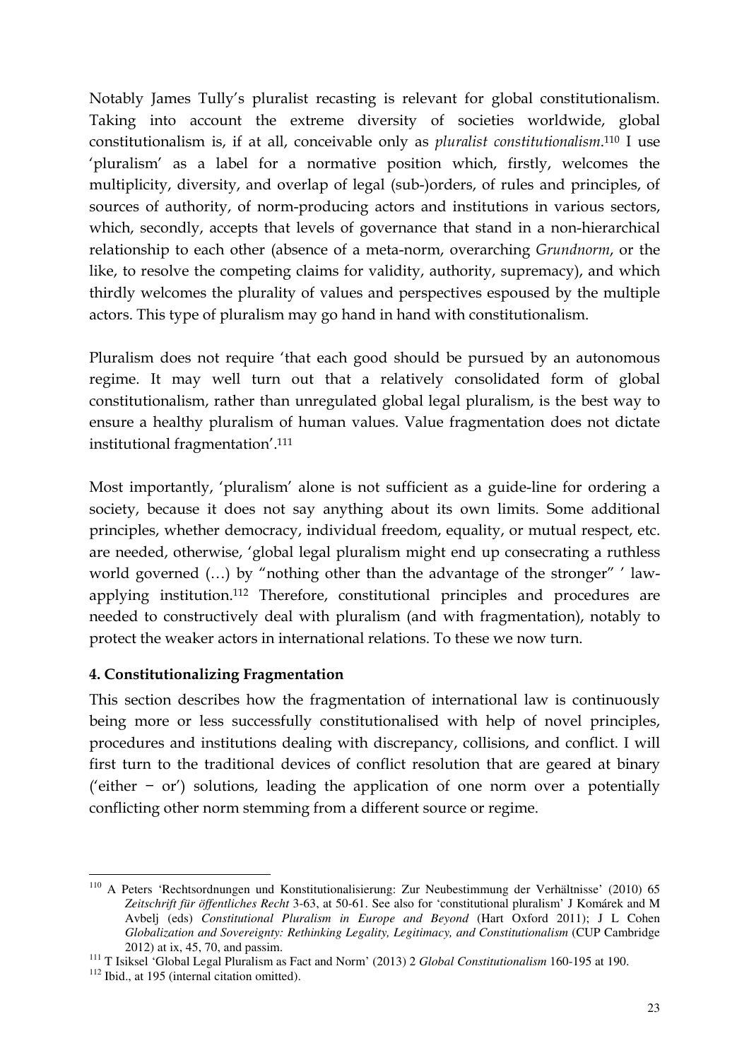Notably James Tully's pluralist recasting is relevant for global constitutionalism. Taking into account the extreme diversity of societies worldwide, global constitutionalism is, if at all, conceivable only as *pluralist constitutionalism*.[110] I use 'pluralism' as a label for a normative position which, firstly, welcomes the multiplicity, diversity, and overlap of legal (sub-)orders, of rules and principles, of sources of authority, of norm-producing actors and institutions in various sectors, which, secondly, accepts that levels of governance that stand in a non-hierarchical relationship to each other (absence of a meta-norm, overarching *Grundnorm*, or the like, to resolve the competing claims for validity, authority, supremacy), and which thirdly welcomes the plurality of values and perspectives espoused by the multiple actors. This type of pluralism may go hand in hand with constitutionalism.

Pluralism does not require 'that each good should be pursued by an autonomous regime. It may well turn out that a relatively consolidated form of global constitutionalism, rather than unregulated global legal pluralism, is the best way to ensure a healthy pluralism of human values. Value fragmentation does not dictate institutional fragmentation'.[111]

Most importantly, 'pluralism' alone is not sufficient as a guide-line for ordering a society, because it does not say anything about its own limits. Some additional principles, whether democracy, individual freedom, equality, or mutual respect, etc. are needed, otherwise, 'global legal pluralism might end up consecrating a ruthless world governed (…) by "nothing other than the advantage of the stronger" ' law-applying institution.[112] Therefore, constitutional principles and procedures are needed to constructively deal with pluralism (and with fragmentation), notably to protect the weaker actors in international relations. To these we now turn.

## 4. Constitutionalizing Fragmentation

This section describes how the fragmentation of international law is continuously being more or less successfully constitutionalised with help of novel principles, procedures and institutions dealing with discrepancy, collisions, and conflict. I will first turn to the traditional devices of conflict resolution that are geared at binary ('either − or') solutions, leading the application of one norm over a potentially conflicting other norm stemming from a different source or regime.

---

[110] A Peters 'Rechtsordnungen und Konstitutionalisierung: Zur Neubestimmung der Verhältnisse' (2010) 65 *Zeitschrift für öffentliches Recht* 3-63, at 50-61. See also for 'constitutional pluralism' J Komárek and M Avbelj (eds) *Constitutional Pluralism in Europe and Beyond* (Hart Oxford 2011); J L Cohen *Globalization and Sovereignty: Rethinking Legality, Legitimacy, and Constitutionalism* (CUP Cambridge 2012) at ix, 45, 70, and passim.

[111] T Isiksel 'Global Legal Pluralism as Fact and Norm' (2013) 2 *Global Constitutionalism* 160-195 at 190.

[112] Ibid., at 195 (internal citation omitted).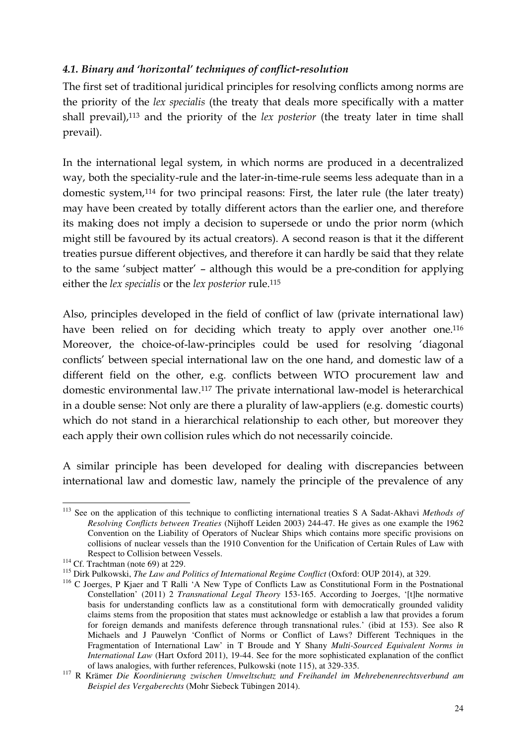### *4.1. Binary and 'horizontal' techniques of conflict-resolution*

The first set of traditional juridical principles for resolving conflicts among norms are the priority of the *lex specialis* (the treaty that deals more specifically with a matter shall prevail),[113] and the priority of the *lex posterior* (the treaty later in time shall prevail).

In the international legal system, in which norms are produced in a decentralized way, both the speciality-rule and the later-in-time-rule seems less adequate than in a domestic system,[114] for two principal reasons: First, the later rule (the later treaty) may have been created by totally different actors than the earlier one, and therefore its making does not imply a decision to supersede or undo the prior norm (which might still be favoured by its actual creators). A second reason is that it the different treaties pursue different objectives, and therefore it can hardly be said that they relate to the same 'subject matter' – although this would be a pre-condition for applying either the *lex specialis* or the *lex posterior* rule.[115]

Also, principles developed in the field of conflict of law (private international law) have been relied on for deciding which treaty to apply over another one.[116] Moreover, the choice-of-law-principles could be used for resolving 'diagonal conflicts' between special international law on the one hand, and domestic law of a different field on the other, e.g. conflicts between WTO procurement law and domestic environmental law.[117] The private international law-model is heterarchical in a double sense: Not only are there a plurality of law-appliers (e.g. domestic courts) which do not stand in a hierarchical relationship to each other, but moreover they each apply their own collision rules which do not necessarily coincide.

A similar principle has been developed for dealing with discrepancies between international law and domestic law, namely the principle of the prevalence of any

---

[113] See on the application of this technique to conflicting international treaties S A Sadat-Akhavi *Methods of Resolving Conflicts between Treaties* (Nijhoff Leiden 2003) 244-47. He gives as one example the 1962 Convention on the Liability of Operators of Nuclear Ships which contains more specific provisions on collisions of nuclear vessels than the 1910 Convention for the Unification of Certain Rules of Law with Respect to Collision between Vessels.

[114] Cf. Trachtman (note 69) at 229.

[115] Dirk Pulkowski, *The Law and Politics of International Regime Conflict* (Oxford: OUP 2014), at 329.

[116] C Joerges, P Kjaer and T Ralli 'A New Type of Conflicts Law as Constitutional Form in the Postnational Constellation' (2011) 2 *Transnational Legal Theory* 153-165. According to Joerges, '[t]he normative basis for understanding conflicts law as a constitutional form with democratically grounded validity claims stems from the proposition that states must acknowledge or establish a law that provides a forum for foreign demands and manifests deference through transnational rules.' (ibid at 153). See also R Michaels and J Pauwelyn 'Conflict of Norms or Conflict of Laws? Different Techniques in the Fragmentation of International Law' in T Broude and Y Shany *Multi-Sourced Equivalent Norms in International Law* (Hart Oxford 2011), 19-44. See for the more sophisticated explanation of the conflict of laws analogies, with further references, Pulkowski (note 115), at 329-335.

[117] R Krämer *Die Koordinierung zwischen Umweltschutz und Freihandel im Mehrebenenrechtsverbund am Beispiel des Vergaberechts* (Mohr Siebeck Tübingen 2014).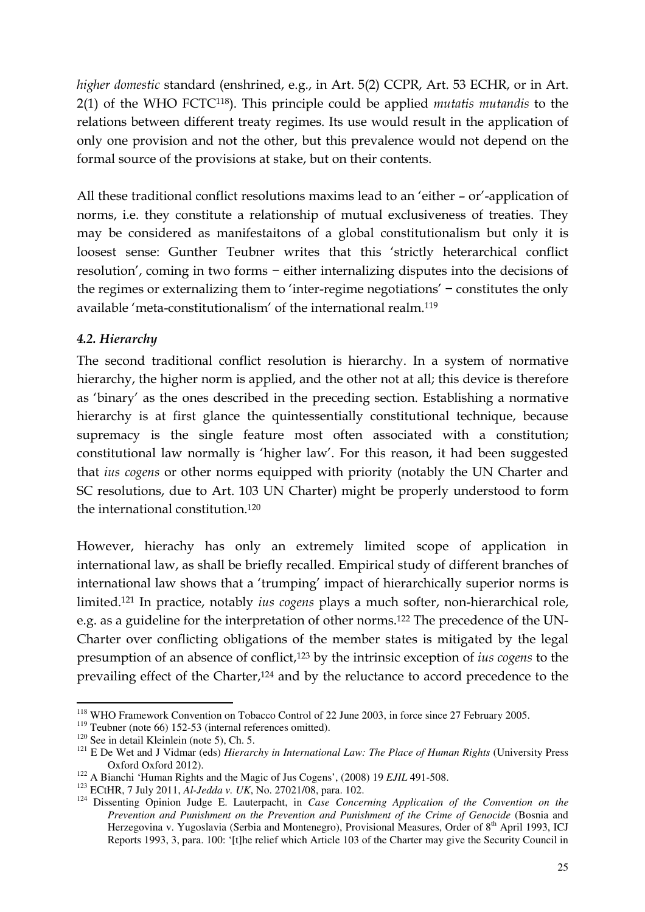*higher domestic* standard (enshrined, e.g., in Art. 5(2) CCPR, Art. 53 ECHR, or in Art. 2(1) of the WHO FCTC[118]). This principle could be applied *mutatis mutandis* to the relations between different treaty regimes. Its use would result in the application of only one provision and not the other, but this prevalence would not depend on the formal source of the provisions at stake, but on their contents.

All these traditional conflict resolutions maxims lead to an 'either – or'-application of norms, i.e. they constitute a relationship of mutual exclusiveness of treaties. They may be considered as manifestaitons of a global constitutionalism but only it is loosest sense: Gunther Teubner writes that this 'strictly heterarchical conflict resolution', coming in two forms − either internalizing disputes into the decisions of the regimes or externalizing them to 'inter-regime negotiations' − constitutes the only available 'meta-constitutionalism' of the international realm.[119]

### *4.2. Hierarchy*

The second traditional conflict resolution is hierarchy. In a system of normative hierarchy, the higher norm is applied, and the other not at all; this device is therefore as 'binary' as the ones described in the preceding section. Establishing a normative hierarchy is at first glance the quintessentially constitutional technique, because supremacy is the single feature most often associated with a constitution; constitutional law normally is 'higher law'. For this reason, it had been suggested that *ius cogens* or other norms equipped with priority (notably the UN Charter and SC resolutions, due to Art. 103 UN Charter) might be properly understood to form the international constitution.[120]

However, hierachy has only an extremely limited scope of application in international law, as shall be briefly recalled. Empirical study of different branches of international law shows that a 'trumping' impact of hierarchically superior norms is limited.[121] In practice, notably *ius cogens* plays a much softer, non-hierarchical role, e.g. as a guideline for the interpretation of other norms.[122] The precedence of the UN-Charter over conflicting obligations of the member states is mitigated by the legal presumption of an absence of conflict,[123] by the intrinsic exception of *ius cogens* to the prevailing effect of the Charter,[124] and by the reluctance to accord precedence to the

---

[118] WHO Framework Convention on Tobacco Control of 22 June 2003, in force since 27 February 2005.

[119] Teubner (note 66) 152-53 (internal references omitted).

[120] See in detail Kleinlein (note 5), Ch. 5.

[121] E De Wet and J Vidmar (eds) *Hierarchy in International Law: The Place of Human Rights* (University Press Oxford Oxford 2012).

[122] A Bianchi 'Human Rights and the Magic of Jus Cogens', (2008) 19 *EJIL* 491-508.

[123] ECtHR, 7 July 2011, *Al-Jedda v. UK*, No. 27021/08, para. 102.

[124] Dissenting Opinion Judge E. Lauterpacht, in *Case Concerning Application of the Convention on the Prevention and Punishment on the Prevention and Punishment of the Crime of Genocide* (Bosnia and Herzegovina v. Yugoslavia (Serbia and Montenegro), Provisional Measures, Order of 8th April 1993, ICJ Reports 1993, 3, para. 100: '[t]he relief which Article 103 of the Charter may give the Security Council in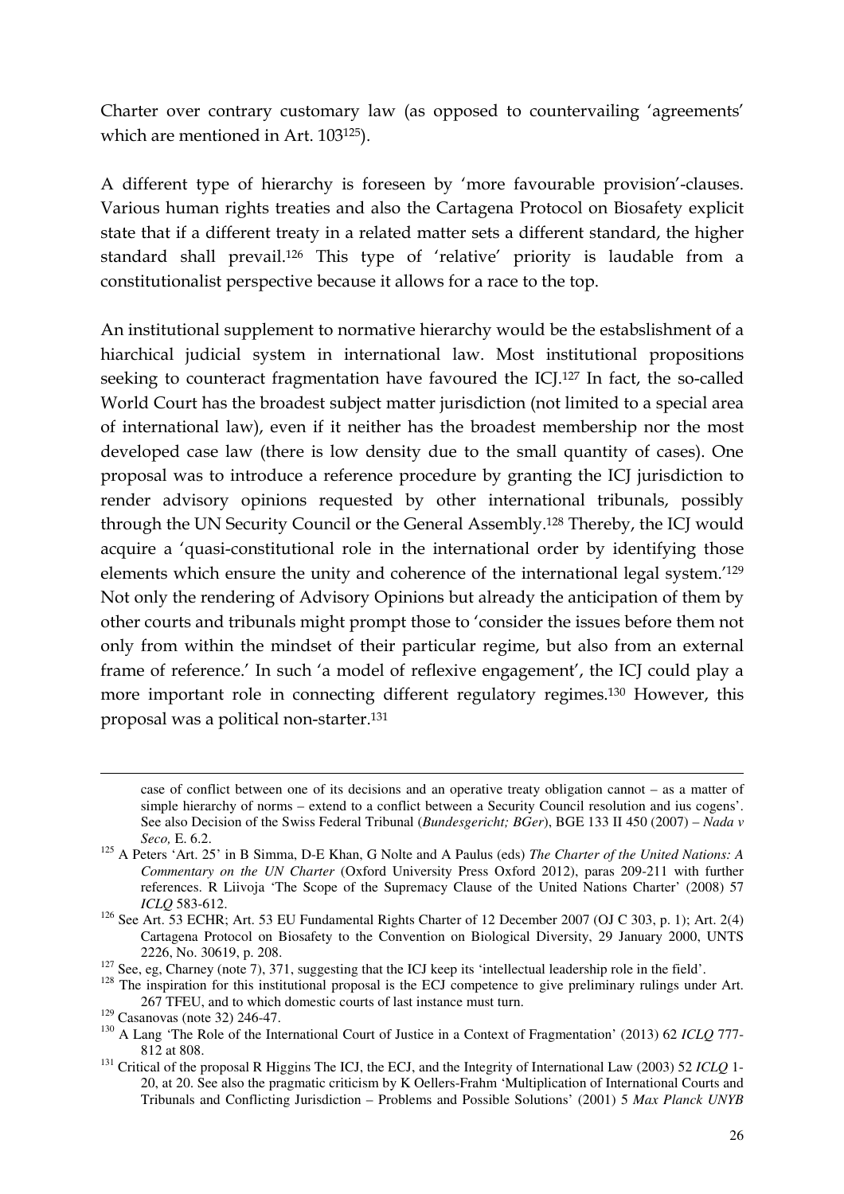Charter over contrary customary law (as opposed to countervailing 'agreements' which are mentioned in Art. 103[125]).

A different type of hierarchy is foreseen by 'more favourable provision'-clauses. Various human rights treaties and also the Cartagena Protocol on Biosafety explicit state that if a different treaty in a related matter sets a different standard, the higher standard shall prevail.[126] This type of 'relative' priority is laudable from a constitutionalist perspective because it allows for a race to the top.

An institutional supplement to normative hierarchy would be the estabslishment of a hiarchical judicial system in international law. Most institutional propositions seeking to counteract fragmentation have favoured the ICJ.[127] In fact, the so-called World Court has the broadest subject matter jurisdiction (not limited to a special area of international law), even if it neither has the broadest membership nor the most developed case law (there is low density due to the small quantity of cases). One proposal was to introduce a reference procedure by granting the ICJ jurisdiction to render advisory opinions requested by other international tribunals, possibly through the UN Security Council or the General Assembly.[128] Thereby, the ICJ would acquire a 'quasi-constitutional role in the international order by identifying those elements which ensure the unity and coherence of the international legal system.'[129] Not only the rendering of Advisory Opinions but already the anticipation of them by other courts and tribunals might prompt those to 'consider the issues before them not only from within the mindset of their particular regime, but also from an external frame of reference.' In such 'a model of reflexive engagement', the ICJ could play a more important role in connecting different regulatory regimes.[130] However, this proposal was a political non-starter.[131]

---

case of conflict between one of its decisions and an operative treaty obligation cannot – as a matter of simple hierarchy of norms – extend to a conflict between a Security Council resolution and ius cogens'. See also Decision of the Swiss Federal Tribunal (*Bundesgericht; BGer*), BGE 133 II 450 (2007) – *Nada v Seco,* E. 6.2.

[125] A Peters 'Art. 25' in B Simma, D-E Khan, G Nolte and A Paulus (eds) *The Charter of the United Nations: A Commentary on the UN Charter* (Oxford University Press Oxford 2012), paras 209-211 with further references. R Liivoja 'The Scope of the Supremacy Clause of the United Nations Charter' (2008) 57 *ICLQ* 583-612.

[126] See Art. 53 ECHR; Art. 53 EU Fundamental Rights Charter of 12 December 2007 (OJ C 303, p. 1); Art. 2(4) Cartagena Protocol on Biosafety to the Convention on Biological Diversity, 29 January 2000, UNTS 2226, No. 30619, p. 208.

[127] See, eg, Charney (note 7), 371, suggesting that the ICJ keep its 'intellectual leadership role in the field'.

[128] The inspiration for this institutional proposal is the ECJ competence to give preliminary rulings under Art. 267 TFEU, and to which domestic courts of last instance must turn.

[129] Casanovas (note 32) 246-47.

[130] A Lang 'The Role of the International Court of Justice in a Context of Fragmentation' (2013) 62 *ICLQ* 777-812 at 808.

[131] Critical of the proposal R Higgins The ICJ, the ECJ, and the Integrity of International Law (2003) 52 *ICLQ* 1-20, at 20. See also the pragmatic criticism by K Oellers-Frahm 'Multiplication of International Courts and Tribunals and Conflicting Jurisdiction – Problems and Possible Solutions' (2001) 5 *Max Planck UNYB*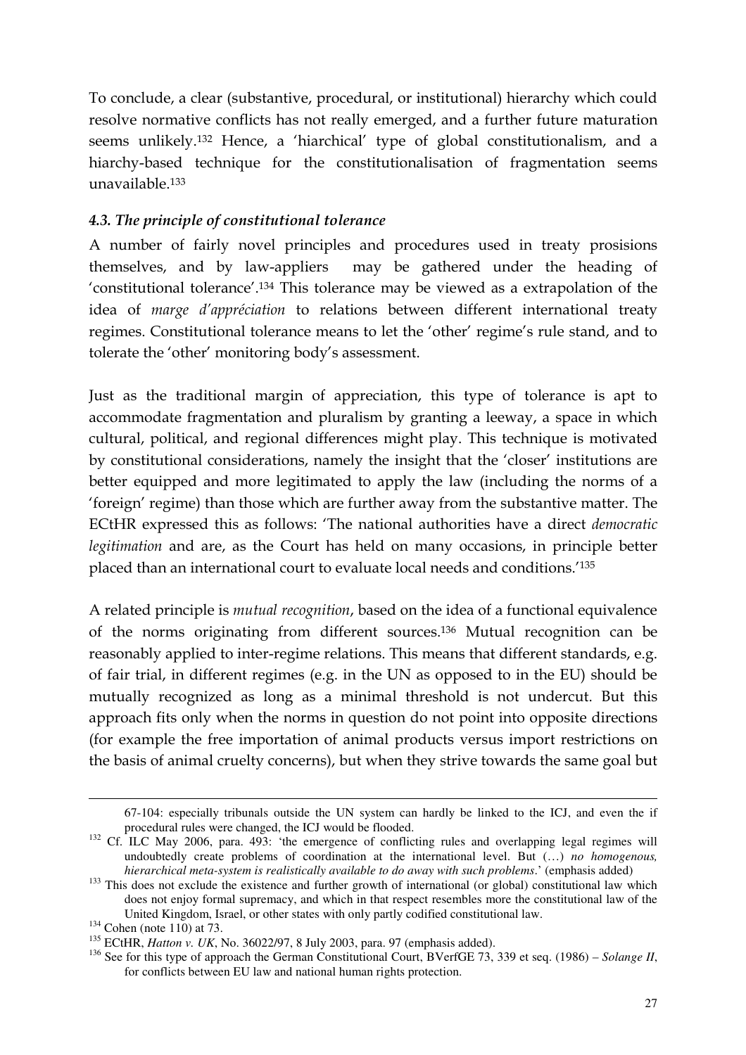To conclude, a clear (substantive, procedural, or institutional) hierarchy which could resolve normative conflicts has not really emerged, and a further future maturation seems unlikely.[132] Hence, a 'hiarchical' type of global constitutionalism, and a hiarchy-based technique for the constitutionalisation of fragmentation seems unavailable.[133]

#### *4.3. The principle of constitutional tolerance*

A number of fairly novel principles and procedures used in treaty prosisions themselves, and by law-appliers may be gathered under the heading of 'constitutional tolerance'.[134] This tolerance may be viewed as a extrapolation of the idea of *marge d'appréciation* to relations between different international treaty regimes. Constitutional tolerance means to let the 'other' regime's rule stand, and to tolerate the 'other' monitoring body's assessment.

Just as the traditional margin of appreciation, this type of tolerance is apt to accommodate fragmentation and pluralism by granting a leeway, a space in which cultural, political, and regional differences might play. This technique is motivated by constitutional considerations, namely the insight that the 'closer' institutions are better equipped and more legitimated to apply the law (including the norms of a 'foreign' regime) than those which are further away from the substantive matter. The ECtHR expressed this as follows: 'The national authorities have a direct *democratic legitimation* and are, as the Court has held on many occasions, in principle better placed than an international court to evaluate local needs and conditions.'[135]

A related principle is *mutual recognition*, based on the idea of a functional equivalence of the norms originating from different sources.[136] Mutual recognition can be reasonably applied to inter-regime relations. This means that different standards, e.g. of fair trial, in different regimes (e.g. in the UN as opposed to in the EU) should be mutually recognized as long as a minimal threshold is not undercut. But this approach fits only when the norms in question do not point into opposite directions (for example the free importation of animal products versus import restrictions on the basis of animal cruelty concerns), but when they strive towards the same goal but

---

67-104: especially tribunals outside the UN system can hardly be linked to the ICJ, and even the if procedural rules were changed, the ICJ would be flooded.

[132] Cf. ILC May 2006, para. 493: 'the emergence of conflicting rules and overlapping legal regimes will undoubtedly create problems of coordination at the international level. But (…) *no homogenous, hierarchical meta-system is realistically available to do away with such problems*.' (emphasis added)

[133] This does not exclude the existence and further growth of international (or global) constitutional law which does not enjoy formal supremacy, and which in that respect resembles more the constitutional law of the United Kingdom, Israel, or other states with only partly codified constitutional law.

[134] Cohen (note 110) at 73.

[135] ECtHR, *Hatton v. UK*, No. 36022/97, 8 July 2003, para. 97 (emphasis added).

[136] See for this type of approach the German Constitutional Court, BVerfGE 73, 339 et seq. (1986) – *Solange II*, for conflicts between EU law and national human rights protection.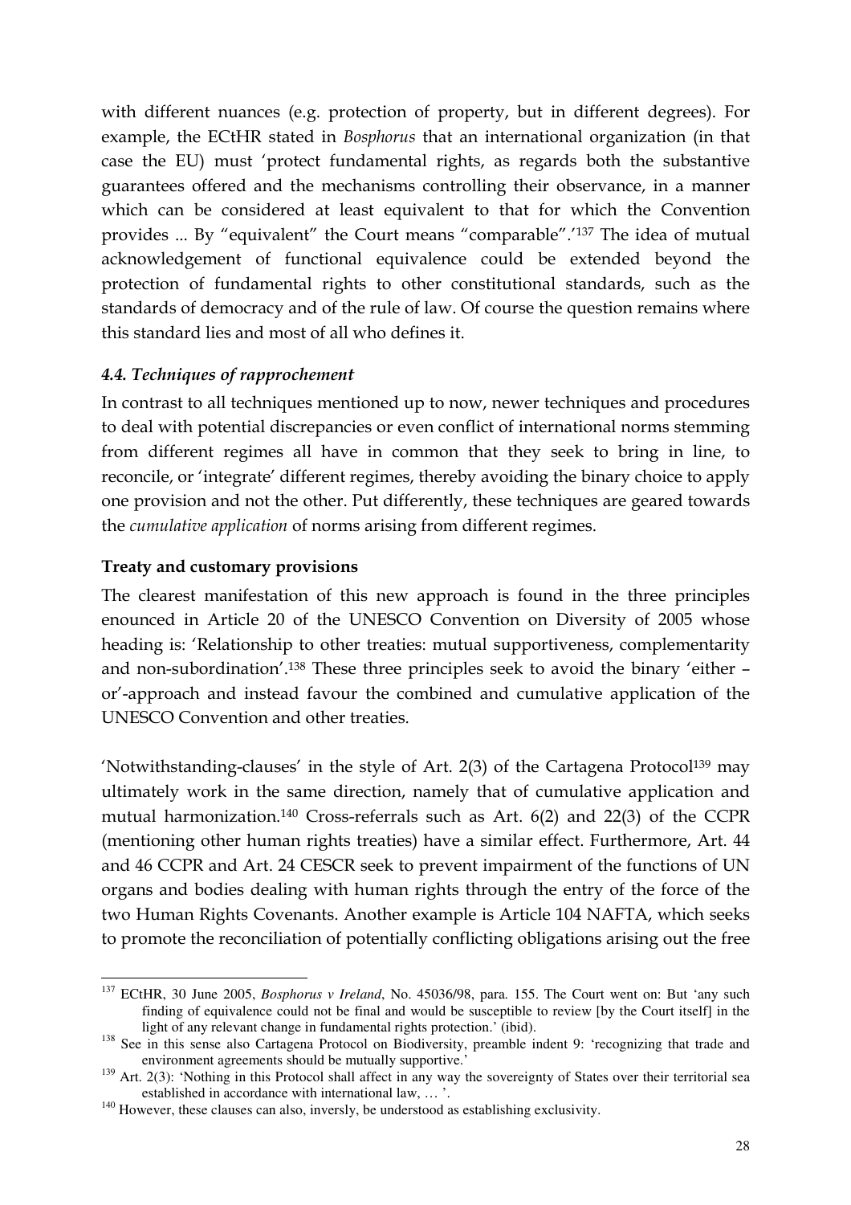with different nuances (e.g. protection of property, but in different degrees). For example, the ECtHR stated in *Bosphorus* that an international organization (in that case the EU) must 'protect fundamental rights, as regards both the substantive guarantees offered and the mechanisms controlling their observance, in a manner which can be considered at least equivalent to that for which the Convention provides ... By "equivalent" the Court means "comparable".'[137] The idea of mutual acknowledgement of functional equivalence could be extended beyond the protection of fundamental rights to other constitutional standards, such as the standards of democracy and of the rule of law. Of course the question remains where this standard lies and most of all who defines it.

### *4.4. Techniques of rapprochement*

In contrast to all techniques mentioned up to now, newer techniques and procedures to deal with potential discrepancies or even conflict of international norms stemming from different regimes all have in common that they seek to bring in line, to reconcile, or 'integrate' different regimes, thereby avoiding the binary choice to apply one provision and not the other. Put differently, these techniques are geared towards the *cumulative application* of norms arising from different regimes.

**Treaty and customary provisions**

The clearest manifestation of this new approach is found in the three principles enounced in Article 20 of the UNESCO Convention on Diversity of 2005 whose heading is: 'Relationship to other treaties: mutual supportiveness, complementarity and non-subordination'.[138] These three principles seek to avoid the binary 'either – or'-approach and instead favour the combined and cumulative application of the UNESCO Convention and other treaties.

'Notwithstanding-clauses' in the style of Art. 2(3) of the Cartagena Protocol[139] may ultimately work in the same direction, namely that of cumulative application and mutual harmonization.[140] Cross-referrals such as Art. 6(2) and 22(3) of the CCPR (mentioning other human rights treaties) have a similar effect. Furthermore, Art. 44 and 46 CCPR and Art. 24 CESCR seek to prevent impairment of the functions of UN organs and bodies dealing with human rights through the entry of the force of the two Human Rights Covenants. Another example is Article 104 NAFTA, which seeks to promote the reconciliation of potentially conflicting obligations arising out the free

---

[137] ECtHR, 30 June 2005, *Bosphorus v Ireland*, No. 45036/98, para. 155. The Court went on: But 'any such finding of equivalence could not be final and would be susceptible to review [by the Court itself] in the light of any relevant change in fundamental rights protection.' (ibid).

[138] See in this sense also Cartagena Protocol on Biodiversity, preamble indent 9: 'recognizing that trade and environment agreements should be mutually supportive.'

[139] Art. 2(3): 'Nothing in this Protocol shall affect in any way the sovereignty of States over their territorial sea established in accordance with international law, … '.

[140] However, these clauses can also, inversly, be understood as establishing exclusivity.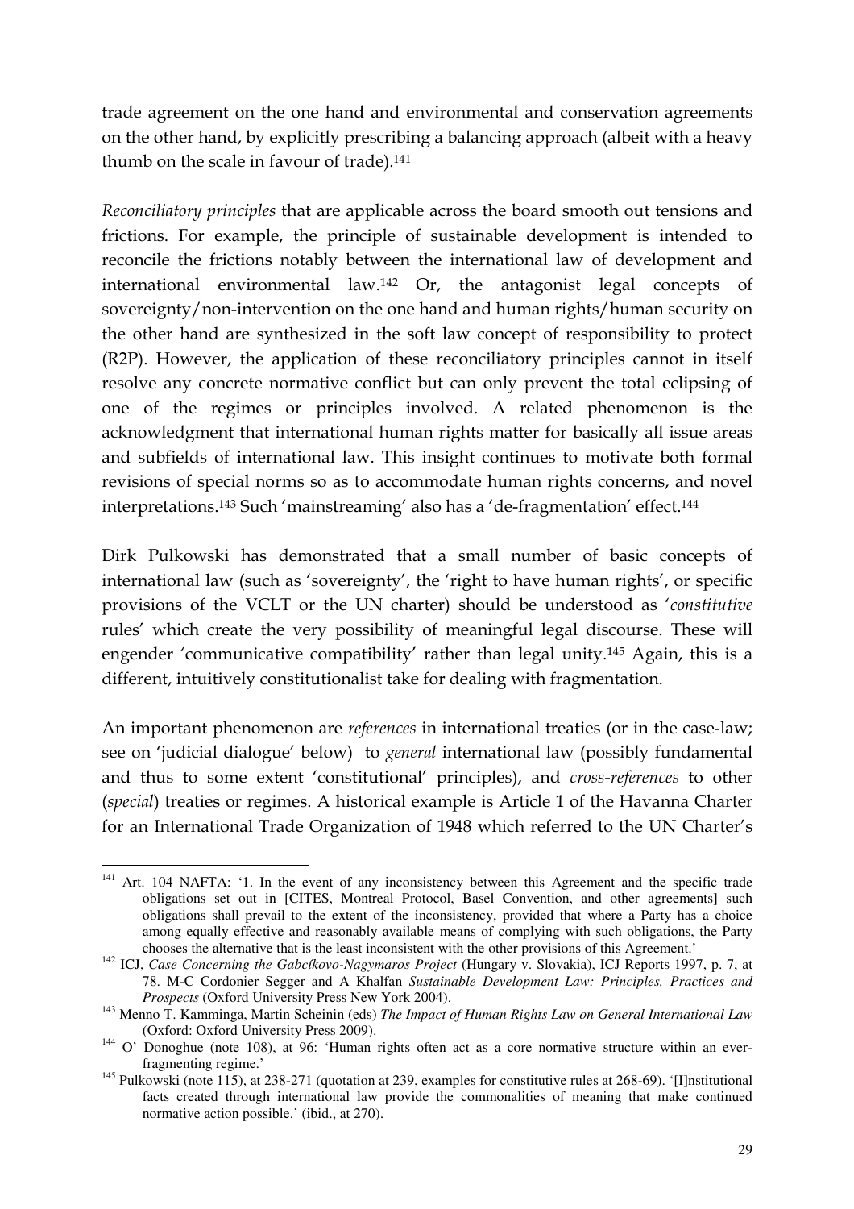trade agreement on the one hand and environmental and conservation agreements on the other hand, by explicitly prescribing a balancing approach (albeit with a heavy thumb on the scale in favour of trade).[141]

*Reconciliatory principles* that are applicable across the board smooth out tensions and frictions. For example, the principle of sustainable development is intended to reconcile the frictions notably between the international law of development and international environmental law.[142] Or, the antagonist legal concepts of sovereignty/non-intervention on the one hand and human rights/human security on the other hand are synthesized in the soft law concept of responsibility to protect (R2P). However, the application of these reconciliatory principles cannot in itself resolve any concrete normative conflict but can only prevent the total eclipsing of one of the regimes or principles involved. A related phenomenon is the acknowledgment that international human rights matter for basically all issue areas and subfields of international law. This insight continues to motivate both formal revisions of special norms so as to accommodate human rights concerns, and novel interpretations.[143] Such 'mainstreaming' also has a 'de-fragmentation' effect.[144]

Dirk Pulkowski has demonstrated that a small number of basic concepts of international law (such as 'sovereignty', the 'right to have human rights', or specific provisions of the VCLT or the UN charter) should be understood as '*constitutive* rules' which create the very possibility of meaningful legal discourse. These will engender 'communicative compatibility' rather than legal unity.[145] Again, this is a different, intuitively constitutionalist take for dealing with fragmentation.

An important phenomenon are *references* in international treaties (or in the case-law; see on 'judicial dialogue' below) to *general* international law (possibly fundamental and thus to some extent 'constitutional' principles), and *cross-references* to other (*special*) treaties or regimes. A historical example is Article 1 of the Havanna Charter for an International Trade Organization of 1948 which referred to the UN Charter's

---

[141] Art. 104 NAFTA: '1. In the event of any inconsistency between this Agreement and the specific trade obligations set out in [CITES, Montreal Protocol, Basel Convention, and other agreements] such obligations shall prevail to the extent of the inconsistency, provided that where a Party has a choice among equally effective and reasonably available means of complying with such obligations, the Party chooses the alternative that is the least inconsistent with the other provisions of this Agreement.'

[142] ICJ, *Case Concerning the Gabcíkovo-Nagymaros Project* (Hungary v. Slovakia), ICJ Reports 1997, p. 7, at 78. M-C Cordonier Segger and A Khalfan *Sustainable Development Law: Principles, Practices and Prospects* (Oxford University Press New York 2004).

[143] Menno T. Kamminga, Martin Scheinin (eds) *The Impact of Human Rights Law on General International Law* (Oxford: Oxford University Press 2009).

[144] O' Donoghue (note 108), at 96: 'Human rights often act as a core normative structure within an ever-fragmenting regime.'

[145] Pulkowski (note 115), at 238-271 (quotation at 239, examples for constitutive rules at 268-69). '[I]nstitutional facts created through international law provide the commonalities of meaning that make continued normative action possible.' (ibid., at 270).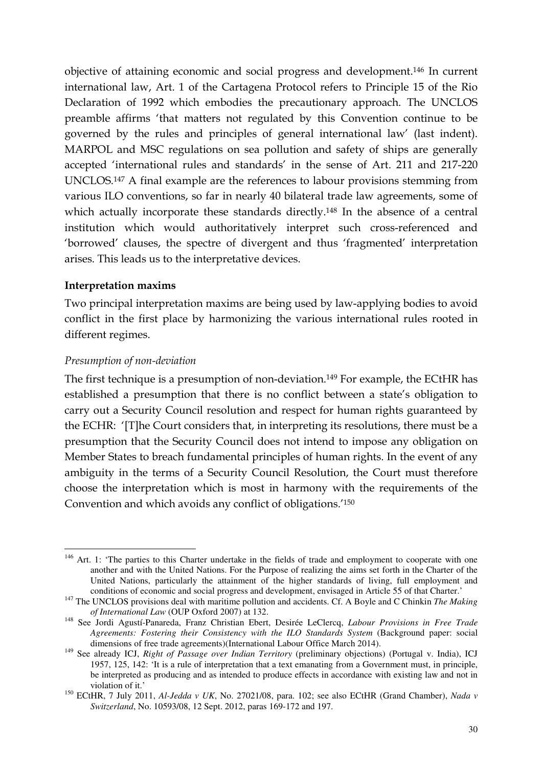objective of attaining economic and social progress and development.[146] In current international law, Art. 1 of the Cartagena Protocol refers to Principle 15 of the Rio Declaration of 1992 which embodies the precautionary approach. The UNCLOS preamble affirms 'that matters not regulated by this Convention continue to be governed by the rules and principles of general international law' (last indent). MARPOL and MSC regulations on sea pollution and safety of ships are generally accepted 'international rules and standards' in the sense of Art. 211 and 217-220 UNCLOS.[147] A final example are the references to labour provisions stemming from various ILO conventions, so far in nearly 40 bilateral trade law agreements, some of which actually incorporate these standards directly.[148] In the absence of a central institution which would authoritatively interpret such cross-referenced and 'borrowed' clauses, the spectre of divergent and thus 'fragmented' interpretation arises. This leads us to the interpretative devices.

**Interpretation maxims**

Two principal interpretation maxims are being used by law-applying bodies to avoid conflict in the first place by harmonizing the various international rules rooted in different regimes.

*Presumption of non-deviation*

The first technique is a presumption of non-deviation.[149] For example, the ECtHR has established a presumption that there is no conflict between a state's obligation to carry out a Security Council resolution and respect for human rights guaranteed by the ECHR: '[T]he Court considers that, in interpreting its resolutions, there must be a presumption that the Security Council does not intend to impose any obligation on Member States to breach fundamental principles of human rights. In the event of any ambiguity in the terms of a Security Council Resolution, the Court must therefore choose the interpretation which is most in harmony with the requirements of the Convention and which avoids any conflict of obligations.'[150]

---

[146] Art. 1: 'The parties to this Charter undertake in the fields of trade and employment to cooperate with one another and with the United Nations. For the Purpose of realizing the aims set forth in the Charter of the United Nations, particularly the attainment of the higher standards of living, full employment and conditions of economic and social progress and development, envisaged in Article 55 of that Charter.'

[147] The UNCLOS provisions deal with maritime pollution and accidents. Cf. A Boyle and C Chinkin *The Making of International Law* (OUP Oxford 2007) at 132.

[148] See Jordi Agustí-Panareda, Franz Christian Ebert, Desirée LeClercq, *Labour Provisions in Free Trade Agreements: Fostering their Consistency with the ILO Standards System* (Background paper: social dimensions of free trade agreements)(International Labour Office March 2014).

[149] See already ICJ, *Right of Passage over Indian Territory* (preliminary objections) (Portugal v. India), ICJ 1957, 125, 142: 'It is a rule of interpretation that a text emanating from a Government must, in principle, be interpreted as producing and as intended to produce effects in accordance with existing law and not in violation of it.'

[150] ECtHR, 7 July 2011, *Al-Jedda v UK*, No. 27021/08, para. 102; see also ECtHR (Grand Chamber), *Nada v Switzerland*, No. 10593/08, 12 Sept. 2012, paras 169-172 and 197.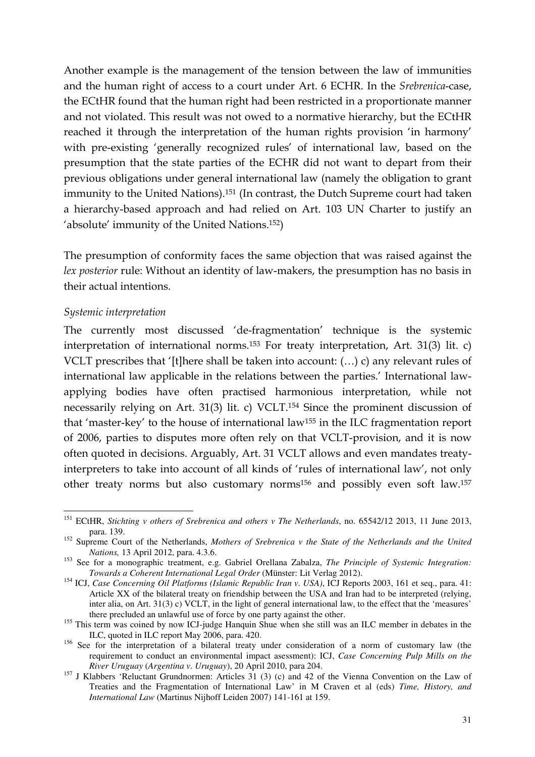Another example is the management of the tension between the law of immunities and the human right of access to a court under Art. 6 ECHR. In the *Srebrenica*-case, the ECtHR found that the human right had been restricted in a proportionate manner and not violated. This result was not owed to a normative hierarchy, but the ECtHR reached it through the interpretation of the human rights provision 'in harmony' with pre-existing 'generally recognized rules' of international law, based on the presumption that the state parties of the ECHR did not want to depart from their previous obligations under general international law (namely the obligation to grant immunity to the United Nations).[151] (In contrast, the Dutch Supreme court had taken a hierarchy-based approach and had relied on Art. 103 UN Charter to justify an 'absolute' immunity of the United Nations.[152])

The presumption of conformity faces the same objection that was raised against the *lex posterior* rule: Without an identity of law-makers, the presumption has no basis in their actual intentions.

*Systemic interpretation*

The currently most discussed 'de-fragmentation' technique is the systemic interpretation of international norms.[153] For treaty interpretation, Art. 31(3) lit. c) VCLT prescribes that '[t]here shall be taken into account: (…) c) any relevant rules of international law applicable in the relations between the parties.' International law-applying bodies have often practised harmonious interpretation, while not necessarily relying on Art. 31(3) lit. c) VCLT.[154] Since the prominent discussion of that 'master-key' to the house of international law[155] in the ILC fragmentation report of 2006, parties to disputes more often rely on that VCLT-provision, and it is now often quoted in decisions. Arguably, Art. 31 VCLT allows and even mandates treaty-interpreters to take into account of all kinds of 'rules of international law', not only other treaty norms but also customary norms[156] and possibly even soft law.[157]

---

[151] ECtHR, *Stichting v others of Srebrenica and others v The Netherlands*, no. 65542/12 2013, 11 June 2013, para. 139.

[152] Supreme Court of the Netherlands, *Mothers of Srebrenica v the State of the Netherlands and the United Nations,* 13 April 2012, para. 4.3.6.

[153] See for a monographic treatment, e.g. Gabriel Orellana Zabalza, *The Principle of Systemic Integration: Towards a Coherent International Legal Order* (Münster: Lit Verlag 2012).

[154] ICJ, *Case Concerning Oil Platforms (Islamic Republic Iran v. USA)*, ICJ Reports 2003, 161 et seq., para. 41: Article XX of the bilateral treaty on friendship between the USA and Iran had to be interpreted (relying, inter alia, on Art. 31(3) c) VCLT, in the light of general international law, to the effect that the 'measures' there precluded an unlawful use of force by one party against the other.

[155] This term was coined by now ICJ-judge Hanquin Shue when she still was an ILC member in debates in the ILC, quoted in ILC report May 2006, para. 420.

[156] See for the interpretation of a bilateral treaty under consideration of a norm of customary law (the requirement to conduct an environmental impact asessment): ICJ, *Case Concerning Pulp Mills on the River Uruguay* (*Argentina v. Uruguay*), 20 April 2010, para 204.

[157] J Klabbers 'Reluctant Grundnormen: Articles 31 (3) (c) and 42 of the Vienna Convention on the Law of Treaties and the Fragmentation of International Law' in M Craven et al (eds) *Time, History, and International Law* (Martinus Nijhoff Leiden 2007) 141-161 at 159.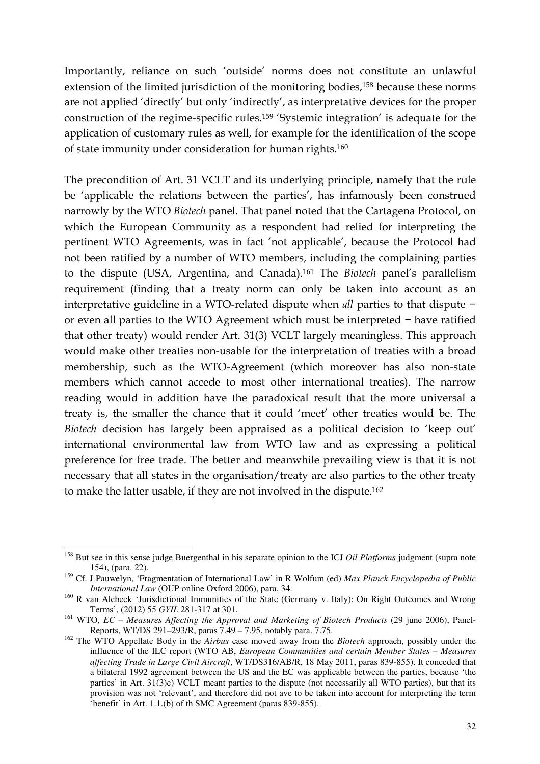Importantly, reliance on such 'outside' norms does not constitute an unlawful extension of the limited jurisdiction of the monitoring bodies,[158] because these norms are not applied 'directly' but only 'indirectly', as interpretative devices for the proper construction of the regime-specific rules.[159] 'Systemic integration' is adequate for the application of customary rules as well, for example for the identification of the scope of state immunity under consideration for human rights.[160]

The precondition of Art. 31 VCLT and its underlying principle, namely that the rule be 'applicable the relations between the parties', has infamously been construed narrowly by the WTO *Biotech* panel. That panel noted that the Cartagena Protocol, on which the European Community as a respondent had relied for interpreting the pertinent WTO Agreements, was in fact 'not applicable', because the Protocol had not been ratified by a number of WTO members, including the complaining parties to the dispute (USA, Argentina, and Canada).[161] The *Biotech* panel's parallelism requirement (finding that a treaty norm can only be taken into account as an interpretative guideline in a WTO-related dispute when *all* parties to that dispute − or even all parties to the WTO Agreement which must be interpreted − have ratified that other treaty) would render Art. 31(3) VCLT largely meaningless. This approach would make other treaties non-usable for the interpretation of treaties with a broad membership, such as the WTO-Agreement (which moreover has also non-state members which cannot accede to most other international treaties). The narrow reading would in addition have the paradoxical result that the more universal a treaty is, the smaller the chance that it could 'meet' other treaties would be. The *Biotech* decision has largely been appraised as a political decision to 'keep out' international environmental law from WTO law and as expressing a political preference for free trade. The better and meanwhile prevailing view is that it is not necessary that all states in the organisation/treaty are also parties to the other treaty to make the latter usable, if they are not involved in the dispute.[162]

---

[158] But see in this sense judge Buergenthal in his separate opinion to the ICJ *Oil Platforms* judgment (supra note 154), (para. 22).

[159] Cf. J Pauwelyn, 'Fragmentation of International Law' in R Wolfum (ed) *Max Planck Encyclopedia of Public International Law* (OUP online Oxford 2006), para. 34.

[160] R van Alebeek 'Jurisdictional Immunities of the State (Germany v. Italy): On Right Outcomes and Wrong Terms', (2012) 55 *GYIL* 281-317 at 301.

[161] WTO, *EC – Measures Affecting the Approval and Marketing of Biotech Products* (29 june 2006), Panel-Reports, WT/DS 291–293/R, paras 7.49 – 7.95, notably para. 7.75.

[162] The WTO Appellate Body in the *Airbus* case moved away from the *Biotech* approach, possibly under the influence of the ILC report (WTO AB, *European Communities and certain Member States – Measures affecting Trade in Large Civil Aircraft*, WT/DS316/AB/R, 18 May 2011, paras 839-855). It conceded that a bilateral 1992 agreement between the US and the EC was applicable between the parties, because 'the parties' in Art. 31(3)c) VCLT meant parties to the dispute (not necessarily all WTO parties), but that its provision was not 'relevant', and therefore did not ave to be taken into account for interpreting the term 'benefit' in Art. 1.1.(b) of th SMC Agreement (paras 839-855).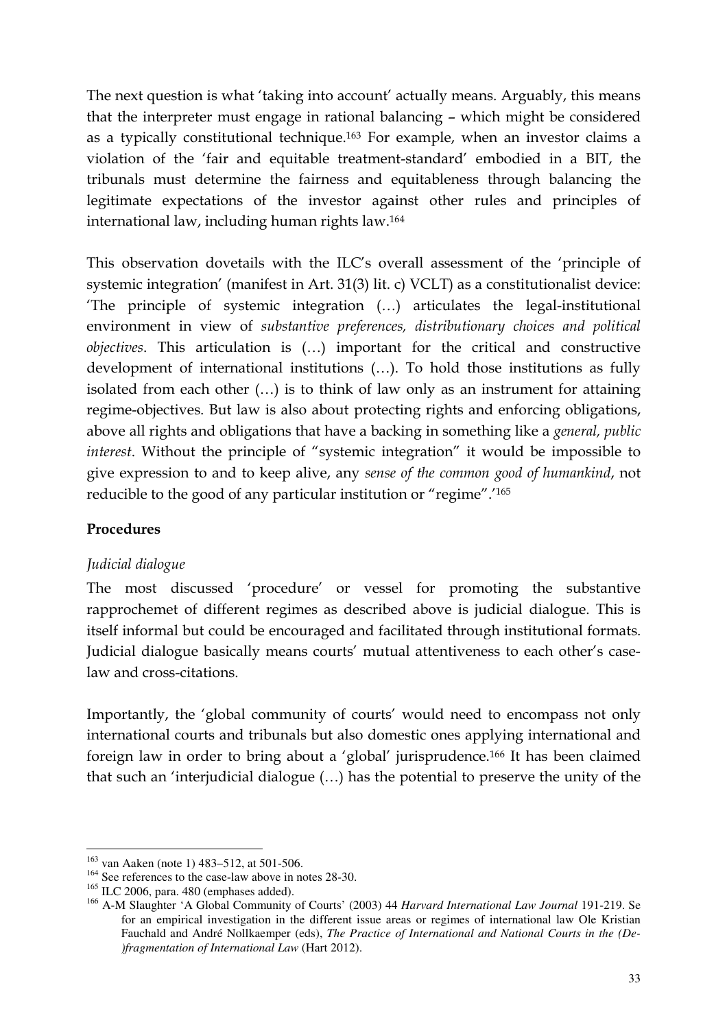The next question is what 'taking into account' actually means. Arguably, this means that the interpreter must engage in rational balancing – which might be considered as a typically constitutional technique.[163] For example, when an investor claims a violation of the 'fair and equitable treatment-standard' embodied in a BIT, the tribunals must determine the fairness and equitableness through balancing the legitimate expectations of the investor against other rules and principles of international law, including human rights law.[164]

This observation dovetails with the ILC's overall assessment of the 'principle of systemic integration' (manifest in Art. 31(3) lit. c) VCLT) as a constitutionalist device: 'The principle of systemic integration (…) articulates the legal-institutional environment in view of *substantive preferences, distributionary choices and political objectives*. This articulation is (…) important for the critical and constructive development of international institutions (…). To hold those institutions as fully isolated from each other (…) is to think of law only as an instrument for attaining regime-objectives. But law is also about protecting rights and enforcing obligations, above all rights and obligations that have a backing in something like a *general, public interest*. Without the principle of "systemic integration" it would be impossible to give expression to and to keep alive, any *sense of the common good of humankind*, not reducible to the good of any particular institution or "regime".'[165]

**Procedures**

*Judicial dialogue*

The most discussed 'procedure' or vessel for promoting the substantive rapprochemet of different regimes as described above is judicial dialogue. This is itself informal but could be encouraged and facilitated through institutional formats. Judicial dialogue basically means courts' mutual attentiveness to each other's case-law and cross-citations.

Importantly, the 'global community of courts' would need to encompass not only international courts and tribunals but also domestic ones applying international and foreign law in order to bring about a 'global' jurisprudence.[166] It has been claimed that such an 'interjudicial dialogue (…) has the potential to preserve the unity of the

---

[163] van Aaken (note 1) 483–512, at 501-506.

[164] See references to the case-law above in notes 28-30.

[165] ILC 2006, para. 480 (emphases added).

[166] A-M Slaughter 'A Global Community of Courts' (2003) 44 *Harvard International Law Journal* 191-219. Se for an empirical investigation in the different issue areas or regimes of international law Ole Kristian Fauchald and André Nollkaemper (eds), *The Practice of International and National Courts in the (De-)fragmentation of International Law* (Hart 2012).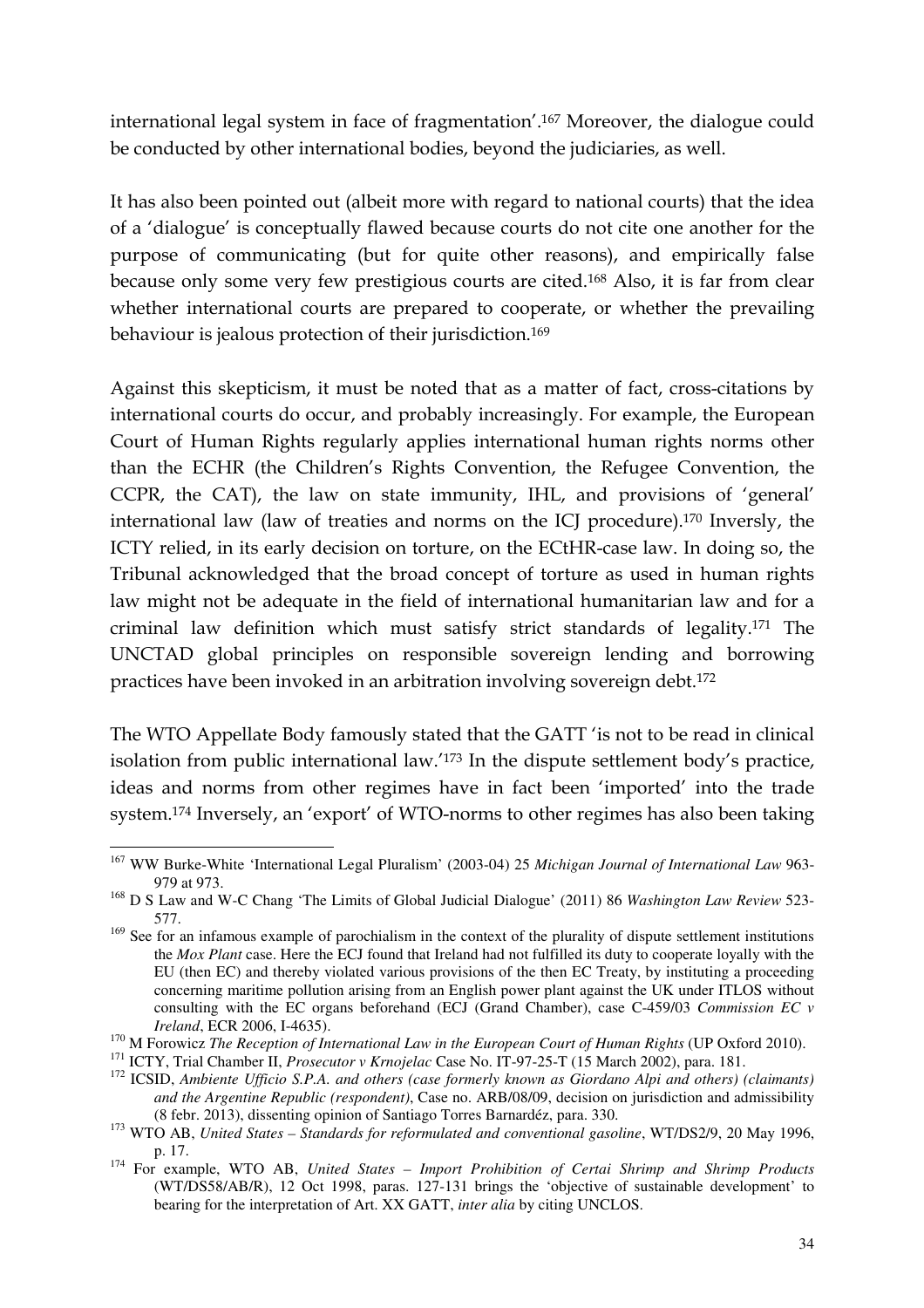international legal system in face of fragmentation'.[167] Moreover, the dialogue could be conducted by other international bodies, beyond the judiciaries, as well.

It has also been pointed out (albeit more with regard to national courts) that the idea of a 'dialogue' is conceptually flawed because courts do not cite one another for the purpose of communicating (but for quite other reasons), and empirically false because only some very few prestigious courts are cited.[168] Also, it is far from clear whether international courts are prepared to cooperate, or whether the prevailing behaviour is jealous protection of their jurisdiction.[169]

Against this skepticism, it must be noted that as a matter of fact, cross-citations by international courts do occur, and probably increasingly. For example, the European Court of Human Rights regularly applies international human rights norms other than the ECHR (the Children's Rights Convention, the Refugee Convention, the CCPR, the CAT), the law on state immunity, IHL, and provisions of 'general' international law (law of treaties and norms on the ICJ procedure).[170] Inversly, the ICTY relied, in its early decision on torture, on the ECtHR-case law. In doing so, the Tribunal acknowledged that the broad concept of torture as used in human rights law might not be adequate in the field of international humanitarian law and for a criminal law definition which must satisfy strict standards of legality.[171] The UNCTAD global principles on responsible sovereign lending and borrowing practices have been invoked in an arbitration involving sovereign debt.[172]

The WTO Appellate Body famously stated that the GATT 'is not to be read in clinical isolation from public international law.'[173] In the dispute settlement body's practice, ideas and norms from other regimes have in fact been 'imported' into the trade system.[174] Inversely, an 'export' of WTO-norms to other regimes has also been taking

---

[167] WW Burke-White 'International Legal Pluralism' (2003-04) 25 *Michigan Journal of International Law* 963-979 at 973.

[168] D S Law and W-C Chang 'The Limits of Global Judicial Dialogue' (2011) 86 *Washington Law Review* 523-577.

[169] See for an infamous example of parochialism in the context of the plurality of dispute settlement institutions the *Mox Plant* case. Here the ECJ found that Ireland had not fulfilled its duty to cooperate loyally with the EU (then EC) and thereby violated various provisions of the then EC Treaty, by instituting a proceeding concerning maritime pollution arising from an English power plant against the UK under ITLOS without consulting with the EC organs beforehand (ECJ (Grand Chamber), case C-459/03 *Commission EC v Ireland*, ECR 2006, I-4635).

[170] M Forowicz *The Reception of International Law in the European Court of Human Rights* (UP Oxford 2010).

[171] ICTY, Trial Chamber II, *Prosecutor v Krnojelac* Case No. IT-97-25-T (15 March 2002), para. 181.

[172] ICSID, *Ambiente Ufficio S.P.A. and others (case formerly known as Giordano Alpi and others) (claimants) and the Argentine Republic (respondent)*, Case no. ARB/08/09, decision on jurisdiction and admissibility (8 febr. 2013), dissenting opinion of Santiago Torres Barnardéz, para. 330.

[173] WTO AB, *United States – Standards for reformulated and conventional gasoline*, WT/DS2/9, 20 May 1996, p. 17.

[174] For example, WTO AB, *United States – Import Prohibition of Certai Shrimp and Shrimp Products* (WT/DS58/AB/R), 12 Oct 1998, paras. 127-131 brings the 'objective of sustainable development' to bearing for the interpretation of Art. XX GATT, *inter alia* by citing UNCLOS.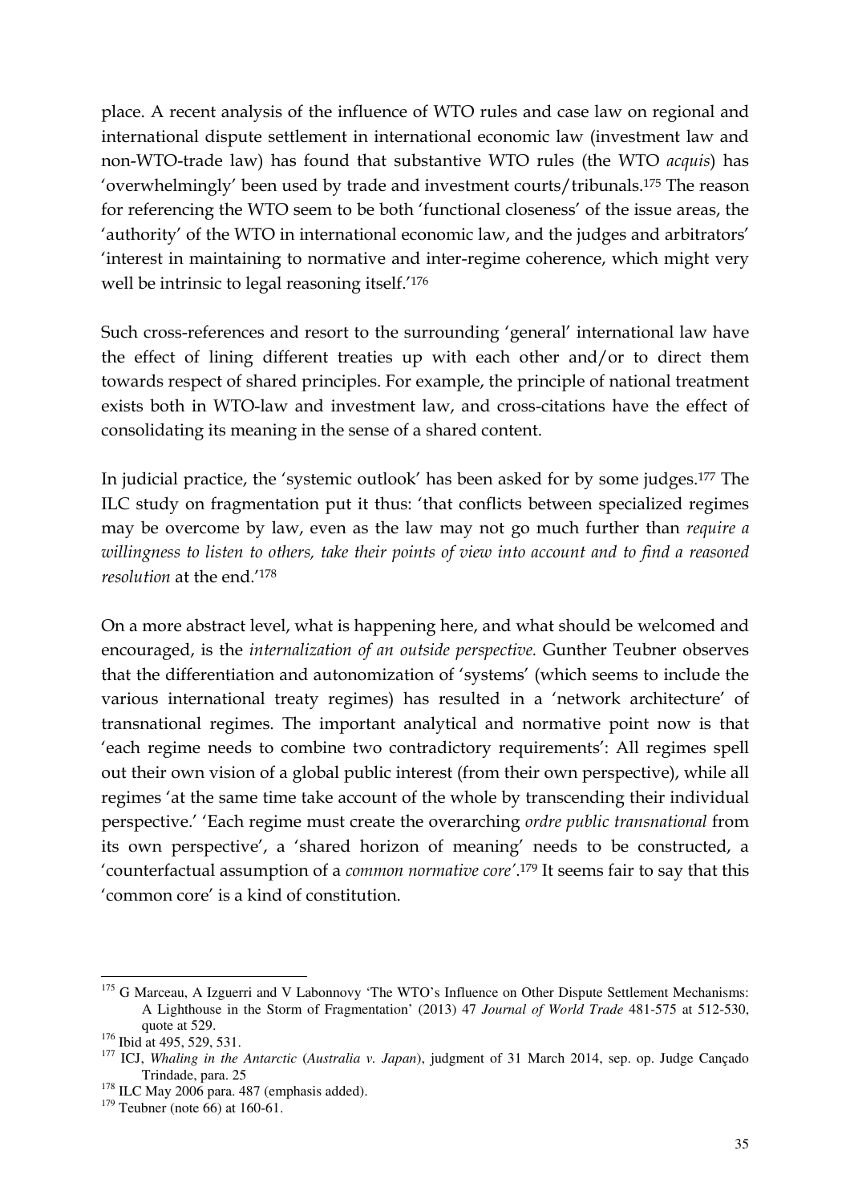place. A recent analysis of the influence of WTO rules and case law on regional and international dispute settlement in international economic law (investment law and non-WTO-trade law) has found that substantive WTO rules (the WTO *acquis*) has 'overwhelmingly' been used by trade and investment courts/tribunals.[175] The reason for referencing the WTO seem to be both 'functional closeness' of the issue areas, the 'authority' of the WTO in international economic law, and the judges and arbitrators' 'interest in maintaining to normative and inter-regime coherence, which might very well be intrinsic to legal reasoning itself.'[176]

Such cross-references and resort to the surrounding 'general' international law have the effect of lining different treaties up with each other and/or to direct them towards respect of shared principles. For example, the principle of national treatment exists both in WTO-law and investment law, and cross-citations have the effect of consolidating its meaning in the sense of a shared content.

In judicial practice, the 'systemic outlook' has been asked for by some judges.[177] The ILC study on fragmentation put it thus: 'that conflicts between specialized regimes may be overcome by law, even as the law may not go much further than *require a willingness to listen to others, take their points of view into account and to find a reasoned resolution* at the end.'[178]

On a more abstract level, what is happening here, and what should be welcomed and encouraged, is the *internalization of an outside perspective.* Gunther Teubner observes that the differentiation and autonomization of 'systems' (which seems to include the various international treaty regimes) has resulted in a 'network architecture' of transnational regimes. The important analytical and normative point now is that 'each regime needs to combine two contradictory requirements': All regimes spell out their own vision of a global public interest (from their own perspective), while all regimes 'at the same time take account of the whole by transcending their individual perspective.' 'Each regime must create the overarching *ordre public transnational* from its own perspective', a 'shared horizon of meaning' needs to be constructed, a 'counterfactual assumption of a *common normative core*'.[179] It seems fair to say that this 'common core' is a kind of constitution.

---

[175] G Marceau, A Izguerri and V Labonnovy 'The WTO's Influence on Other Dispute Settlement Mechanisms: A Lighthouse in the Storm of Fragmentation' (2013) 47 *Journal of World Trade* 481-575 at 512-530, quote at 529.

[176] Ibid at 495, 529, 531.

[177] ICJ, *Whaling in the Antarctic* (*Australia v. Japan*), judgment of 31 March 2014, sep. op. Judge Cançado Trindade, para. 25

[178] ILC May 2006 para. 487 (emphasis added).

[179] Teubner (note 66) at 160-61.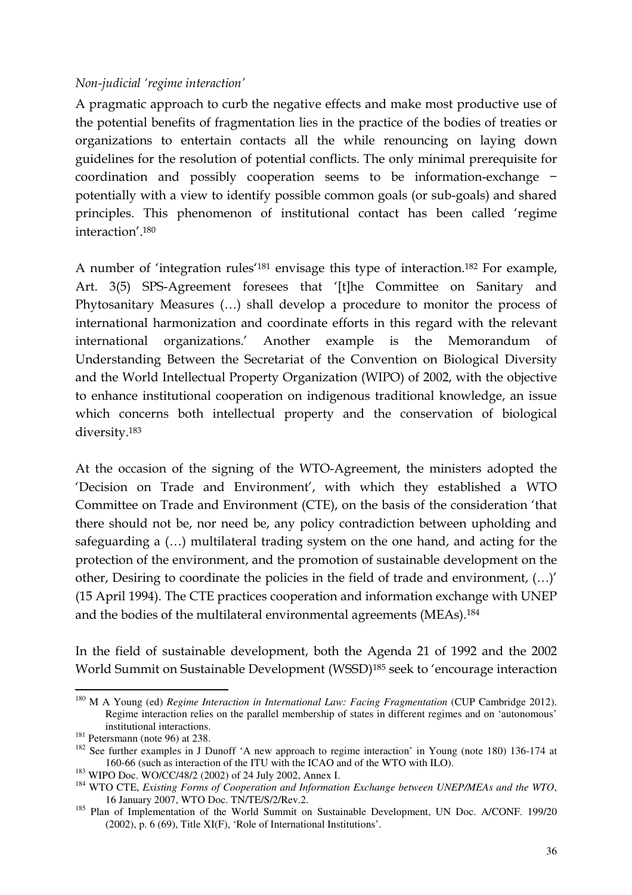*Non-judicial 'regime interaction'*

A pragmatic approach to curb the negative effects and make most productive use of the potential benefits of fragmentation lies in the practice of the bodies of treaties or organizations to entertain contacts all the while renouncing on laying down guidelines for the resolution of potential conflicts. The only minimal prerequisite for coordination and possibly cooperation seems to be information-exchange − potentially with a view to identify possible common goals (or sub-goals) and shared principles. This phenomenon of institutional contact has been called 'regime interaction'.[180]

A number of 'integration rules'[181] envisage this type of interaction.[182] For example, Art. 3(5) SPS-Agreement foresees that '[t]he Committee on Sanitary and Phytosanitary Measures (…) shall develop a procedure to monitor the process of international harmonization and coordinate efforts in this regard with the relevant international organizations.' Another example is the Memorandum of Understanding Between the Secretariat of the Convention on Biological Diversity and the World Intellectual Property Organization (WIPO) of 2002, with the objective to enhance institutional cooperation on indigenous traditional knowledge, an issue which concerns both intellectual property and the conservation of biological diversity.[183]

At the occasion of the signing of the WTO-Agreement, the ministers adopted the 'Decision on Trade and Environment', with which they established a WTO Committee on Trade and Environment (CTE), on the basis of the consideration 'that there should not be, nor need be, any policy contradiction between upholding and safeguarding a (…) multilateral trading system on the one hand, and acting for the protection of the environment, and the promotion of sustainable development on the other, Desiring to coordinate the policies in the field of trade and environment, (…)' (15 April 1994). The CTE practices cooperation and information exchange with UNEP and the bodies of the multilateral environmental agreements (MEAs).[184]

In the field of sustainable development, both the Agenda 21 of 1992 and the 2002 World Summit on Sustainable Development (WSSD)[185] seek to 'encourage interaction

---

[180] M A Young (ed) *Regime Interaction in International Law: Facing Fragmentation* (CUP Cambridge 2012). Regime interaction relies on the parallel membership of states in different regimes and on 'autonomous' institutional interactions.

[181] Petersmann (note 96) at 238.

[182] See further examples in J Dunoff 'A new approach to regime interaction' in Young (note 180) 136-174 at 160-66 (such as interaction of the ITU with the ICAO and of the WTO with ILO).

[183] WIPO Doc. WO/CC/48/2 (2002) of 24 July 2002, Annex I.

[184] WTO CTE, *Existing Forms of Cooperation and Information Exchange between UNEP/MEAs and the WTO*, 16 January 2007, WTO Doc. TN/TE/S/2/Rev.2.

[185] Plan of Implementation of the World Summit on Sustainable Development, UN Doc. A/CONF. 199/20 (2002), p. 6 (69), Title XI(F), 'Role of International Institutions'.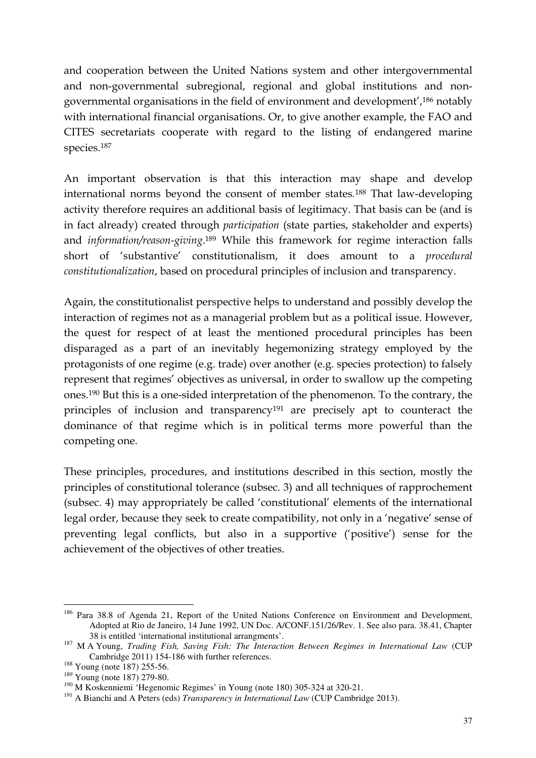and cooperation between the United Nations system and other intergovernmental and non-governmental subregional, regional and global institutions and non-governmental organisations in the field of environment and development',[186] notably with international financial organisations. Or, to give another example, the FAO and CITES secretariats cooperate with regard to the listing of endangered marine species.[187]

An important observation is that this interaction may shape and develop international norms beyond the consent of member states.[188] That law-developing activity therefore requires an additional basis of legitimacy. That basis can be (and is in fact already) created through *participation* (state parties, stakeholder and experts) and *information/reason-giving*.[189] While this framework for regime interaction falls short of 'substantive' constitutionalism, it does amount to a *procedural constitutionalization*, based on procedural principles of inclusion and transparency.

Again, the constitutionalist perspective helps to understand and possibly develop the interaction of regimes not as a managerial problem but as a political issue. However, the quest for respect of at least the mentioned procedural principles has been disparaged as a part of an inevitably hegemonizing strategy employed by the protagonists of one regime (e.g. trade) over another (e.g. species protection) to falsely represent that regimes' objectives as universal, in order to swallow up the competing ones.[190] But this is a one-sided interpretation of the phenomenon. To the contrary, the principles of inclusion and transparency[191] are precisely apt to counteract the dominance of that regime which is in political terms more powerful than the competing one.

These principles, procedures, and institutions described in this section, mostly the principles of constitutional tolerance (subsec. 3) and all techniques of rapprochement (subsec. 4) may appropriately be called 'constitutional' elements of the international legal order, because they seek to create compatibility, not only in a 'negative' sense of preventing legal conflicts, but also in a supportive ('positive') sense for the achievement of the objectives of other treaties.

---

[186] Para 38.8 of Agenda 21, Report of the United Nations Conference on Environment and Development, Adopted at Rio de Janeiro, 14 June 1992, UN Doc. A/CONF.151/26/Rev. 1. See also para. 38.41, Chapter 38 is entitled 'international institutional arrangments'.

[187] M A Young, *Trading Fish, Saving Fish: The Interaction Between Regimes in International Law* (CUP Cambridge 2011) 154-186 with further references.

[188] Young (note 187) 255-56.

[189] Young (note 187) 279-80.

[190] M Koskenniemi 'Hegenomic Regimes' in Young (note 180) 305-324 at 320-21.

[191] A Bianchi and A Peters (eds) *Transparency in International Law* (CUP Cambridge 2013).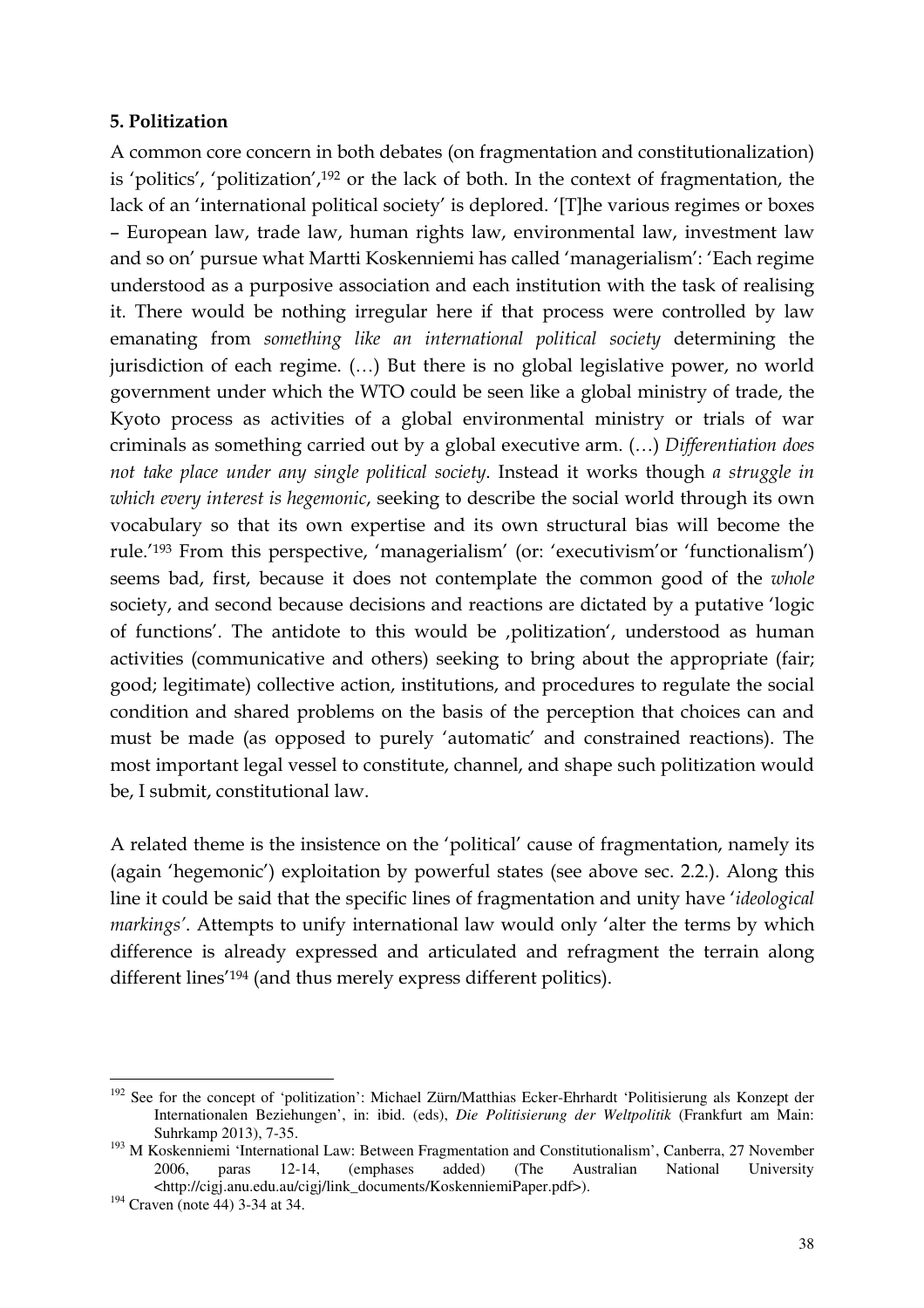**5. Politization**

A common core concern in both debates (on fragmentation and constitutionalization) is 'politics', 'politization',[192] or the lack of both. In the context of fragmentation, the lack of an 'international political society' is deplored. '[T]he various regimes or boxes – European law, trade law, human rights law, environmental law, investment law and so on' pursue what Martti Koskenniemi has called 'managerialism': 'Each regime understood as a purposive association and each institution with the task of realising it. There would be nothing irregular here if that process were controlled by law emanating from *something like an international political society* determining the jurisdiction of each regime. (…) But there is no global legislative power, no world government under which the WTO could be seen like a global ministry of trade, the Kyoto process as activities of a global environmental ministry or trials of war criminals as something carried out by a global executive arm. (…) *Differentiation does not take place under any single political society*. Instead it works though *a struggle in which every interest is hegemonic*, seeking to describe the social world through its own vocabulary so that its own expertise and its own structural bias will become the rule.'[193] From this perspective, 'managerialism' (or: 'executivism'or 'functionalism') seems bad, first, because it does not contemplate the common good of the *whole* society, and second because decisions and reactions are dictated by a putative 'logic of functions'. The antidote to this would be ‚politization', understood as human activities (communicative and others) seeking to bring about the appropriate (fair; good; legitimate) collective action, institutions, and procedures to regulate the social condition and shared problems on the basis of the perception that choices can and must be made (as opposed to purely 'automatic' and constrained reactions). The most important legal vessel to constitute, channel, and shape such politization would be, I submit, constitutional law.

A related theme is the insistence on the 'political' cause of fragmentation, namely its (again 'hegemonic') exploitation by powerful states (see above sec. 2.2.). Along this line it could be said that the specific lines of fragmentation and unity have '*ideological markings*'. Attempts to unify international law would only 'alter the terms by which difference is already expressed and articulated and refragment the terrain along different lines'[194] (and thus merely express different politics).

---

[192] See for the concept of 'politization': Michael Zürn/Matthias Ecker-Ehrhardt 'Politisierung als Konzept der Internationalen Beziehungen', in: ibid. (eds), *Die Politisierung der Weltpolitik* (Frankfurt am Main: Suhrkamp 2013), 7-35.

[193] M Koskenniemi 'International Law: Between Fragmentation and Constitutionalism', Canberra, 27 November 2006, paras 12-14, (emphases added) (The Australian National University <http://cigj.anu.edu.au/cigj/link_documents/KoskenniemiPaper.pdf>).

[194] Craven (note 44) 3-34 at 34.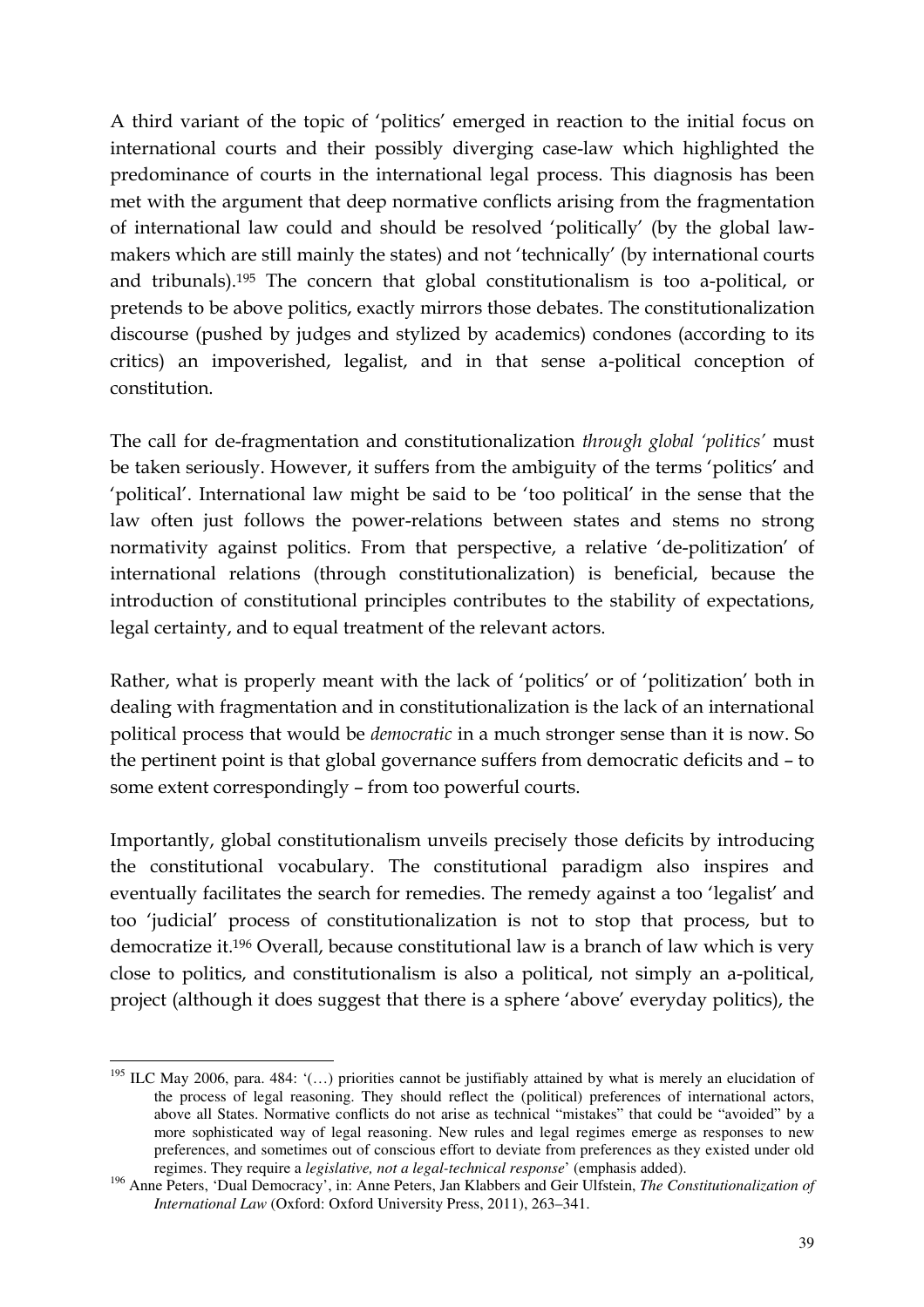A third variant of the topic of 'politics' emerged in reaction to the initial focus on international courts and their possibly diverging case-law which highlighted the predominance of courts in the international legal process. This diagnosis has been met with the argument that deep normative conflicts arising from the fragmentation of international law could and should be resolved 'politically' (by the global law-makers which are still mainly the states) and not 'technically' (by international courts and tribunals).[195] The concern that global constitutionalism is too a-political, or pretends to be above politics, exactly mirrors those debates. The constitutionalization discourse (pushed by judges and stylized by academics) condones (according to its critics) an impoverished, legalist, and in that sense a-political conception of constitution.

The call for de-fragmentation and constitutionalization *through global 'politics'* must be taken seriously. However, it suffers from the ambiguity of the terms 'politics' and 'political'. International law might be said to be 'too political' in the sense that the law often just follows the power-relations between states and stems no strong normativity against politics. From that perspective, a relative 'de-politization' of international relations (through constitutionalization) is beneficial, because the introduction of constitutional principles contributes to the stability of expectations, legal certainty, and to equal treatment of the relevant actors.

Rather, what is properly meant with the lack of 'politics' or of 'politization' both in dealing with fragmentation and in constitutionalization is the lack of an international political process that would be *democratic* in a much stronger sense than it is now. So the pertinent point is that global governance suffers from democratic deficits and – to some extent correspondingly – from too powerful courts.

Importantly, global constitutionalism unveils precisely those deficits by introducing the constitutional vocabulary. The constitutional paradigm also inspires and eventually facilitates the search for remedies. The remedy against a too 'legalist' and too 'judicial' process of constitutionalization is not to stop that process, but to democratize it.[196] Overall, because constitutional law is a branch of law which is very close to politics, and constitutionalism is also a political, not simply an a-political, project (although it does suggest that there is a sphere 'above' everyday politics), the

---

[195] ILC May 2006, para. 484: '(…) priorities cannot be justifiably attained by what is merely an elucidation of the process of legal reasoning. They should reflect the (political) preferences of international actors, above all States. Normative conflicts do not arise as technical "mistakes" that could be "avoided" by a more sophisticated way of legal reasoning. New rules and legal regimes emerge as responses to new preferences, and sometimes out of conscious effort to deviate from preferences as they existed under old regimes. They require a *legislative, not a legal-technical response*' (emphasis added).

[196] Anne Peters, 'Dual Democracy', in: Anne Peters, Jan Klabbers and Geir Ulfstein, *The Constitutionalization of International Law* (Oxford: Oxford University Press, 2011), 263–341.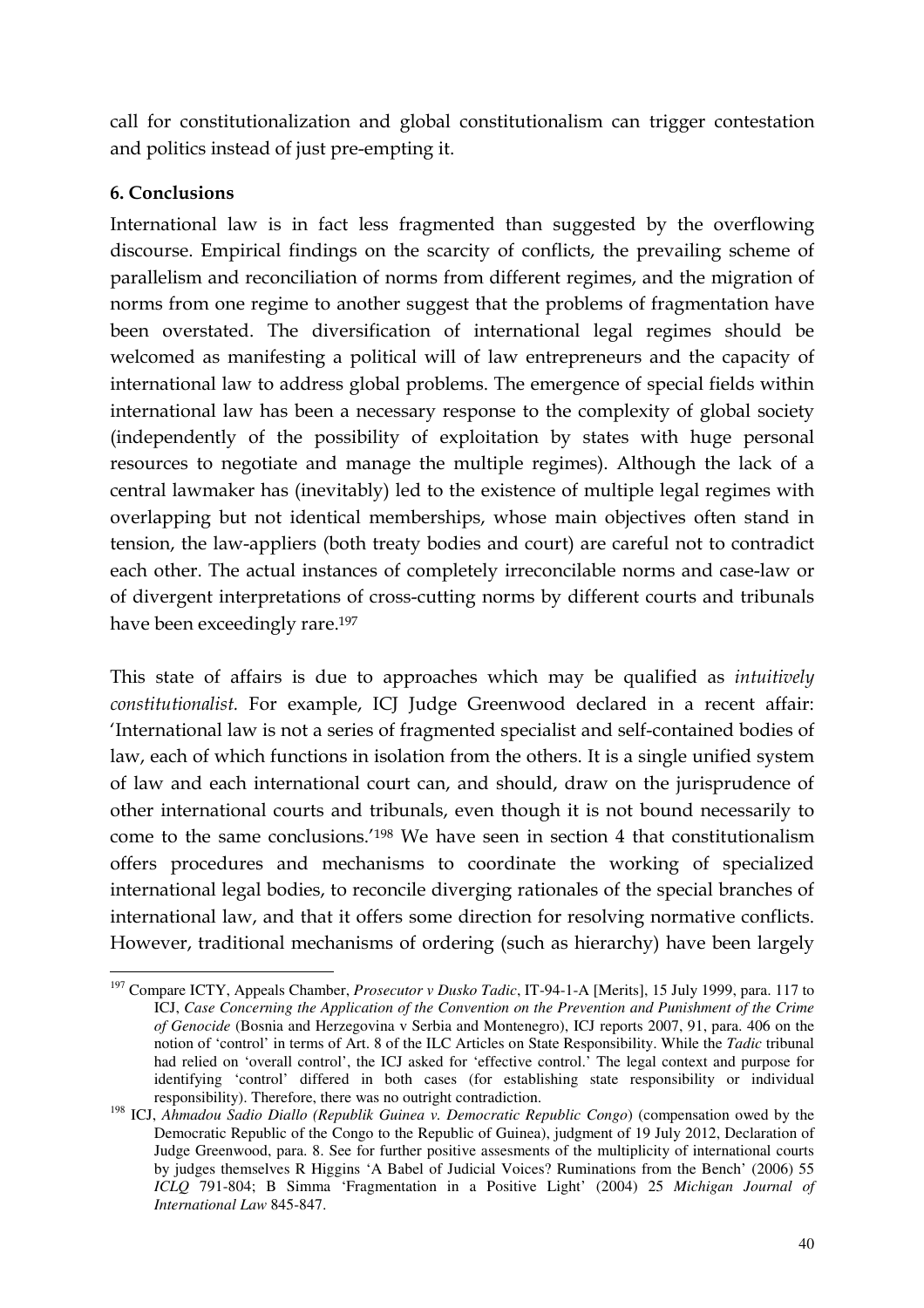call for constitutionalization and global constitutionalism can trigger contestation and politics instead of just pre-empting it.

### 6. Conclusions

International law is in fact less fragmented than suggested by the overflowing discourse. Empirical findings on the scarcity of conflicts, the prevailing scheme of parallelism and reconciliation of norms from different regimes, and the migration of norms from one regime to another suggest that the problems of fragmentation have been overstated. The diversification of international legal regimes should be welcomed as manifesting a political will of law entrepreneurs and the capacity of international law to address global problems. The emergence of special fields within international law has been a necessary response to the complexity of global society (independently of the possibility of exploitation by states with huge personal resources to negotiate and manage the multiple regimes). Although the lack of a central lawmaker has (inevitably) led to the existence of multiple legal regimes with overlapping but not identical memberships, whose main objectives often stand in tension, the law-appliers (both treaty bodies and court) are careful not to contradict each other. The actual instances of completely irreconcilable norms and case-law or of divergent interpretations of cross-cutting norms by different courts and tribunals have been exceedingly rare.[197]

This state of affairs is due to approaches which may be qualified as *intuitively constitutionalist.* For example, ICJ Judge Greenwood declared in a recent affair: 'International law is not a series of fragmented specialist and self-contained bodies of law, each of which functions in isolation from the others. It is a single unified system of law and each international court can, and should, draw on the jurisprudence of other international courts and tribunals, even though it is not bound necessarily to come to the same conclusions.'[198] We have seen in section 4 that constitutionalism offers procedures and mechanisms to coordinate the working of specialized international legal bodies, to reconcile diverging rationales of the special branches of international law, and that it offers some direction for resolving normative conflicts. However, traditional mechanisms of ordering (such as hierarchy) have been largely

---

[197] Compare ICTY, Appeals Chamber, *Prosecutor v Dusko Tadic*, IT-94-1-A [Merits], 15 July 1999, para. 117 to ICJ, *Case Concerning the Application of the Convention on the Prevention and Punishment of the Crime of Genocide* (Bosnia and Herzegovina v Serbia and Montenegro), ICJ reports 2007, 91, para. 406 on the notion of 'control' in terms of Art. 8 of the ILC Articles on State Responsibility. While the *Tadic* tribunal had relied on 'overall control', the ICJ asked for 'effective control.' The legal context and purpose for identifying 'control' differed in both cases (for establishing state responsibility or individual responsibility). Therefore, there was no outright contradiction.

[198] ICJ, *Ahmadou Sadio Diallo (Republik Guinea v. Democratic Republic Congo*) (compensation owed by the Democratic Republic of the Congo to the Republic of Guinea), judgment of 19 July 2012, Declaration of Judge Greenwood, para. 8. See for further positive assesments of the multiplicity of international courts by judges themselves R Higgins 'A Babel of Judicial Voices? Ruminations from the Bench' (2006) 55 *ICLQ* 791-804; B Simma 'Fragmentation in a Positive Light' (2004) 25 *Michigan Journal of International Law* 845-847.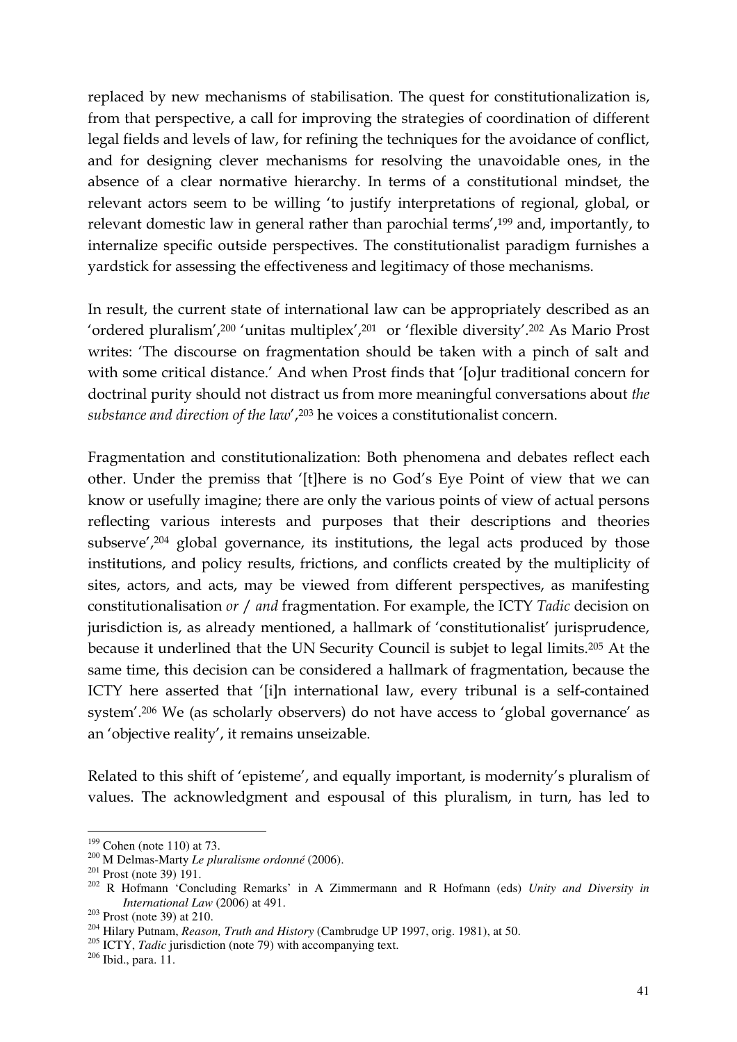replaced by new mechanisms of stabilisation. The quest for constitutionalization is, from that perspective, a call for improving the strategies of coordination of different legal fields and levels of law, for refining the techniques for the avoidance of conflict, and for designing clever mechanisms for resolving the unavoidable ones, in the absence of a clear normative hierarchy. In terms of a constitutional mindset, the relevant actors seem to be willing 'to justify interpretations of regional, global, or relevant domestic law in general rather than parochial terms',[199] and, importantly, to internalize specific outside perspectives. The constitutionalist paradigm furnishes a yardstick for assessing the effectiveness and legitimacy of those mechanisms.

In result, the current state of international law can be appropriately described as an 'ordered pluralism',[200] 'unitas multiplex',[201] or 'flexible diversity'.[202] As Mario Prost writes: 'The discourse on fragmentation should be taken with a pinch of salt and with some critical distance.' And when Prost finds that '[o]ur traditional concern for doctrinal purity should not distract us from more meaningful conversations about *the substance and direction of the law*',[203] he voices a constitutionalist concern.

Fragmentation and constitutionalization: Both phenomena and debates reflect each other. Under the premiss that '[t]here is no God's Eye Point of view that we can know or usefully imagine; there are only the various points of view of actual persons reflecting various interests and purposes that their descriptions and theories subserve',[204] global governance, its institutions, the legal acts produced by those institutions, and policy results, frictions, and conflicts created by the multiplicity of sites, actors, and acts, may be viewed from different perspectives, as manifesting constitutionalisation *or* / *and* fragmentation. For example, the ICTY *Tadic* decision on jurisdiction is, as already mentioned, a hallmark of 'constitutionalist' jurisprudence, because it underlined that the UN Security Council is subjet to legal limits.[205] At the same time, this decision can be considered a hallmark of fragmentation, because the ICTY here asserted that '[i]n international law, every tribunal is a self-contained system'.[206] We (as scholarly observers) do not have access to 'global governance' as an 'objective reality', it remains unseizable.

Related to this shift of 'episteme', and equally important, is modernity's pluralism of values. The acknowledgment and espousal of this pluralism, in turn, has led to

---

[199] Cohen (note 110) at 73.

[200] M Delmas-Marty *Le pluralisme ordonné* (2006).

[201] Prost (note 39) 191.

[202] R Hofmann 'Concluding Remarks' in A Zimmermann and R Hofmann (eds) *Unity and Diversity in International Law* (2006) at 491.

[203] Prost (note 39) at 210.

[204] Hilary Putnam, *Reason, Truth and History* (Cambrudge UP 1997, orig. 1981), at 50.

[205] ICTY, *Tadic* jurisdiction (note 79) with accompanying text.

[206] Ibid., para. 11.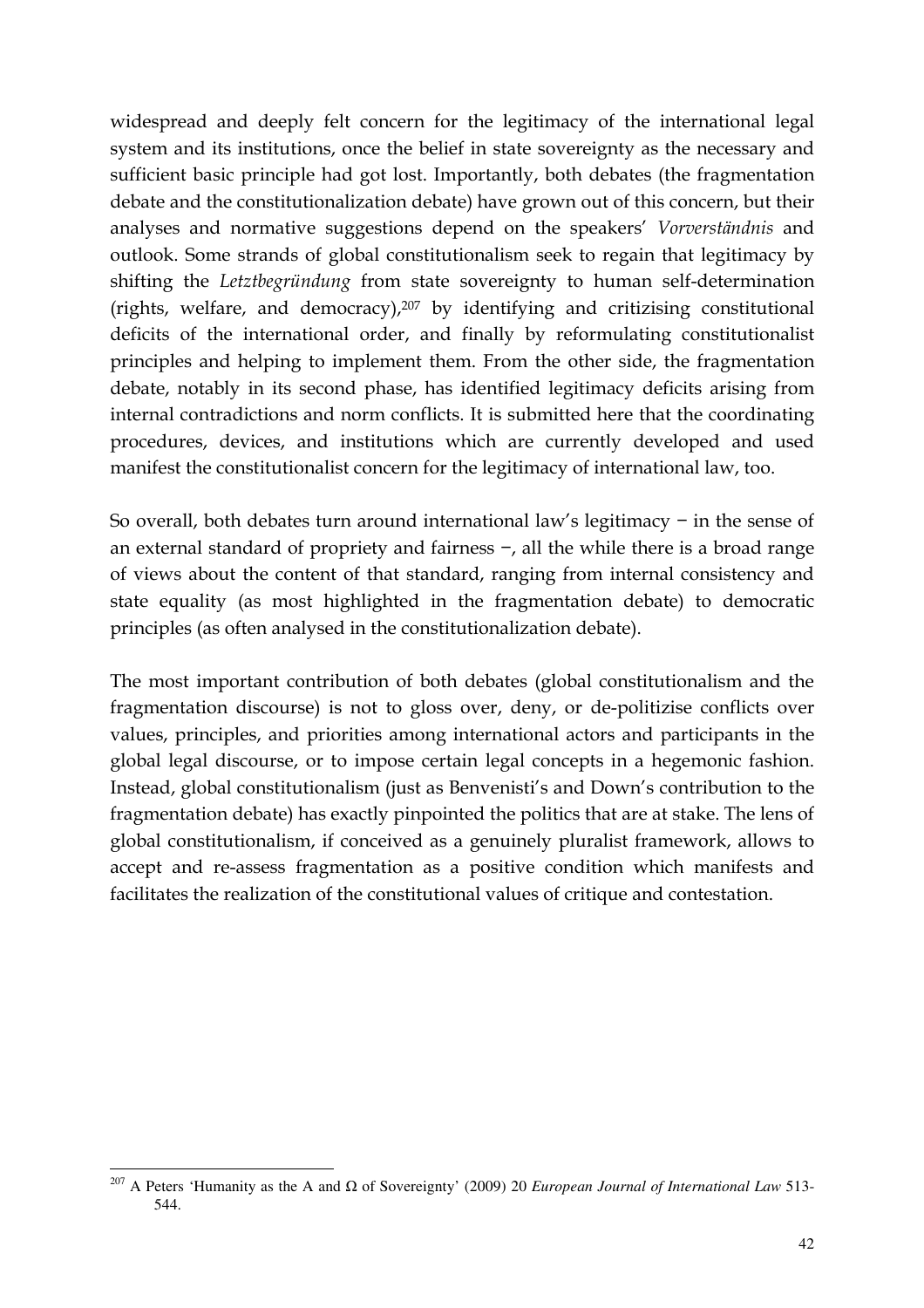widespread and deeply felt concern for the legitimacy of the international legal system and its institutions, once the belief in state sovereignty as the necessary and sufficient basic principle had got lost. Importantly, both debates (the fragmentation debate and the constitutionalization debate) have grown out of this concern, but their analyses and normative suggestions depend on the speakers' *Vorverständnis* and outlook. Some strands of global constitutionalism seek to regain that legitimacy by shifting the *Letztbegründung* from state sovereignty to human self-determination (rights, welfare, and democracy),[207] by identifying and critizising constitutional deficits of the international order, and finally by reformulating constitutionalist principles and helping to implement them. From the other side, the fragmentation debate, notably in its second phase, has identified legitimacy deficits arising from internal contradictions and norm conflicts. It is submitted here that the coordinating procedures, devices, and institutions which are currently developed and used manifest the constitutionalist concern for the legitimacy of international law, too.

So overall, both debates turn around international law's legitimacy − in the sense of an external standard of propriety and fairness −, all the while there is a broad range of views about the content of that standard, ranging from internal consistency and state equality (as most highlighted in the fragmentation debate) to democratic principles (as often analysed in the constitutionalization debate).

The most important contribution of both debates (global constitutionalism and the fragmentation discourse) is not to gloss over, deny, or de-politizise conflicts over values, principles, and priorities among international actors and participants in the global legal discourse, or to impose certain legal concepts in a hegemonic fashion. Instead, global constitutionalism (just as Benvenisti's and Down's contribution to the fragmentation debate) has exactly pinpointed the politics that are at stake. The lens of global constitutionalism, if conceived as a genuinely pluralist framework, allows to accept and re-assess fragmentation as a positive condition which manifests and facilitates the realization of the constitutional values of critique and contestation.

---

[207] A Peters 'Humanity as the A and Ω of Sovereignty' (2009) 20 *European Journal of International Law* 513-544.